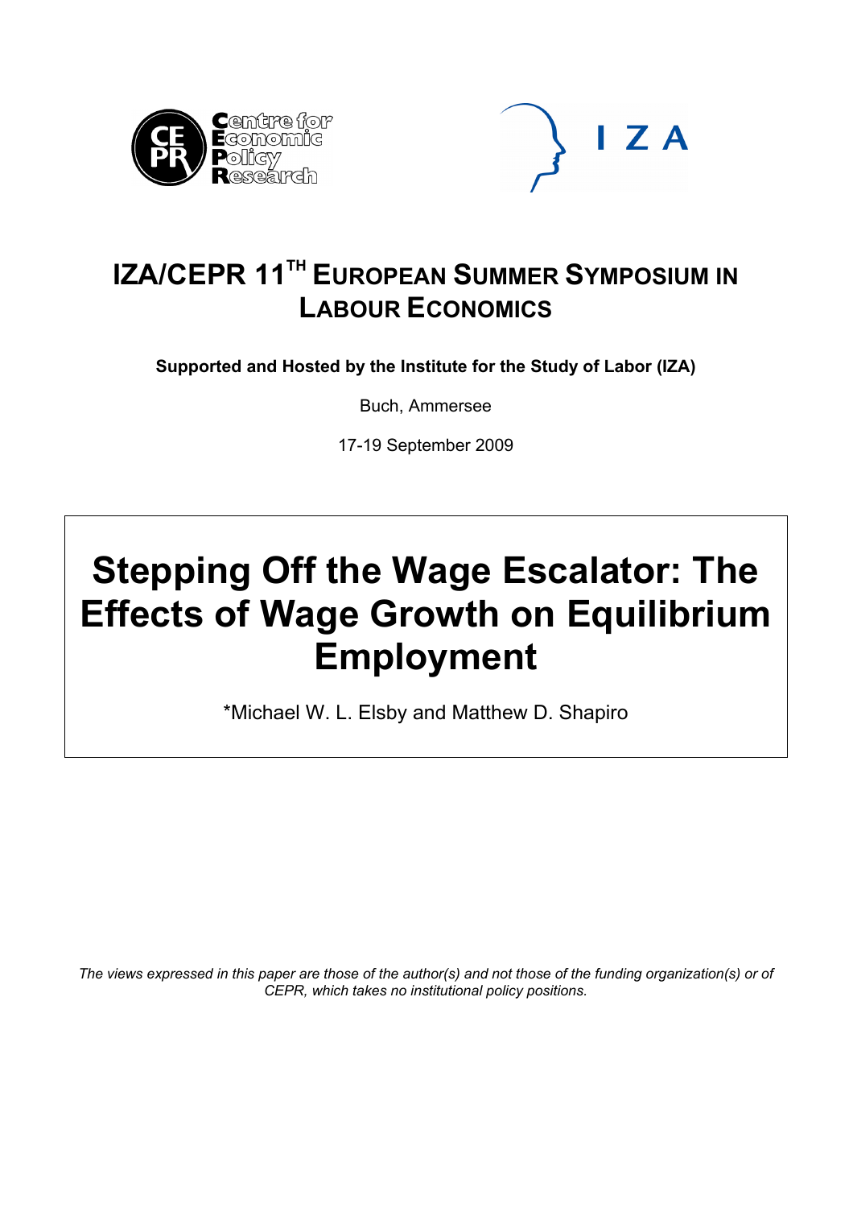# IZA/CEPR 11TH EUROPEAN SUMMER SYMPOSIUM IN LABOUR ECONOMICS

**Supported and Hosted by the Institute for the Study of Labor (IZA)**

Buch, Ammersee

17-19 September 2009

# Stepping Off the Wage Escalator: The Effects of Wage Growth on Equilibrium Employment

*Michael W. L. Elsby and Matthew D. Shapiro

*The views expressed in this paper are those of the author(s) and not those of the funding organization(s) or of CEPR, which takes no institutional policy positions.*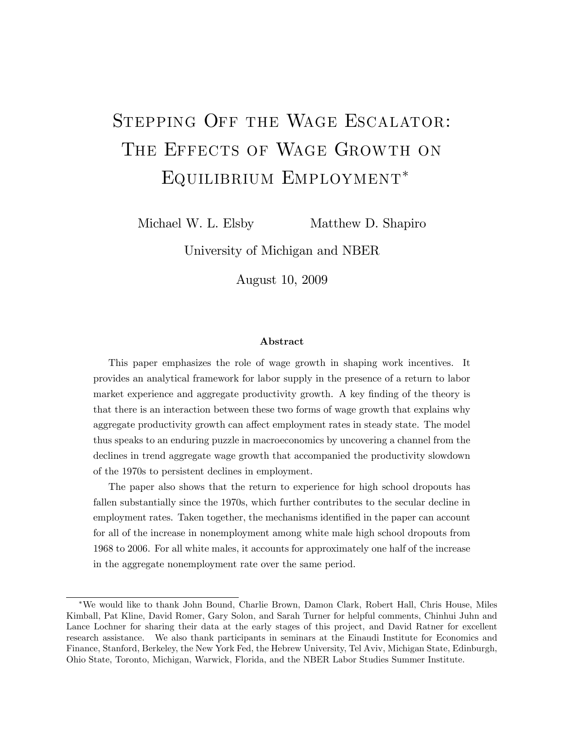# Stepping Off the Wage Escalator: The Effects of Wage Growth on Equilibrium Employment*

Michael W. L. Elsby  Matthew D. Shapiro

University of Michigan and NBER

August 10, 2009

### Abstract

This paper emphasizes the role of wage growth in shaping work incentives. It provides an analytical framework for labor supply in the presence of a return to labor market experience and aggregate productivity growth. A key finding of the theory is that there is an interaction between these two forms of wage growth that explains why aggregate productivity growth can affect employment rates in steady state. The model thus speaks to an enduring puzzle in macroeconomics by uncovering a channel from the declines in trend aggregate wage growth that accompanied the productivity slowdown of the 1970s to persistent declines in employment.

The paper also shows that the return to experience for high school dropouts has fallen substantially since the 1970s, which further contributes to the secular decline in employment rates. Taken together, the mechanisms identified in the paper can account for all of the increase in nonemployment among white male high school dropouts from 1968 to 2006. For all white males, it accounts for approximately one half of the increase in the aggregate nonemployment rate over the same period.

---

*We would like to thank John Bound, Charlie Brown, Damon Clark, Robert Hall, Chris House, Miles Kimball, Pat Kline, David Romer, Gary Solon, and Sarah Turner for helpful comments, Chinhui Juhn and Lance Lochner for sharing their data at the early stages of this project, and David Ratner for excellent research assistance. We also thank participants in seminars at the Einaudi Institute for Economics and Finance, Stanford, Berkeley, the New York Fed, the Hebrew University, Tel Aviv, Michigan State, Edinburgh, Ohio State, Toronto, Michigan, Warwick, Florida, and the NBER Labor Studies Summer Institute.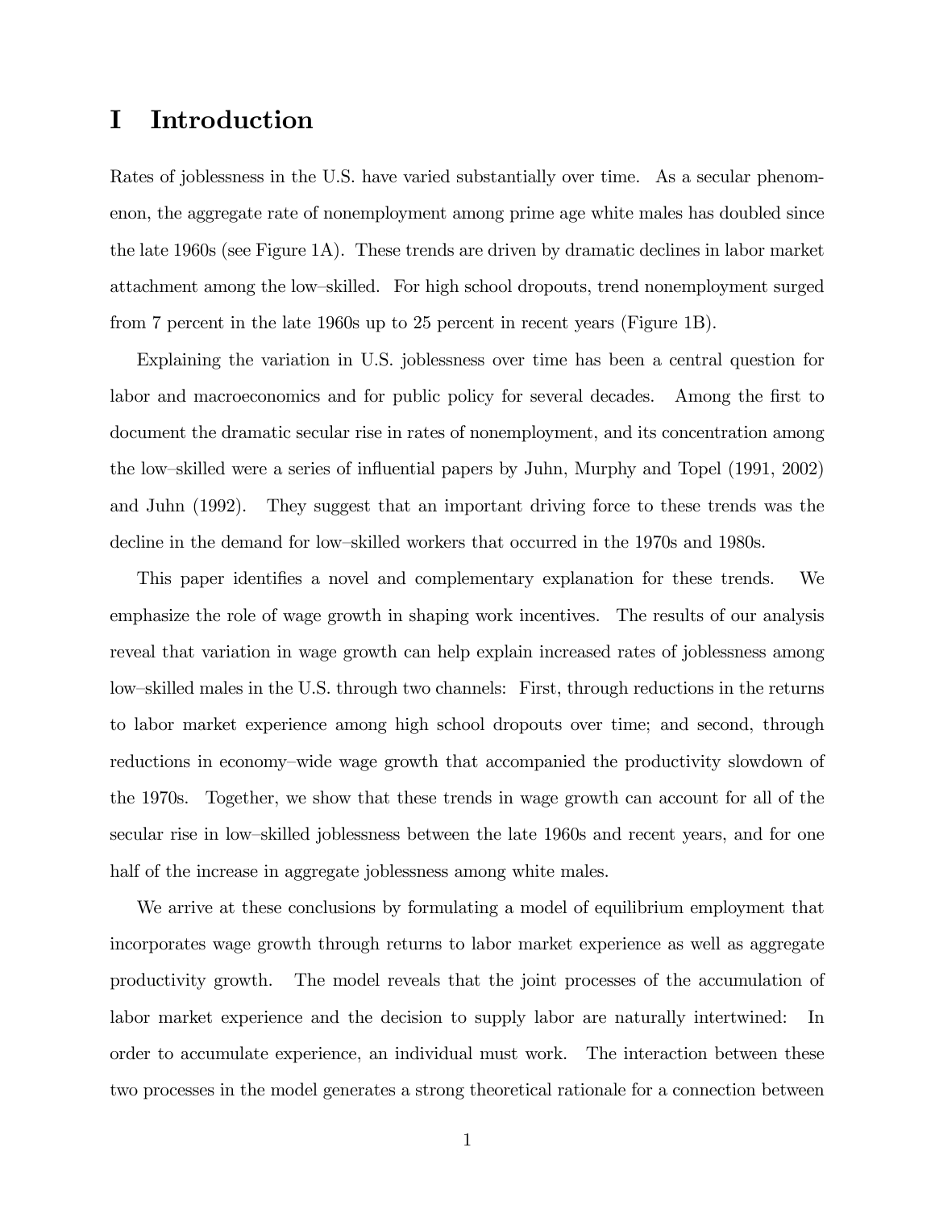# I Introduction

Rates of joblessness in the U.S. have varied substantially over time. As a secular phenomenon, the aggregate rate of nonemployment among prime age white males has doubled since the late 1960s (see Figure 1A). These trends are driven by dramatic declines in labor market attachment among the low–skilled. For high school dropouts, trend nonemployment surged from 7 percent in the late 1960s up to 25 percent in recent years (Figure 1B).

Explaining the variation in U.S. joblessness over time has been a central question for labor and macroeconomics and for public policy for several decades. Among the first to document the dramatic secular rise in rates of nonemployment, and its concentration among the low–skilled were a series of influential papers by Juhn, Murphy and Topel (1991, 2002) and Juhn (1992). They suggest that an important driving force to these trends was the decline in the demand for low–skilled workers that occurred in the 1970s and 1980s.

This paper identifies a novel and complementary explanation for these trends. We emphasize the role of wage growth in shaping work incentives. The results of our analysis reveal that variation in wage growth can help explain increased rates of joblessness among low–skilled males in the U.S. through two channels: First, through reductions in the returns to labor market experience among high school dropouts over time; and second, through reductions in economy–wide wage growth that accompanied the productivity slowdown of the 1970s. Together, we show that these trends in wage growth can account for all of the secular rise in low–skilled joblessness between the late 1960s and recent years, and for one half of the increase in aggregate joblessness among white males.

We arrive at these conclusions by formulating a model of equilibrium employment that incorporates wage growth through returns to labor market experience as well as aggregate productivity growth. The model reveals that the joint processes of the accumulation of labor market experience and the decision to supply labor are naturally intertwined: In order to accumulate experience, an individual must work. The interaction between these two processes in the model generates a strong theoretical rationale for a connection between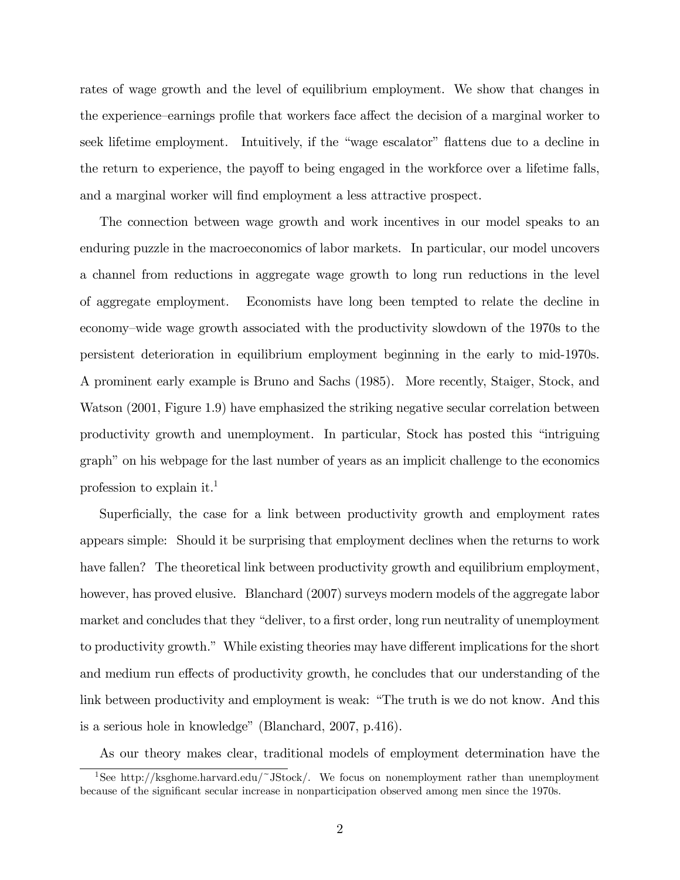rates of wage growth and the level of equilibrium employment. We show that changes in the experience–earnings profile that workers face affect the decision of a marginal worker to seek lifetime employment. Intuitively, if the "wage escalator" flattens due to a decline in the return to experience, the payoff to being engaged in the workforce over a lifetime falls, and a marginal worker will find employment a less attractive prospect.

The connection between wage growth and work incentives in our model speaks to an enduring puzzle in the macroeconomics of labor markets. In particular, our model uncovers a channel from reductions in aggregate wage growth to long run reductions in the level of aggregate employment. Economists have long been tempted to relate the decline in economy–wide wage growth associated with the productivity slowdown of the 1970s to the persistent deterioration in equilibrium employment beginning in the early to mid-1970s. A prominent early example is Bruno and Sachs (1985). More recently, Staiger, Stock, and Watson (2001, Figure 1.9) have emphasized the striking negative secular correlation between productivity growth and unemployment. In particular, Stock has posted this "intriguing graph" on his webpage for the last number of years as an implicit challenge to the economics profession to explain it.[1]

Superficially, the case for a link between productivity growth and employment rates appears simple: Should it be surprising that employment declines when the returns to work have fallen? The theoretical link between productivity growth and equilibrium employment, however, has proved elusive. Blanchard (2007) surveys modern models of the aggregate labor market and concludes that they "deliver, to a first order, long run neutrality of unemployment to productivity growth." While existing theories may have different implications for the short and medium run effects of productivity growth, he concludes that our understanding of the link between productivity and employment is weak: "The truth is we do not know. And this is a serious hole in knowledge" (Blanchard, 2007, p.416).

As our theory makes clear, traditional models of employment determination have the

[1] See http://ksghome.harvard.edu/~JStock/. We focus on nonemployment rather than unemployment because of the significant secular increase in nonparticipation observed among men since the 1970s.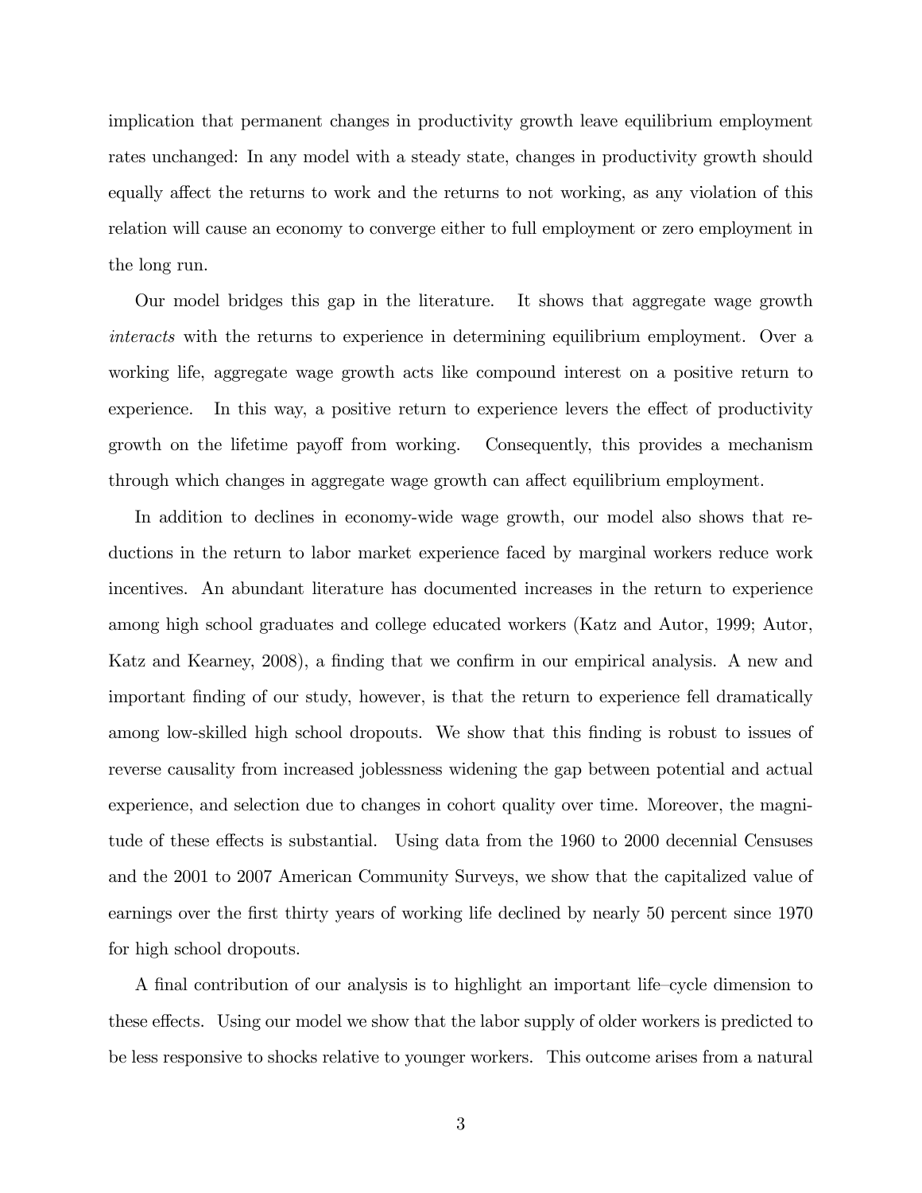implication that permanent changes in productivity growth leave equilibrium employment rates unchanged: In any model with a steady state, changes in productivity growth should equally affect the returns to work and the returns to not working, as any violation of this relation will cause an economy to converge either to full employment or zero employment in the long run.

Our model bridges this gap in the literature. It shows that aggregate wage growth *interacts* with the returns to experience in determining equilibrium employment. Over a working life, aggregate wage growth acts like compound interest on a positive return to experience. In this way, a positive return to experience levers the effect of productivity growth on the lifetime payoff from working. Consequently, this provides a mechanism through which changes in aggregate wage growth can affect equilibrium employment.

In addition to declines in economy-wide wage growth, our model also shows that reductions in the return to labor market experience faced by marginal workers reduce work incentives. An abundant literature has documented increases in the return to experience among high school graduates and college educated workers (Katz and Autor, 1999; Autor, Katz and Kearney, 2008), a finding that we confirm in our empirical analysis. A new and important finding of our study, however, is that the return to experience fell dramatically among low-skilled high school dropouts. We show that this finding is robust to issues of reverse causality from increased joblessness widening the gap between potential and actual experience, and selection due to changes in cohort quality over time. Moreover, the magnitude of these effects is substantial. Using data from the 1960 to 2000 decennial Censuses and the 2001 to 2007 American Community Surveys, we show that the capitalized value of earnings over the first thirty years of working life declined by nearly 50 percent since 1970 for high school dropouts.

A final contribution of our analysis is to highlight an important life–cycle dimension to these effects. Using our model we show that the labor supply of older workers is predicted to be less responsive to shocks relative to younger workers. This outcome arises from a natural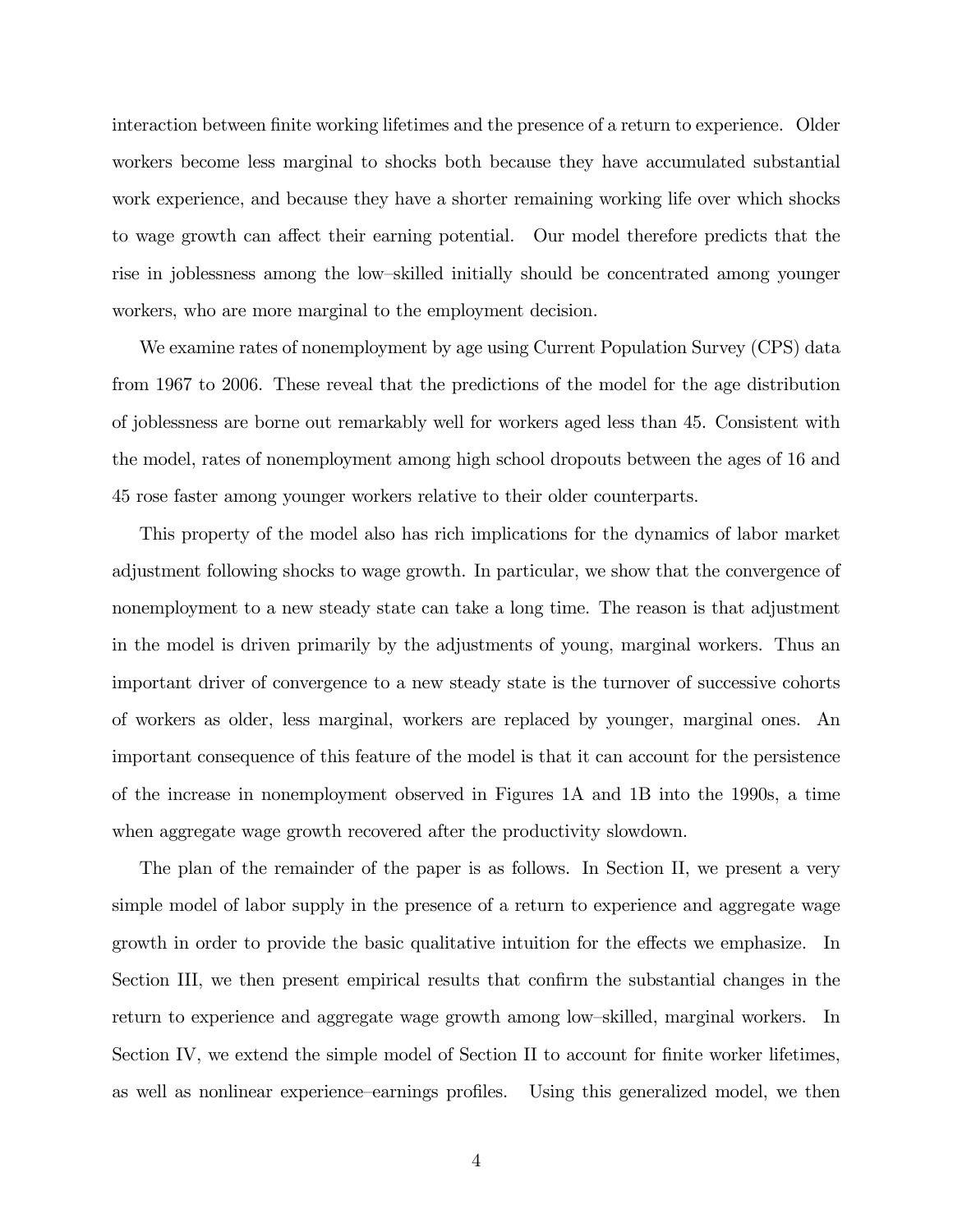interaction between finite working lifetimes and the presence of a return to experience. Older workers become less marginal to shocks both because they have accumulated substantial work experience, and because they have a shorter remaining working life over which shocks to wage growth can affect their earning potential. Our model therefore predicts that the rise in joblessness among the low–skilled initially should be concentrated among younger workers, who are more marginal to the employment decision.

We examine rates of nonemployment by age using Current Population Survey (CPS) data from 1967 to 2006. These reveal that the predictions of the model for the age distribution of joblessness are borne out remarkably well for workers aged less than 45. Consistent with the model, rates of nonemployment among high school dropouts between the ages of 16 and 45 rose faster among younger workers relative to their older counterparts.

This property of the model also has rich implications for the dynamics of labor market adjustment following shocks to wage growth. In particular, we show that the convergence of nonemployment to a new steady state can take a long time. The reason is that adjustment in the model is driven primarily by the adjustments of young, marginal workers. Thus an important driver of convergence to a new steady state is the turnover of successive cohorts of workers as older, less marginal, workers are replaced by younger, marginal ones. An important consequence of this feature of the model is that it can account for the persistence of the increase in nonemployment observed in Figures 1A and 1B into the 1990s, a time when aggregate wage growth recovered after the productivity slowdown.

The plan of the remainder of the paper is as follows. In Section II, we present a very simple model of labor supply in the presence of a return to experience and aggregate wage growth in order to provide the basic qualitative intuition for the effects we emphasize. In Section III, we then present empirical results that confirm the substantial changes in the return to experience and aggregate wage growth among low–skilled, marginal workers. In Section IV, we extend the simple model of Section II to account for finite worker lifetimes, as well as nonlinear experience–earnings profiles. Using this generalized model, we then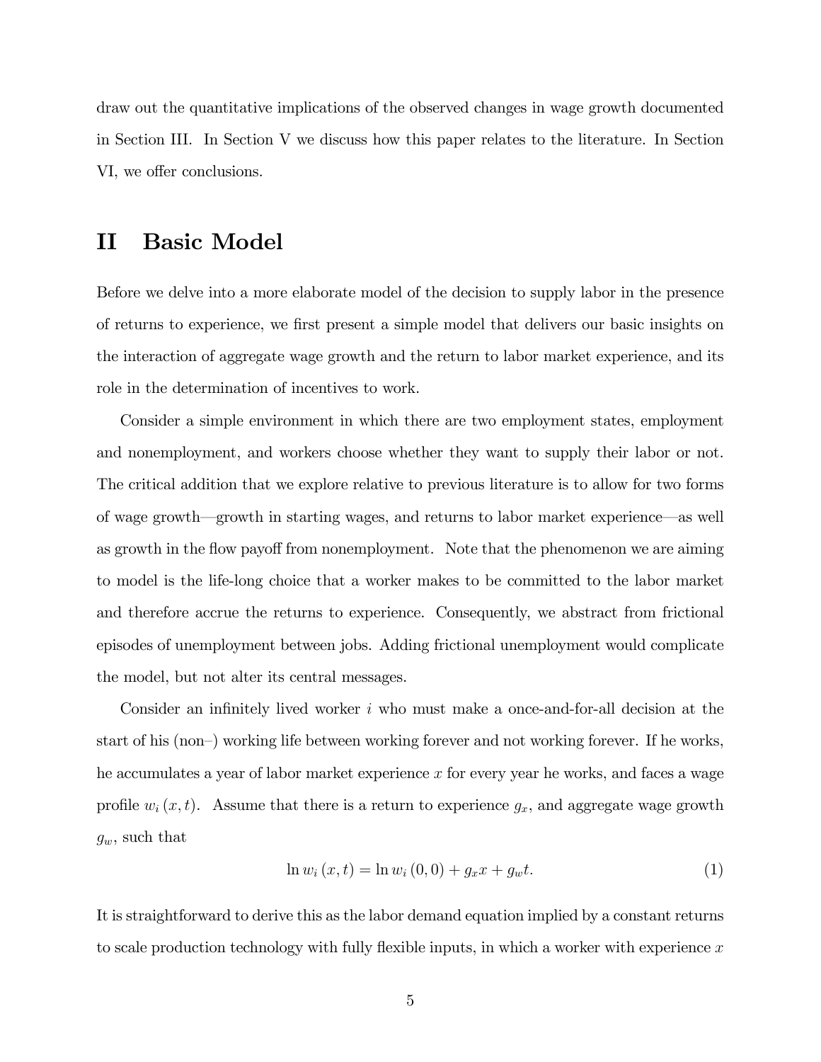draw out the quantitative implications of the observed changes in wage growth documented in Section III. In Section V we discuss how this paper relates to the literature. In Section VI, we offer conclusions.

# II Basic Model

Before we delve into a more elaborate model of the decision to supply labor in the presence of returns to experience, we first present a simple model that delivers our basic insights on the interaction of aggregate wage growth and the return to labor market experience, and its role in the determination of incentives to work.

Consider a simple environment in which there are two employment states, employment and nonemployment, and workers choose whether they want to supply their labor or not. The critical addition that we explore relative to previous literature is to allow for two forms of wage growth—growth in starting wages, and returns to labor market experience—as well as growth in the flow payoff from nonemployment. Note that the phenomenon we are aiming to model is the life-long choice that a worker makes to be committed to the labor market and therefore accrue the returns to experience. Consequently, we abstract from frictional episodes of unemployment between jobs. Adding frictional unemployment would complicate the model, but not alter its central messages.

Consider an infinitely lived worker $i$ who must make a once-and-for-all decision at the start of his (non–) working life between working forever and not working forever. If he works, he accumulates a year of labor market experience $x$ for every year he works, and faces a wage profile $w_i(x,t)$. Assume that there is a return to experience $g_x$, and aggregate wage growth $g_w$, such that

$$\ln w_i(x,t) = \ln w_i(0,0) + g_x x + g_w t. \tag{1}$$

It is straightforward to derive this as the labor demand equation implied by a constant returns to scale production technology with fully flexible inputs, in which a worker with experience $x$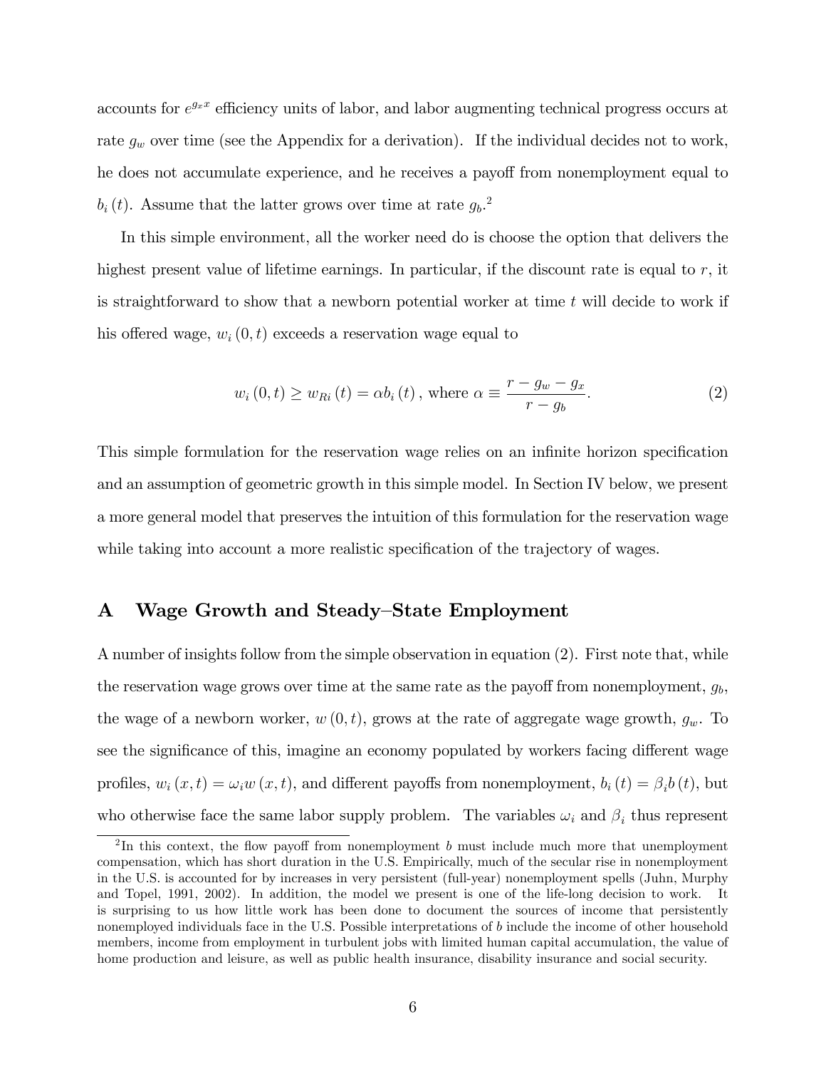accounts for $e^{g_x x}$ efficiency units of labor, and labor augmenting technical progress occurs at rate $g_w$ over time (see the Appendix for a derivation). If the individual decides not to work, he does not accumulate experience, and he receives a payoff from nonemployment equal to $b_i(t)$. Assume that the latter grows over time at rate $g_b$.[2]

In this simple environment, all the worker need do is choose the option that delivers the highest present value of lifetime earnings. In particular, if the discount rate is equal to $r$, it is straightforward to show that a newborn potential worker at time $t$ will decide to work if his offered wage, $w_i(0,t)$ exceeds a reservation wage equal to

$$w_i(0,t) \geq w_{Ri}(t) = \alpha b_i(t), \text{ where } \alpha \equiv \frac{r - g_w - g_x}{r - g_b}. \tag{2}$$

This simple formulation for the reservation wage relies on an infinite horizon specification and an assumption of geometric growth in this simple model. In Section IV below, we present a more general model that preserves the intuition of this formulation for the reservation wage while taking into account a more realistic specification of the trajectory of wages.

## A Wage Growth and Steady–State Employment

A number of insights follow from the simple observation in equation (2). First note that, while the reservation wage grows over time at the same rate as the payoff from nonemployment, $g_b$, the wage of a newborn worker, $w(0,t)$, grows at the rate of aggregate wage growth, $g_w$. To see the significance of this, imagine an economy populated by workers facing different wage profiles, $w_i(x,t) = \omega_i w(x,t)$, and different payoffs from nonemployment, $b_i(t) = \beta_i b(t)$, but who otherwise face the same labor supply problem. The variables $\omega_i$ and $\beta_i$ thus represent

[2] In this context, the flow payoff from nonemployment $b$ must include much more that unemployment compensation, which has short duration in the U.S. Empirically, much of the secular rise in nonemployment in the U.S. is accounted for by increases in very persistent (full-year) nonemployment spells (Juhn, Murphy and Topel, 1991, 2002). In addition, the model we present is one of the life-long decision to work. It is surprising to us how little work has been done to document the sources of income that persistently nonemployed individuals face in the U.S. Possible interpretations of $b$ include the income of other household members, income from employment in turbulent jobs with limited human capital accumulation, the value of home production and leisure, as well as public health insurance, disability insurance and social security.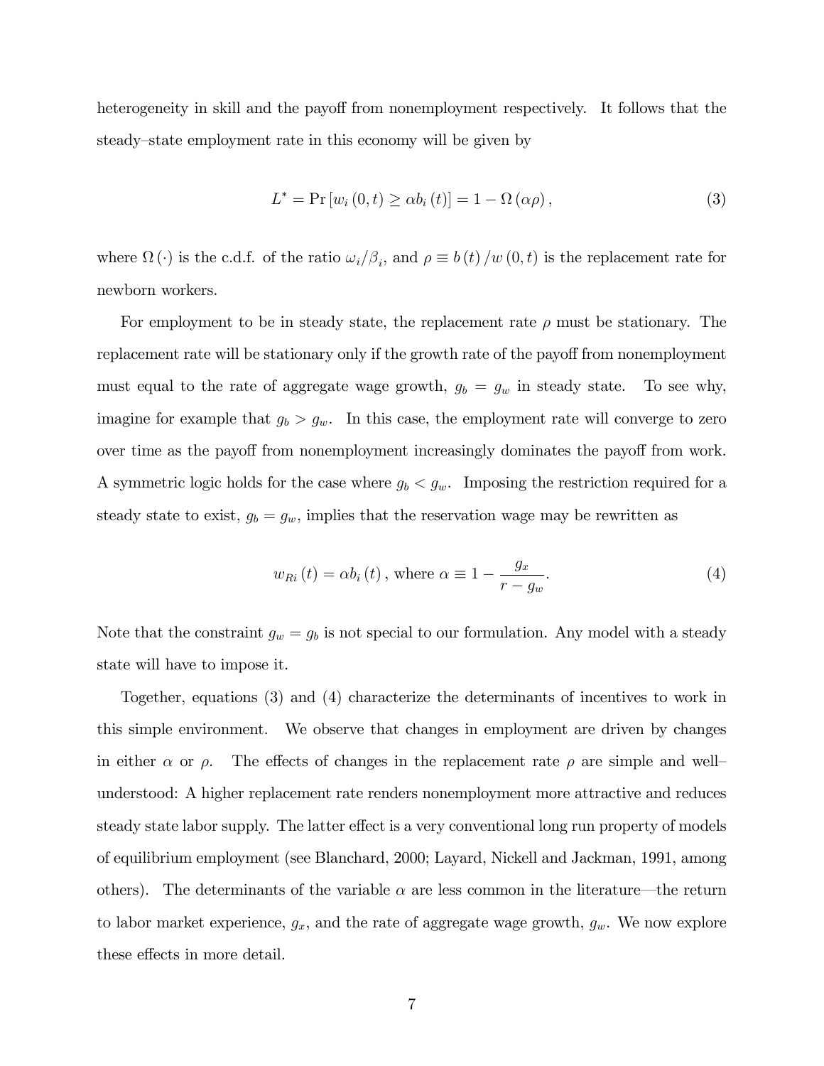heterogeneity in skill and the payoff from nonemployment respectively. It follows that the steady–state employment rate in this economy will be given by

$$L^{*} = \Pr\left[w_i(0,t) \geq \alpha b_i(t)\right] = 1 - \Omega(\alpha\rho), \tag{3}$$

where $\Omega(\cdot)$ is the c.d.f. of the ratio $\omega_i/\beta_i$, and $\rho \equiv b(t)/w(0,t)$ is the replacement rate for newborn workers.

For employment to be in steady state, the replacement rate $\rho$ must be stationary. The replacement rate will be stationary only if the growth rate of the payoff from nonemployment must equal to the rate of aggregate wage growth, $g_b = g_w$ in steady state. To see why, imagine for example that $g_b > g_w$. In this case, the employment rate will converge to zero over time as the payoff from nonemployment increasingly dominates the payoff from work. A symmetric logic holds for the case where $g_b < g_w$. Imposing the restriction required for a steady state to exist, $g_b = g_w$, implies that the reservation wage may be rewritten as

$$w_{Ri}(t) = \alpha b_i(t), \text{ where } \alpha \equiv 1 - \frac{g_x}{r - g_w}. \tag{4}$$

Note that the constraint $g_w = g_b$ is not special to our formulation. Any model with a steady state will have to impose it.

Together, equations (3) and (4) characterize the determinants of incentives to work in this simple environment. We observe that changes in employment are driven by changes in either $\alpha$ or $\rho$. The effects of changes in the replacement rate $\rho$ are simple and well–understood: A higher replacement rate renders nonemployment more attractive and reduces steady state labor supply. The latter effect is a very conventional long run property of models of equilibrium employment (see Blanchard, 2000; Layard, Nickell and Jackman, 1991, among others). The determinants of the variable $\alpha$ are less common in the literature—the return to labor market experience, $g_x$, and the rate of aggregate wage growth, $g_w$. We now explore these effects in more detail.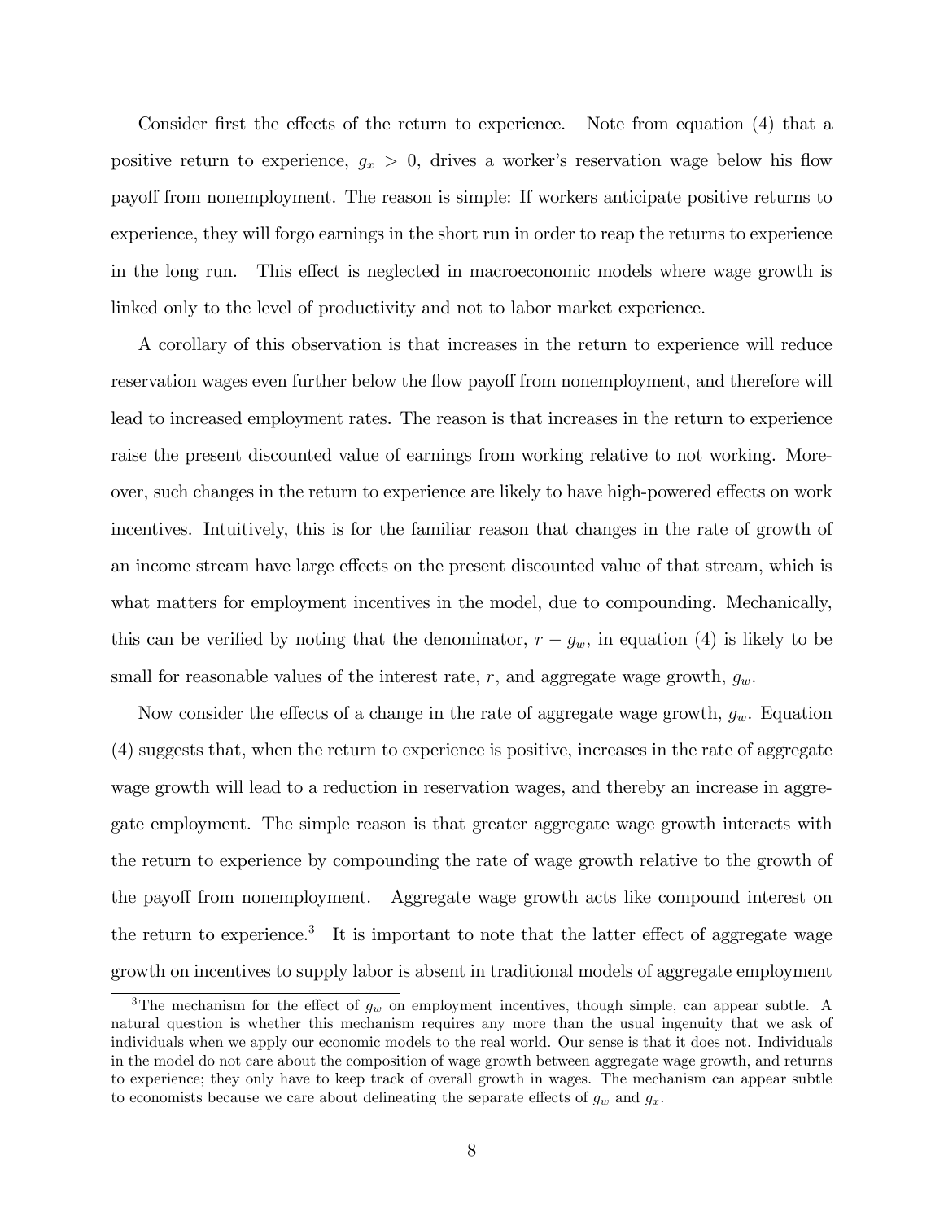Consider first the effects of the return to experience. Note from equation (4) that a positive return to experience, $g_x > 0$, drives a worker's reservation wage below his flow payoff from nonemployment. The reason is simple: If workers anticipate positive returns to experience, they will forgo earnings in the short run in order to reap the returns to experience in the long run. This effect is neglected in macroeconomic models where wage growth is linked only to the level of productivity and not to labor market experience.

A corollary of this observation is that increases in the return to experience will reduce reservation wages even further below the flow payoff from nonemployment, and therefore will lead to increased employment rates. The reason is that increases in the return to experience raise the present discounted value of earnings from working relative to not working. Moreover, such changes in the return to experience are likely to have high-powered effects on work incentives. Intuitively, this is for the familiar reason that changes in the rate of growth of an income stream have large effects on the present discounted value of that stream, which is what matters for employment incentives in the model, due to compounding. Mechanically, this can be verified by noting that the denominator, $r - g_w$, in equation (4) is likely to be small for reasonable values of the interest rate, $r$, and aggregate wage growth, $g_w$.

Now consider the effects of a change in the rate of aggregate wage growth, $g_w$. Equation (4) suggests that, when the return to experience is positive, increases in the rate of aggregate wage growth will lead to a reduction in reservation wages, and thereby an increase in aggregate employment. The simple reason is that greater aggregate wage growth interacts with the return to experience by compounding the rate of wage growth relative to the growth of the payoff from nonemployment. Aggregate wage growth acts like compound interest on the return to experience.[3] It is important to note that the latter effect of aggregate wage growth on incentives to supply labor is absent in traditional models of aggregate employment

[3] The mechanism for the effect of $g_w$ on employment incentives, though simple, can appear subtle. A natural question is whether this mechanism requires any more than the usual ingenuity that we ask of individuals when we apply our economic models to the real world. Our sense is that it does not. Individuals in the model do not care about the composition of wage growth between aggregate wage growth, and returns to experience; they only have to keep track of overall growth in wages. The mechanism can appear subtle to economists because we care about delineating the separate effects of $g_w$ and $g_x$.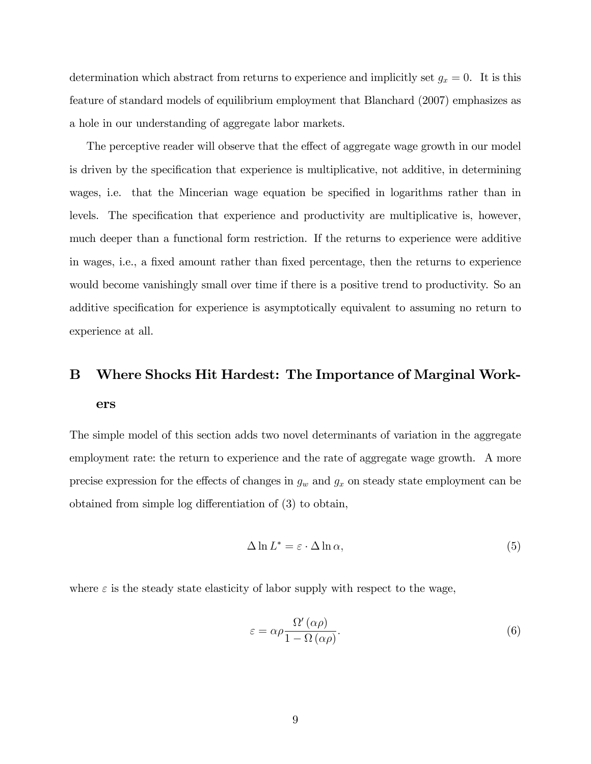determination which abstract from returns to experience and implicitly set $g_x = 0$. It is this feature of standard models of equilibrium employment that Blanchard (2007) emphasizes as a hole in our understanding of aggregate labor markets.

The perceptive reader will observe that the effect of aggregate wage growth in our model is driven by the specification that experience is multiplicative, not additive, in determining wages, i.e. that the Mincerian wage equation be specified in logarithms rather than in levels. The specification that experience and productivity are multiplicative is, however, much deeper than a functional form restriction. If the returns to experience were additive in wages, i.e., a fixed amount rather than fixed percentage, then the returns to experience would become vanishingly small over time if there is a positive trend to productivity. So an additive specification for experience is asymptotically equivalent to assuming no return to experience at all.

## B Where Shocks Hit Hardest: The Importance of Marginal Workers

The simple model of this section adds two novel determinants of variation in the aggregate employment rate: the return to experience and the rate of aggregate wage growth. A more precise expression for the effects of changes in $g_w$ and $g_x$ on steady state employment can be obtained from simple log differentiation of (3) to obtain,

$$\Delta \ln L^* = \varepsilon \cdot \Delta \ln \alpha, \tag{5}$$

where $\varepsilon$ is the steady state elasticity of labor supply with respect to the wage,

$$\varepsilon = \alpha\rho \frac{\Omega'(\alpha\rho)}{1 - \Omega(\alpha\rho)}. \tag{6}$$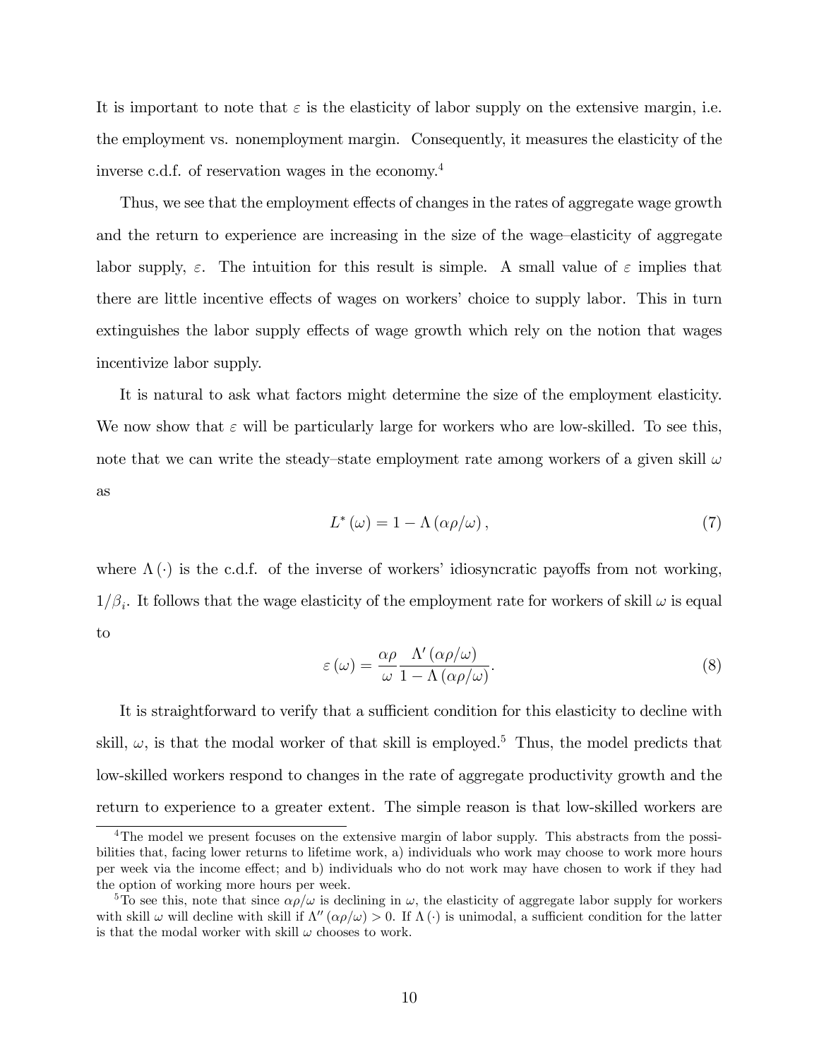It is important to note that $\varepsilon$ is the elasticity of labor supply on the extensive margin, i.e. the employment vs. nonemployment margin. Consequently, it measures the elasticity of the inverse c.d.f. of reservation wages in the economy.[4]

Thus, we see that the employment effects of changes in the rates of aggregate wage growth and the return to experience are increasing in the size of the wage–elasticity of aggregate labor supply, $\varepsilon$. The intuition for this result is simple. A small value of $\varepsilon$ implies that there are little incentive effects of wages on workers' choice to supply labor. This in turn extinguishes the labor supply effects of wage growth which rely on the notion that wages incentivize labor supply.

It is natural to ask what factors might determine the size of the employment elasticity. We now show that $\varepsilon$ will be particularly large for workers who are low-skilled. To see this, note that we can write the steady–state employment rate among workers of a given skill $\omega$ as

$$L^*(\omega) = 1 - \Lambda(\alpha\rho/\omega), \tag{7}$$

where $\Lambda(\cdot)$ is the c.d.f. of the inverse of workers' idiosyncratic payoffs from not working, $1/\beta_i$. It follows that the wage elasticity of the employment rate for workers of skill $\omega$ is equal to

$$\varepsilon(\omega) = \frac{\alpha\rho}{\omega}\frac{\Lambda'(\alpha\rho/\omega)}{1 - \Lambda(\alpha\rho/\omega)}. \tag{8}$$

It is straightforward to verify that a sufficient condition for this elasticity to decline with skill, $\omega$, is that the modal worker of that skill is employed.[5] Thus, the model predicts that low-skilled workers respond to changes in the rate of aggregate productivity growth and the return to experience to a greater extent. The simple reason is that low-skilled workers are

[4] The model we present focuses on the extensive margin of labor supply. This abstracts from the possibilities that, facing lower returns to lifetime work, a) individuals who work may choose to work more hours per week via the income effect; and b) individuals who do not work may have chosen to work if they had the option of working more hours per week.

[5] To see this, note that since $\alpha\rho/\omega$ is declining in $\omega$, the elasticity of aggregate labor supply for workers with skill $\omega$ will decline with skill if $\Lambda''(\alpha\rho/\omega) > 0$. If $\Lambda(\cdot)$ is unimodal, a sufficient condition for the latter is that the modal worker with skill $\omega$ chooses to work.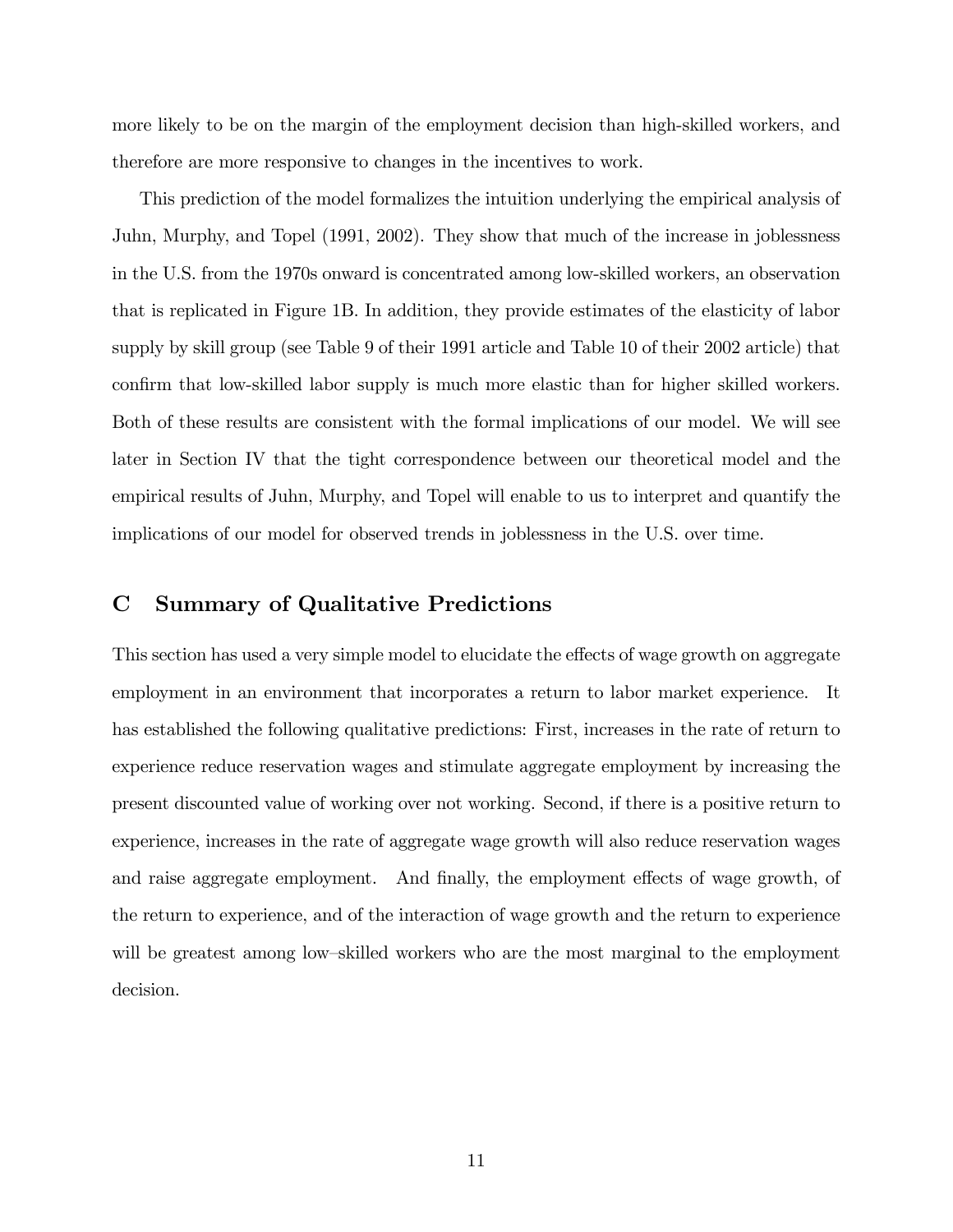more likely to be on the margin of the employment decision than high-skilled workers, and therefore are more responsive to changes in the incentives to work.

This prediction of the model formalizes the intuition underlying the empirical analysis of Juhn, Murphy, and Topel (1991, 2002). They show that much of the increase in joblessness in the U.S. from the 1970s onward is concentrated among low-skilled workers, an observation that is replicated in Figure 1B. In addition, they provide estimates of the elasticity of labor supply by skill group (see Table 9 of their 1991 article and Table 10 of their 2002 article) that confirm that low-skilled labor supply is much more elastic than for higher skilled workers. Both of these results are consistent with the formal implications of our model. We will see later in Section IV that the tight correspondence between our theoretical model and the empirical results of Juhn, Murphy, and Topel will enable to us to interpret and quantify the implications of our model for observed trends in joblessness in the U.S. over time.

## C Summary of Qualitative Predictions

This section has used a very simple model to elucidate the effects of wage growth on aggregate employment in an environment that incorporates a return to labor market experience. It has established the following qualitative predictions: First, increases in the rate of return to experience reduce reservation wages and stimulate aggregate employment by increasing the present discounted value of working over not working. Second, if there is a positive return to experience, increases in the rate of aggregate wage growth will also reduce reservation wages and raise aggregate employment. And finally, the employment effects of wage growth, of the return to experience, and of the interaction of wage growth and the return to experience will be greatest among low–skilled workers who are the most marginal to the employment decision.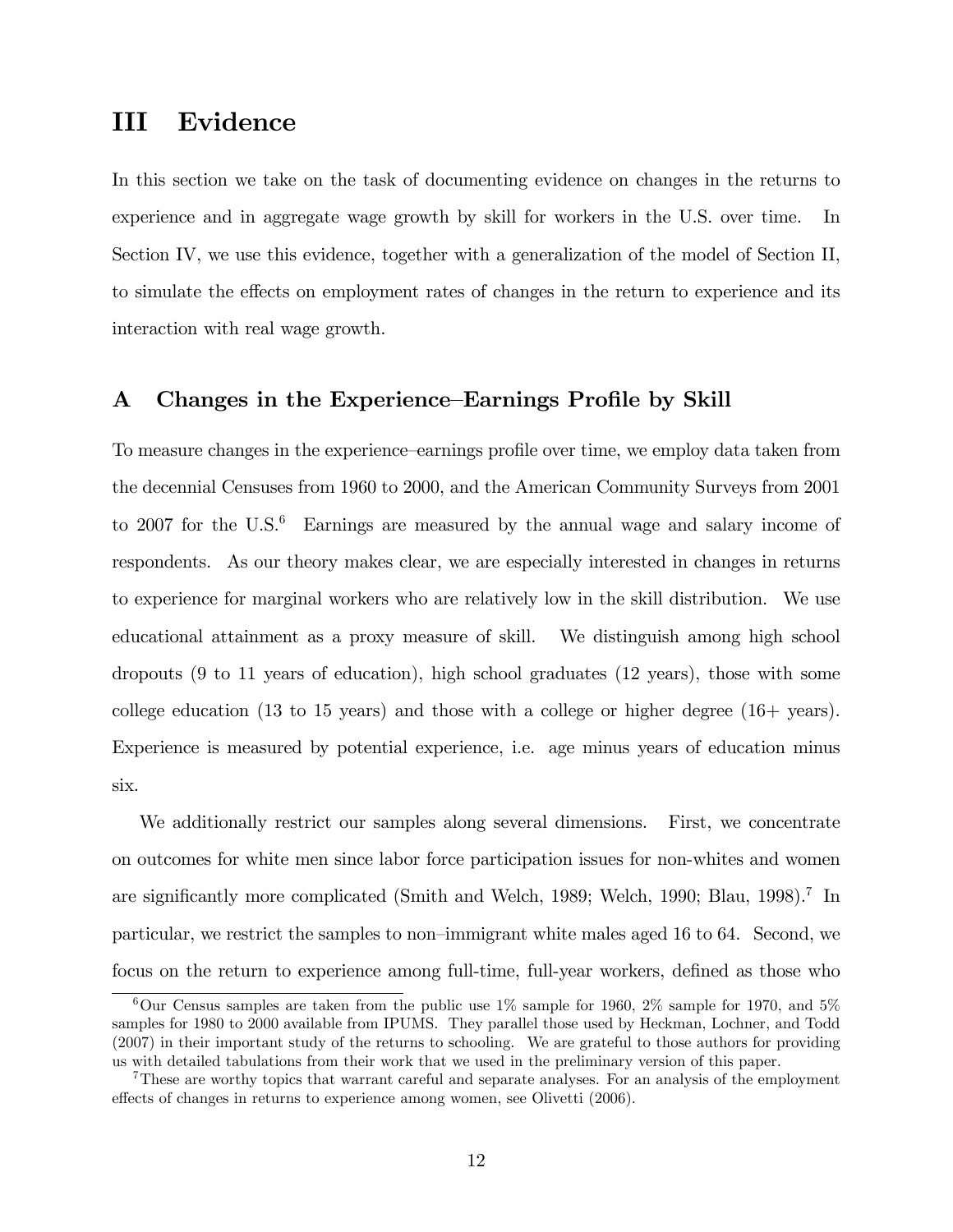# III Evidence

In this section we take on the task of documenting evidence on changes in the returns to experience and in aggregate wage growth by skill for workers in the U.S. over time. In Section IV, we use this evidence, together with a generalization of the model of Section II, to simulate the effects on employment rates of changes in the return to experience and its interaction with real wage growth.

## A Changes in the Experience–Earnings Profile by Skill

To measure changes in the experience–earnings profile over time, we employ data taken from the decennial Censuses from 1960 to 2000, and the American Community Surveys from 2001 to 2007 for the U.S.[6] Earnings are measured by the annual wage and salary income of respondents. As our theory makes clear, we are especially interested in changes in returns to experience for marginal workers who are relatively low in the skill distribution. We use educational attainment as a proxy measure of skill. We distinguish among high school dropouts (9 to 11 years of education), high school graduates (12 years), those with some college education (13 to 15 years) and those with a college or higher degree (16+ years). Experience is measured by potential experience, i.e. age minus years of education minus six.

We additionally restrict our samples along several dimensions. First, we concentrate on outcomes for white men since labor force participation issues for non-whites and women are significantly more complicated (Smith and Welch, 1989; Welch, 1990; Blau, 1998).[7] In particular, we restrict the samples to non–immigrant white males aged 16 to 64. Second, we focus on the return to experience among full-time, full-year workers, defined as those who

[6] Our Census samples are taken from the public use 1% sample for 1960, 2% sample for 1970, and 5% samples for 1980 to 2000 available from IPUMS. They parallel those used by Heckman, Lochner, and Todd (2007) in their important study of the returns to schooling. We are grateful to those authors for providing us with detailed tabulations from their work that we used in the preliminary version of this paper.

[7] These are worthy topics that warrant careful and separate analyses. For an analysis of the employment effects of changes in returns to experience among women, see Olivetti (2006).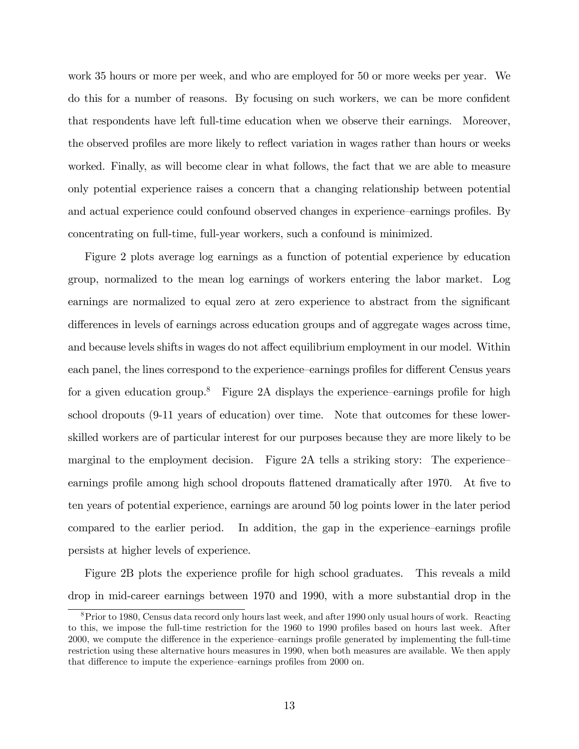work 35 hours or more per week, and who are employed for 50 or more weeks per year. We do this for a number of reasons. By focusing on such workers, we can be more confident that respondents have left full-time education when we observe their earnings. Moreover, the observed profiles are more likely to reflect variation in wages rather than hours or weeks worked. Finally, as will become clear in what follows, the fact that we are able to measure only potential experience raises a concern that a changing relationship between potential and actual experience could confound observed changes in experience–earnings profiles. By concentrating on full-time, full-year workers, such a confound is minimized.

Figure 2 plots average log earnings as a function of potential experience by education group, normalized to the mean log earnings of workers entering the labor market. Log earnings are normalized to equal zero at zero experience to abstract from the significant differences in levels of earnings across education groups and of aggregate wages across time, and because levels shifts in wages do not affect equilibrium employment in our model. Within each panel, the lines correspond to the experience–earnings profiles for different Census years for a given education group.[8] Figure 2A displays the experience–earnings profile for high school dropouts (9-11 years of education) over time. Note that outcomes for these lower-skilled workers are of particular interest for our purposes because they are more likely to be marginal to the employment decision. Figure 2A tells a striking story: The experience–earnings profile among high school dropouts flattened dramatically after 1970. At five to ten years of potential experience, earnings are around 50 log points lower in the later period compared to the earlier period. In addition, the gap in the experience–earnings profile persists at higher levels of experience.

Figure 2B plots the experience profile for high school graduates. This reveals a mild drop in mid-career earnings between 1970 and 1990, with a more substantial drop in the

[8] Prior to 1980, Census data record only hours last week, and after 1990 only usual hours of work. Reacting to this, we impose the full-time restriction for the 1960 to 1990 profiles based on hours last week. After 2000, we compute the difference in the experience–earnings profile generated by implementing the full-time restriction using these alternative hours measures in 1990, when both measures are available. We then apply that difference to impute the experience–earnings profiles from 2000 on.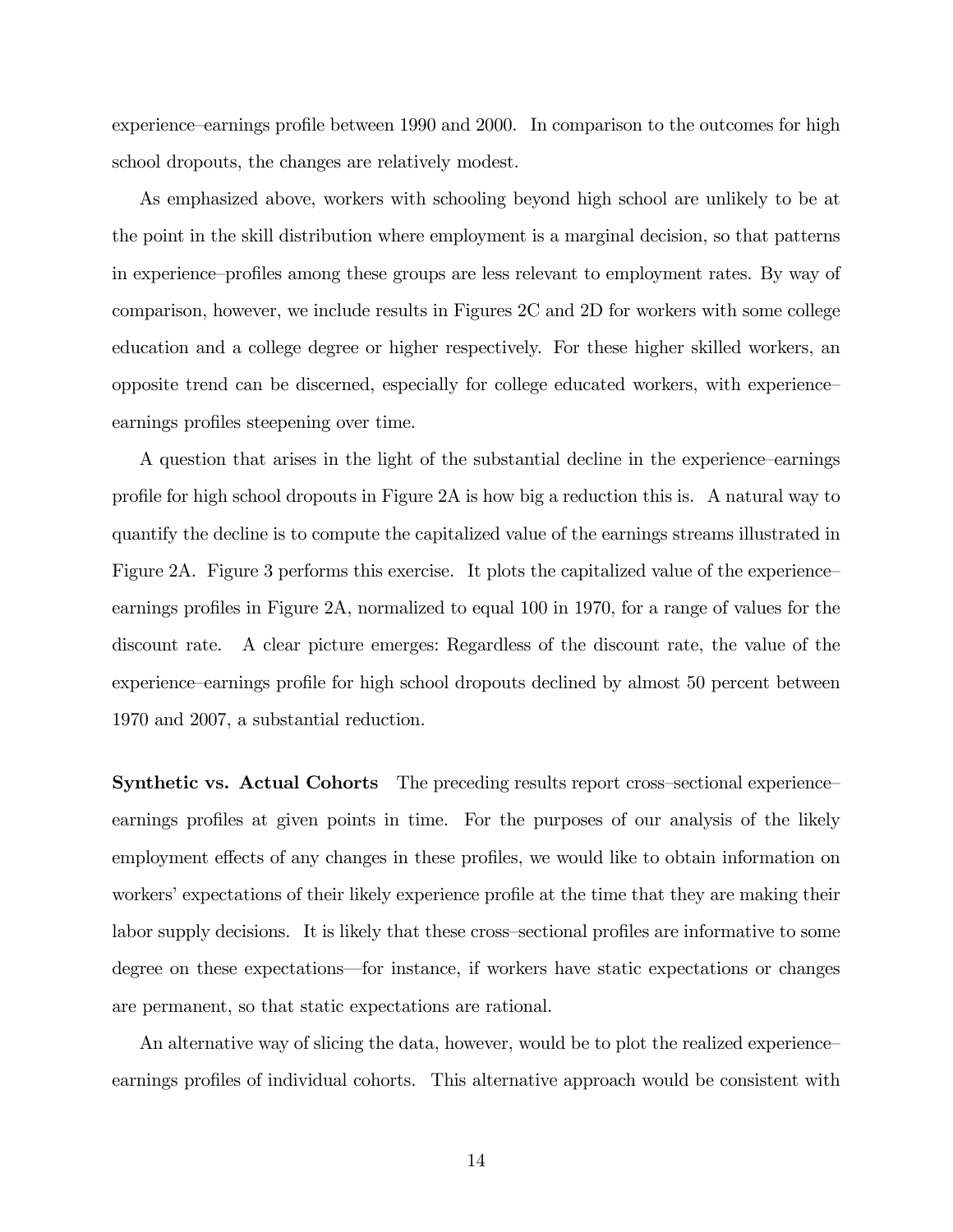experience–earnings profile between 1990 and 2000. In comparison to the outcomes for high school dropouts, the changes are relatively modest.

As emphasized above, workers with schooling beyond high school are unlikely to be at the point in the skill distribution where employment is a marginal decision, so that patterns in experience–profiles among these groups are less relevant to employment rates. By way of comparison, however, we include results in Figures 2C and 2D for workers with some college education and a college degree or higher respectively. For these higher skilled workers, an opposite trend can be discerned, especially for college educated workers, with experience–earnings profiles steepening over time.

A question that arises in the light of the substantial decline in the experience–earnings profile for high school dropouts in Figure 2A is how big a reduction this is. A natural way to quantify the decline is to compute the capitalized value of the earnings streams illustrated in Figure 2A. Figure 3 performs this exercise. It plots the capitalized value of the experience–earnings profiles in Figure 2A, normalized to equal 100 in 1970, for a range of values for the discount rate. A clear picture emerges: Regardless of the discount rate, the value of the experience–earnings profile for high school dropouts declined by almost 50 percent between 1970 and 2007, a substantial reduction.

**Synthetic vs. Actual Cohorts** The preceding results report cross–sectional experience–earnings profiles at given points in time. For the purposes of our analysis of the likely employment effects of any changes in these profiles, we would like to obtain information on workers' expectations of their likely experience profile at the time that they are making their labor supply decisions. It is likely that these cross–sectional profiles are informative to some degree on these expectations—for instance, if workers have static expectations or changes are permanent, so that static expectations are rational.

An alternative way of slicing the data, however, would be to plot the realized experience–earnings profiles of individual cohorts. This alternative approach would be consistent with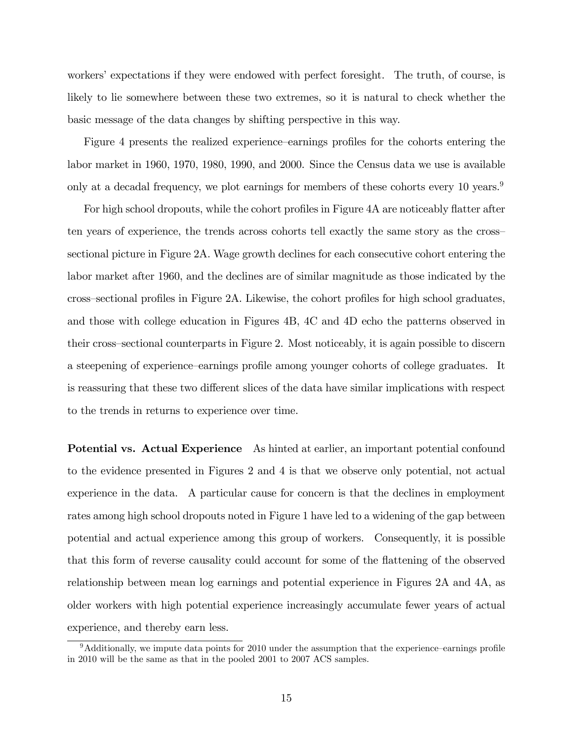workers' expectations if they were endowed with perfect foresight. The truth, of course, is likely to lie somewhere between these two extremes, so it is natural to check whether the basic message of the data changes by shifting perspective in this way.

Figure 4 presents the realized experience–earnings profiles for the cohorts entering the labor market in 1960, 1970, 1980, 1990, and 2000. Since the Census data we use is available only at a decadal frequency, we plot earnings for members of these cohorts every 10 years.[9]

For high school dropouts, while the cohort profiles in Figure 4A are noticeably flatter after ten years of experience, the trends across cohorts tell exactly the same story as the cross–sectional picture in Figure 2A. Wage growth declines for each consecutive cohort entering the labor market after 1960, and the declines are of similar magnitude as those indicated by the cross–sectional profiles in Figure 2A. Likewise, the cohort profiles for high school graduates, and those with college education in Figures 4B, 4C and 4D echo the patterns observed in their cross–sectional counterparts in Figure 2. Most noticeably, it is again possible to discern a steepening of experience–earnings profile among younger cohorts of college graduates. It is reassuring that these two different slices of the data have similar implications with respect to the trends in returns to experience over time.

**Potential vs. Actual Experience** As hinted at earlier, an important potential confound to the evidence presented in Figures 2 and 4 is that we observe only potential, not actual experience in the data. A particular cause for concern is that the declines in employment rates among high school dropouts noted in Figure 1 have led to a widening of the gap between potential and actual experience among this group of workers. Consequently, it is possible that this form of reverse causality could account for some of the flattening of the observed relationship between mean log earnings and potential experience in Figures 2A and 4A, as older workers with high potential experience increasingly accumulate fewer years of actual experience, and thereby earn less.

[9] Additionally, we impute data points for 2010 under the assumption that the experience–earnings profile in 2010 will be the same as that in the pooled 2001 to 2007 ACS samples.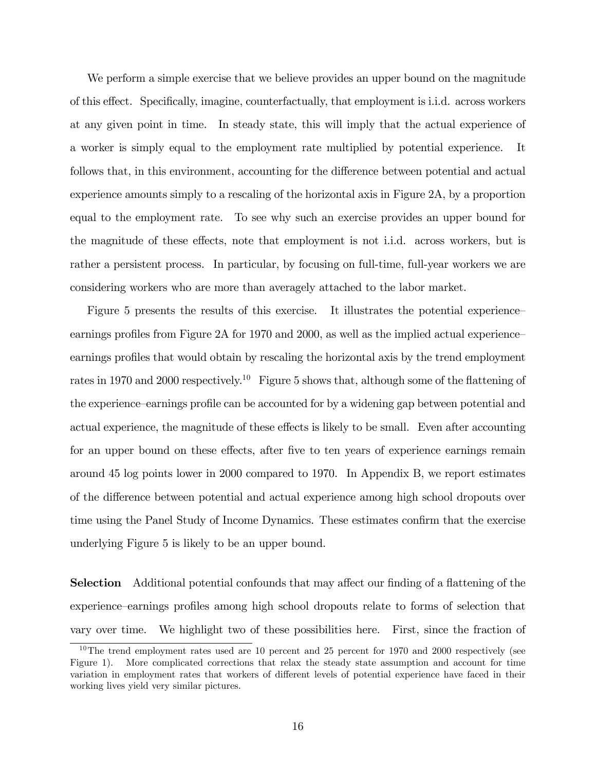We perform a simple exercise that we believe provides an upper bound on the magnitude of this effect. Specifically, imagine, counterfactually, that employment is i.i.d. across workers at any given point in time. In steady state, this will imply that the actual experience of a worker is simply equal to the employment rate multiplied by potential experience. It follows that, in this environment, accounting for the difference between potential and actual experience amounts simply to a rescaling of the horizontal axis in Figure 2A, by a proportion equal to the employment rate. To see why such an exercise provides an upper bound for the magnitude of these effects, note that employment is not i.i.d. across workers, but is rather a persistent process. In particular, by focusing on full-time, full-year workers we are considering workers who are more than averagely attached to the labor market.

Figure 5 presents the results of this exercise. It illustrates the potential experience–earnings profiles from Figure 2A for 1970 and 2000, as well as the implied actual experience–earnings profiles that would obtain by rescaling the horizontal axis by the trend employment rates in 1970 and 2000 respectively.[10] Figure 5 shows that, although some of the flattening of the experience–earnings profile can be accounted for by a widening gap between potential and actual experience, the magnitude of these effects is likely to be small. Even after accounting for an upper bound on these effects, after five to ten years of experience earnings remain around 45 log points lower in 2000 compared to 1970. In Appendix B, we report estimates of the difference between potential and actual experience among high school dropouts over time using the Panel Study of Income Dynamics. These estimates confirm that the exercise underlying Figure 5 is likely to be an upper bound.

**Selection** Additional potential confounds that may affect our finding of a flattening of the experience–earnings profiles among high school dropouts relate to forms of selection that vary over time. We highlight two of these possibilities here. First, since the fraction of

[10] The trend employment rates used are 10 percent and 25 percent for 1970 and 2000 respectively (see Figure 1). More complicated corrections that relax the steady state assumption and account for time variation in employment rates that workers of different levels of potential experience have faced in their working lives yield very similar pictures.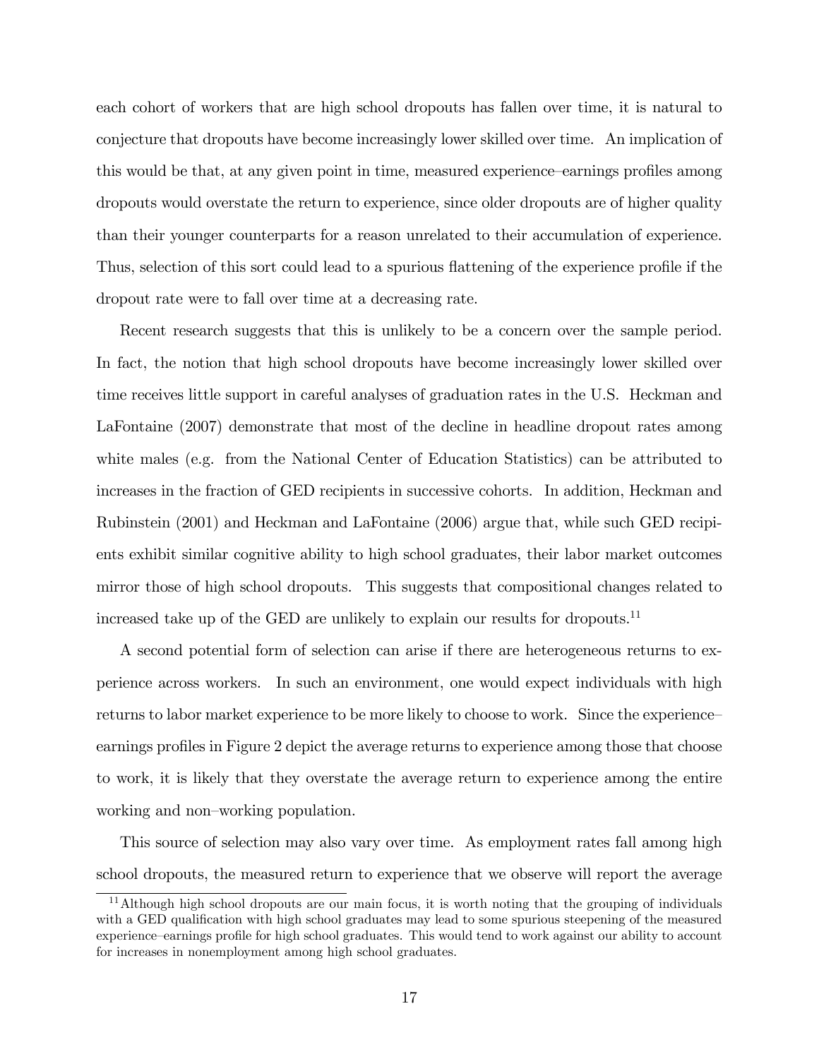each cohort of workers that are high school dropouts has fallen over time, it is natural to conjecture that dropouts have become increasingly lower skilled over time. An implication of this would be that, at any given point in time, measured experience–earnings profiles among dropouts would overstate the return to experience, since older dropouts are of higher quality than their younger counterparts for a reason unrelated to their accumulation of experience. Thus, selection of this sort could lead to a spurious flattening of the experience profile if the dropout rate were to fall over time at a decreasing rate.

Recent research suggests that this is unlikely to be a concern over the sample period. In fact, the notion that high school dropouts have become increasingly lower skilled over time receives little support in careful analyses of graduation rates in the U.S. Heckman and LaFontaine (2007) demonstrate that most of the decline in headline dropout rates among white males (e.g. from the National Center of Education Statistics) can be attributed to increases in the fraction of GED recipients in successive cohorts. In addition, Heckman and Rubinstein (2001) and Heckman and LaFontaine (2006) argue that, while such GED recipients exhibit similar cognitive ability to high school graduates, their labor market outcomes mirror those of high school dropouts. This suggests that compositional changes related to increased take up of the GED are unlikely to explain our results for dropouts.[11]

A second potential form of selection can arise if there are heterogeneous returns to experience across workers. In such an environment, one would expect individuals with high returns to labor market experience to be more likely to choose to work. Since the experience–earnings profiles in Figure 2 depict the average returns to experience among those that choose to work, it is likely that they overstate the average return to experience among the entire working and non–working population.

This source of selection may also vary over time. As employment rates fall among high school dropouts, the measured return to experience that we observe will report the average

[11] Although high school dropouts are our main focus, it is worth noting that the grouping of individuals with a GED qualification with high school graduates may lead to some spurious steepening of the measured experience–earnings profile for high school graduates. This would tend to work against our ability to account for increases in nonemployment among high school graduates.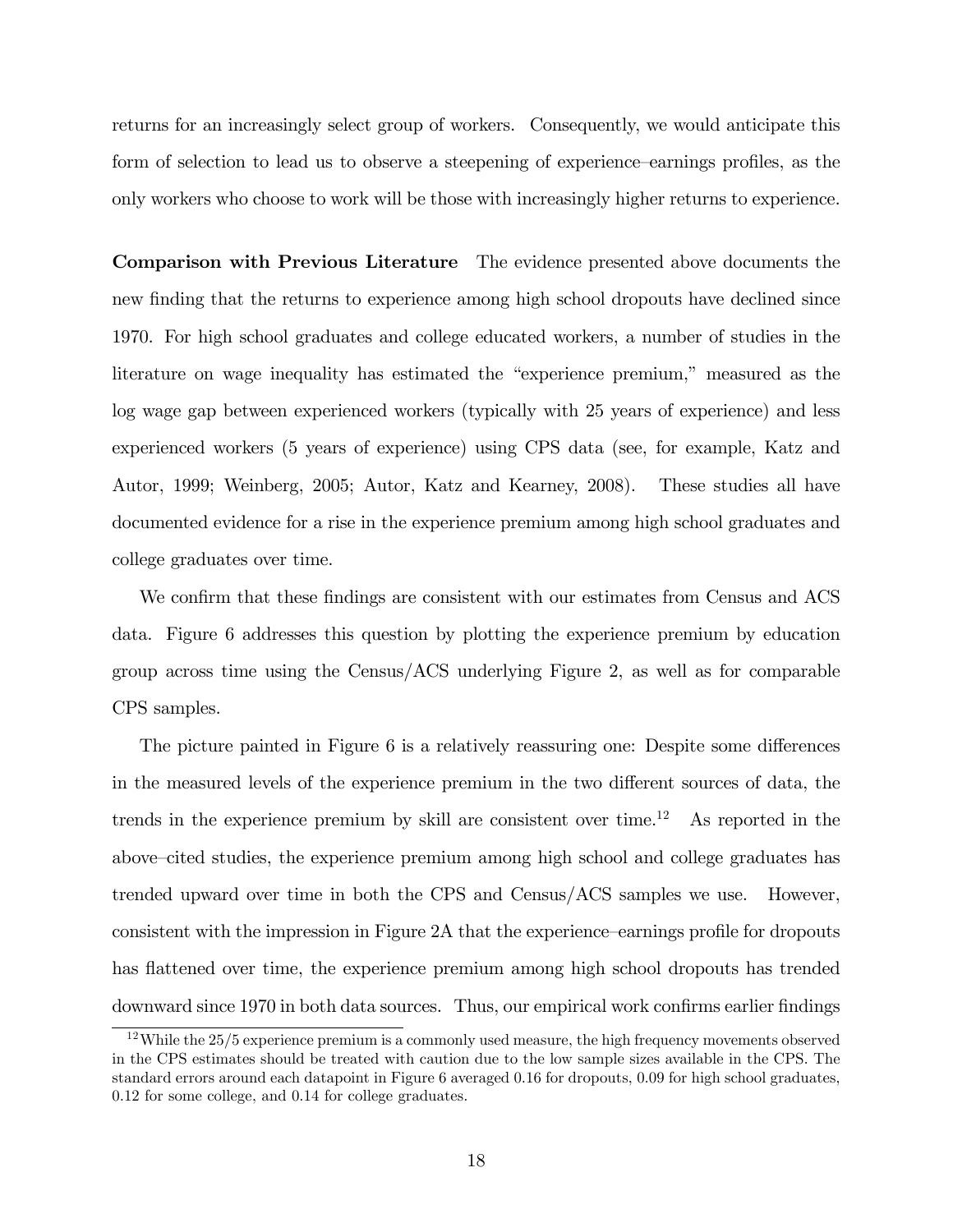returns for an increasingly select group of workers. Consequently, we would anticipate this form of selection to lead us to observe a steepening of experience–earnings profiles, as the only workers who choose to work will be those with increasingly higher returns to experience.

**Comparison with Previous Literature** The evidence presented above documents the new finding that the returns to experience among high school dropouts have declined since 1970. For high school graduates and college educated workers, a number of studies in the literature on wage inequality has estimated the "experience premium," measured as the log wage gap between experienced workers (typically with 25 years of experience) and less experienced workers (5 years of experience) using CPS data (see, for example, Katz and Autor, 1999; Weinberg, 2005; Autor, Katz and Kearney, 2008). These studies all have documented evidence for a rise in the experience premium among high school graduates and college graduates over time.

We confirm that these findings are consistent with our estimates from Census and ACS data. Figure 6 addresses this question by plotting the experience premium by education group across time using the Census/ACS underlying Figure 2, as well as for comparable CPS samples.

The picture painted in Figure 6 is a relatively reassuring one: Despite some differences in the measured levels of the experience premium in the two different sources of data, the trends in the experience premium by skill are consistent over time.[12] As reported in the above–cited studies, the experience premium among high school and college graduates has trended upward over time in both the CPS and Census/ACS samples we use. However, consistent with the impression in Figure 2A that the experience–earnings profile for dropouts has flattened over time, the experience premium among high school dropouts has trended downward since 1970 in both data sources. Thus, our empirical work confirms earlier findings

[12] While the 25/5 experience premium is a commonly used measure, the high frequency movements observed in the CPS estimates should be treated with caution due to the low sample sizes available in the CPS. The standard errors around each datapoint in Figure 6 averaged 0.16 for dropouts, 0.09 for high school graduates, 0.12 for some college, and 0.14 for college graduates.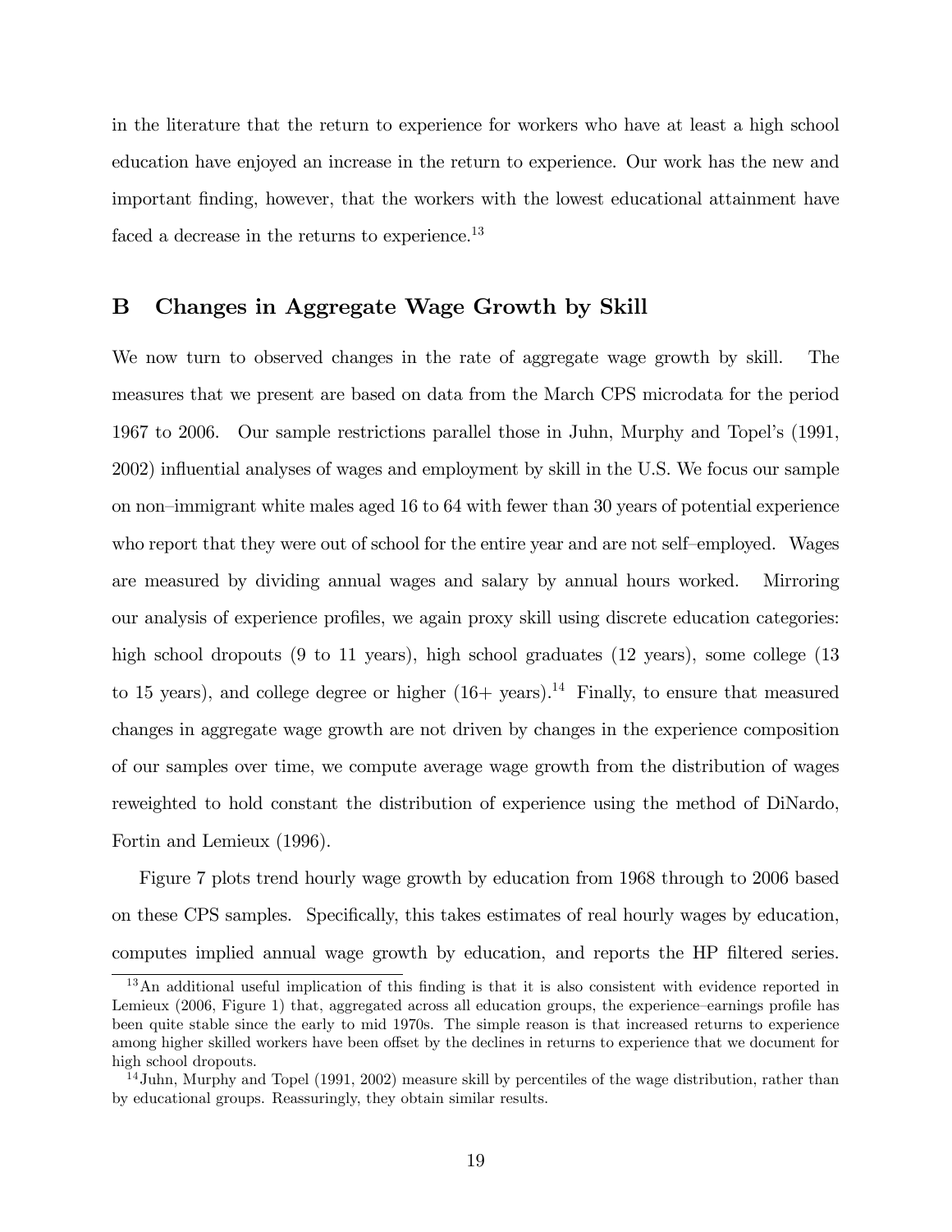in the literature that the return to experience for workers who have at least a high school education have enjoyed an increase in the return to experience. Our work has the new and important finding, however, that the workers with the lowest educational attainment have faced a decrease in the returns to experience.[13]

## B Changes in Aggregate Wage Growth by Skill

We now turn to observed changes in the rate of aggregate wage growth by skill. The measures that we present are based on data from the March CPS microdata for the period 1967 to 2006. Our sample restrictions parallel those in Juhn, Murphy and Topel's (1991, 2002) influential analyses of wages and employment by skill in the U.S. We focus our sample on non–immigrant white males aged 16 to 64 with fewer than 30 years of potential experience who report that they were out of school for the entire year and are not self–employed. Wages are measured by dividing annual wages and salary by annual hours worked. Mirroring our analysis of experience profiles, we again proxy skill using discrete education categories: high school dropouts (9 to 11 years), high school graduates (12 years), some college (13 to 15 years), and college degree or higher (16+ years).[14] Finally, to ensure that measured changes in aggregate wage growth are not driven by changes in the experience composition of our samples over time, we compute average wage growth from the distribution of wages reweighted to hold constant the distribution of experience using the method of DiNardo, Fortin and Lemieux (1996).

Figure 7 plots trend hourly wage growth by education from 1968 through to 2006 based on these CPS samples. Specifically, this takes estimates of real hourly wages by education, computes implied annual wage growth by education, and reports the HP filtered series.

[13] An additional useful implication of this finding is that it is also consistent with evidence reported in Lemieux (2006, Figure 1) that, aggregated across all education groups, the experience–earnings profile has been quite stable since the early to mid 1970s. The simple reason is that increased returns to experience among higher skilled workers have been offset by the declines in returns to experience that we document for high school dropouts.

[14] Juhn, Murphy and Topel (1991, 2002) measure skill by percentiles of the wage distribution, rather than by educational groups. Reassuringly, they obtain similar results.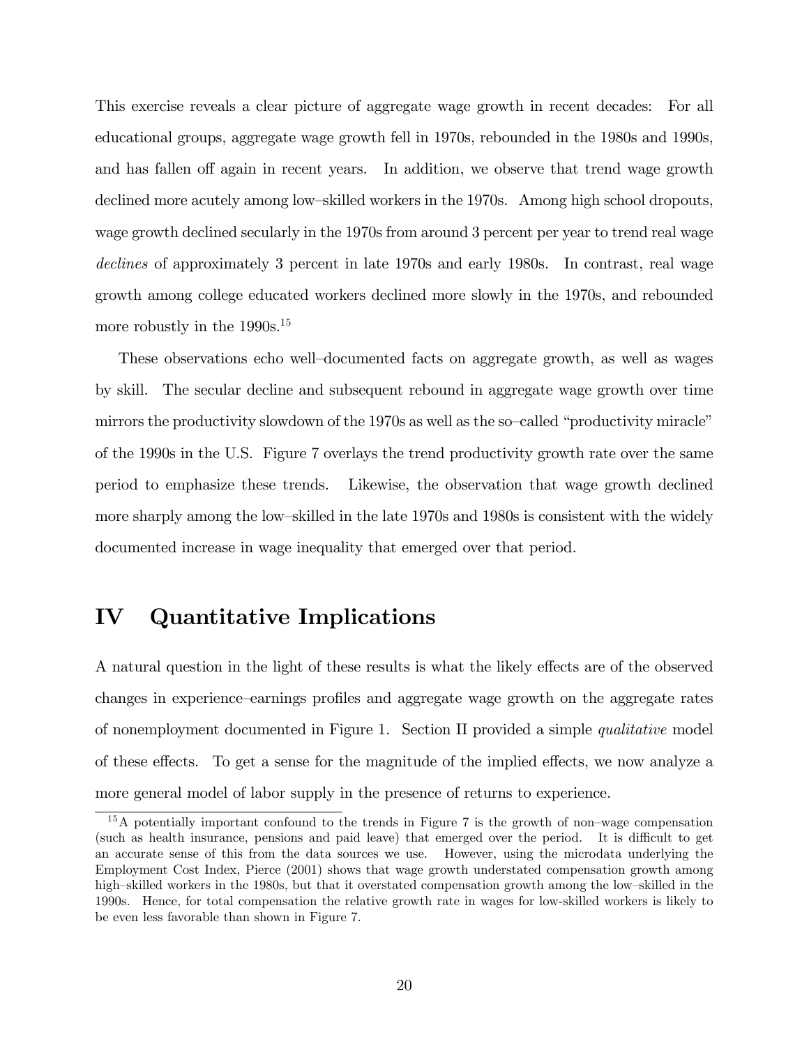This exercise reveals a clear picture of aggregate wage growth in recent decades: For all educational groups, aggregate wage growth fell in 1970s, rebounded in the 1980s and 1990s, and has fallen off again in recent years. In addition, we observe that trend wage growth declined more acutely among low–skilled workers in the 1970s. Among high school dropouts, wage growth declined secularly in the 1970s from around 3 percent per year to trend real wage *declines* of approximately 3 percent in late 1970s and early 1980s. In contrast, real wage growth among college educated workers declined more slowly in the 1970s, and rebounded more robustly in the 1990s.[15]

These observations echo well–documented facts on aggregate growth, as well as wages by skill. The secular decline and subsequent rebound in aggregate wage growth over time mirrors the productivity slowdown of the 1970s as well as the so–called "productivity miracle" of the 1990s in the U.S. Figure 7 overlays the trend productivity growth rate over the same period to emphasize these trends. Likewise, the observation that wage growth declined more sharply among the low–skilled in the late 1970s and 1980s is consistent with the widely documented increase in wage inequality that emerged over that period.

# IV Quantitative Implications

A natural question in the light of these results is what the likely effects are of the observed changes in experience–earnings profiles and aggregate wage growth on the aggregate rates of nonemployment documented in Figure 1. Section II provided a simple *qualitative* model of these effects. To get a sense for the magnitude of the implied effects, we now analyze a more general model of labor supply in the presence of returns to experience.

[15] A potentially important confound to the trends in Figure 7 is the growth of non–wage compensation (such as health insurance, pensions and paid leave) that emerged over the period. It is difficult to get an accurate sense of this from the data sources we use. However, using the microdata underlying the Employment Cost Index, Pierce (2001) shows that wage growth understated compensation growth among high–skilled workers in the 1980s, but that it overstated compensation growth among the low–skilled in the 1990s. Hence, for total compensation the relative growth rate in wages for low-skilled workers is likely to be even less favorable than shown in Figure 7.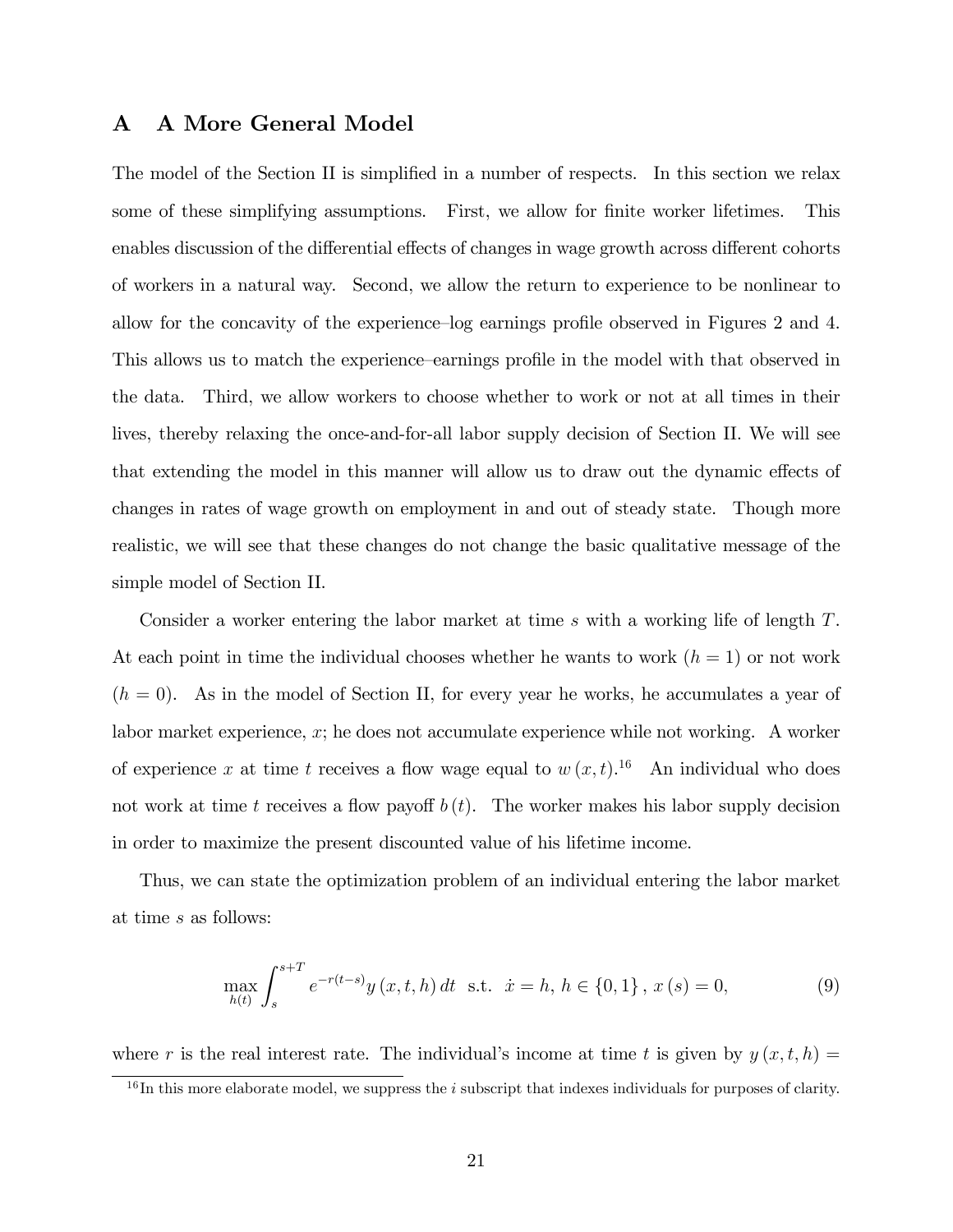# A A More General Model

The model of the Section II is simplified in a number of respects. In this section we relax some of these simplifying assumptions. First, we allow for finite worker lifetimes. This enables discussion of the differential effects of changes in wage growth across different cohorts of workers in a natural way. Second, we allow the return to experience to be nonlinear to allow for the concavity of the experience–log earnings profile observed in Figures 2 and 4. This allows us to match the experience–earnings profile in the model with that observed in the data. Third, we allow workers to choose whether to work or not at all times in their lives, thereby relaxing the once-and-for-all labor supply decision of Section II. We will see that extending the model in this manner will allow us to draw out the dynamic effects of changes in rates of wage growth on employment in and out of steady state. Though more realistic, we will see that these changes do not change the basic qualitative message of the simple model of Section II.

Consider a worker entering the labor market at time $s$ with a working life of length $T$. At each point in time the individual chooses whether he wants to work ($h = 1$) or not work ($h = 0$). As in the model of Section II, for every year he works, he accumulates a year of labor market experience, $x$; he does not accumulate experience while not working. A worker of experience $x$ at time $t$ receives a flow wage equal to $w(x, t)$.[16] An individual who does not work at time $t$ receives a flow payoff $b(t)$. The worker makes his labor supply decision in order to maximize the present discounted value of his lifetime income.

Thus, we can state the optimization problem of an individual entering the labor market at time $s$ as follows:

$$\max_{h(t)} \int_s^{s+T} e^{-r(t-s)} y(x, t, h)\, dt \quad \text{s.t.} \quad \dot{x} = h,\; h \in \{0, 1\},\; x(s) = 0, \tag{9}$$

where $r$ is the real interest rate. The individual's income at time $t$ is given by $y(x, t, h) =$

[16] In this more elaborate model, we suppress the $i$ subscript that indexes individuals for purposes of clarity.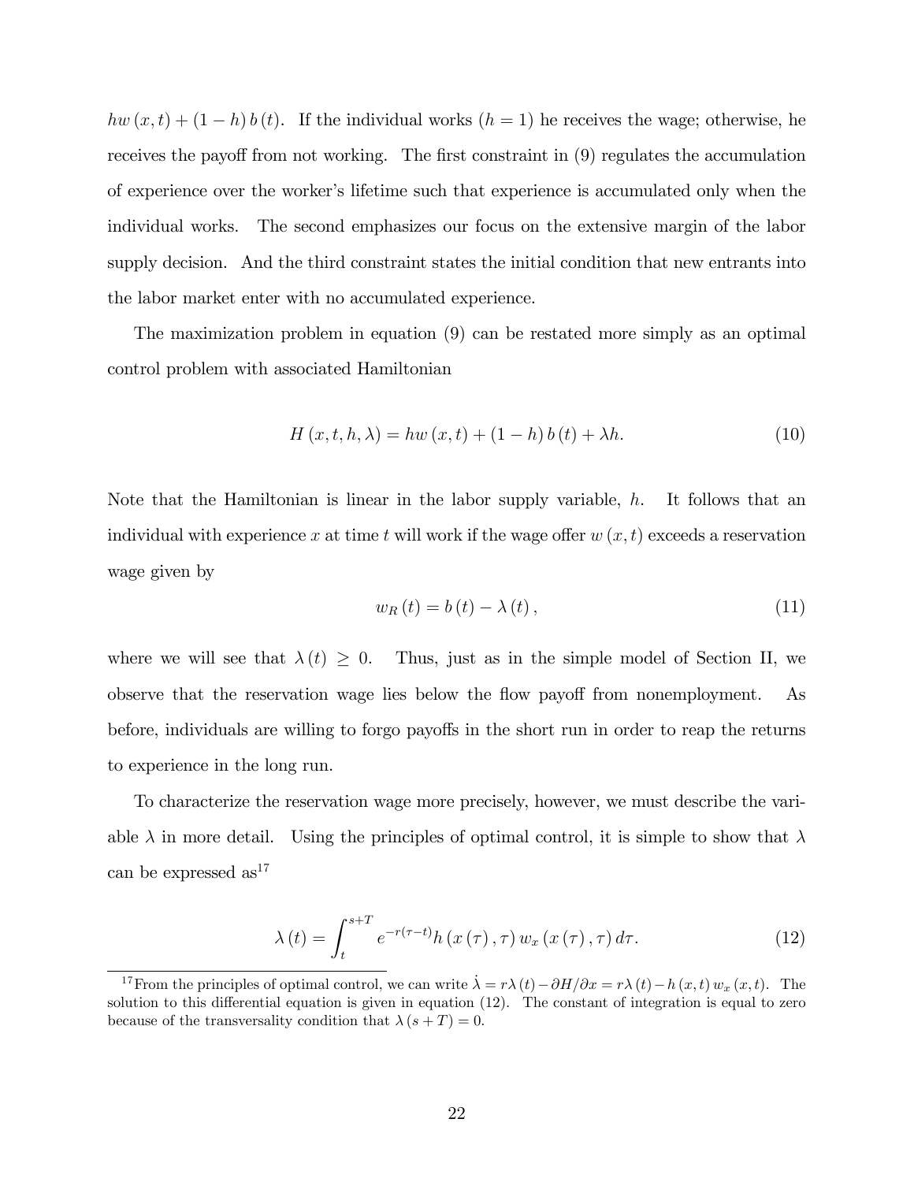$hw(x,t) + (1-h)b(t)$. If the individual works ($h = 1$) he receives the wage; otherwise, he receives the payoff from not working. The first constraint in (9) regulates the accumulation of experience over the worker's lifetime such that experience is accumulated only when the individual works. The second emphasizes our focus on the extensive margin of the labor supply decision. And the third constraint states the initial condition that new entrants into the labor market enter with no accumulated experience.

The maximization problem in equation (9) can be restated more simply as an optimal control problem with associated Hamiltonian

$$H(x,t,h,\lambda) = hw(x,t) + (1-h)b(t) + \lambda h. \tag{10}$$

Note that the Hamiltonian is linear in the labor supply variable, $h$. It follows that an individual with experience $x$ at time $t$ will work if the wage offer $w(x,t)$ exceeds a reservation wage given by

$$w_R(t) = b(t) - \lambda(t), \tag{11}$$

where we will see that $\lambda(t) \geq 0$. Thus, just as in the simple model of Section II, we observe that the reservation wage lies below the flow payoff from nonemployment. As before, individuals are willing to forgo payoffs in the short run in order to reap the returns to experience in the long run.

To characterize the reservation wage more precisely, however, we must describe the variable $\lambda$ in more detail. Using the principles of optimal control, it is simple to show that $\lambda$ can be expressed as[17]

$$\lambda(t) = \int_t^{s+T} e^{-r(\tau-t)} h(x(\tau),\tau)\, w_x(x(\tau),\tau)\, d\tau. \tag{12}$$

[17] From the principles of optimal control, we can write $\dot{\lambda} = r\lambda(t) - \partial H/\partial x = r\lambda(t) - h(x,t)\, w_x(x,t)$. The solution to this differential equation is given in equation (12). The constant of integration is equal to zero because of the transversality condition that $\lambda(s+T) = 0$.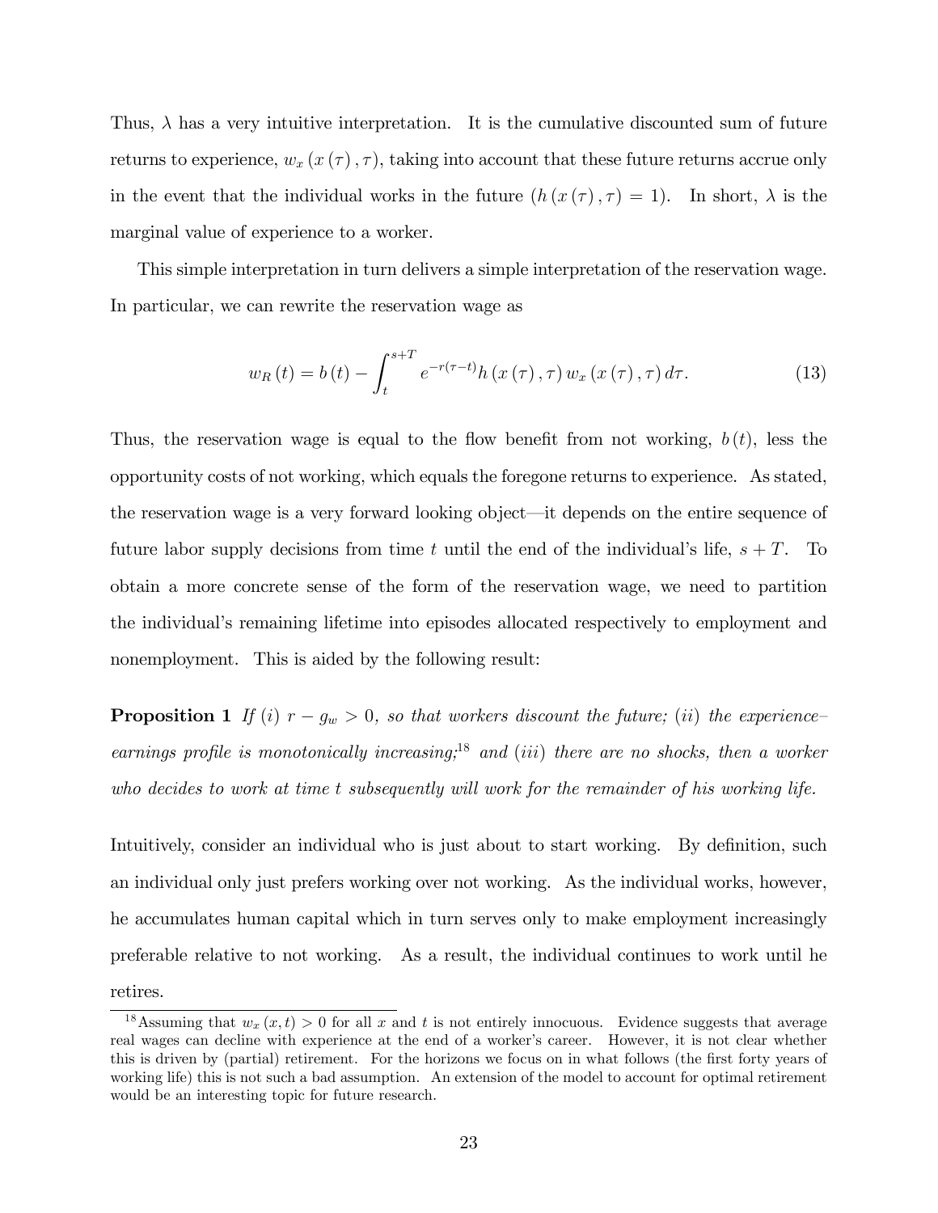Thus, $\lambda$ has a very intuitive interpretation. It is the cumulative discounted sum of future returns to experience, $w_x(x(\tau), \tau)$, taking into account that these future returns accrue only in the event that the individual works in the future ($h(x(\tau), \tau) = 1$). In short, $\lambda$ is the marginal value of experience to a worker.

This simple interpretation in turn delivers a simple interpretation of the reservation wage. In particular, we can rewrite the reservation wage as

$$w_R(t) = b(t) - \int_t^{s+T} e^{-r(\tau - t)} h(x(\tau), \tau) w_x(x(\tau), \tau) d\tau. \tag{13}$$

Thus, the reservation wage is equal to the flow benefit from not working, $b(t)$, less the opportunity costs of not working, which equals the foregone returns to experience. As stated, the reservation wage is a very forward looking object—it depends on the entire sequence of future labor supply decisions from time $t$ until the end of the individual's life, $s + T$. To obtain a more concrete sense of the form of the reservation wage, we need to partition the individual's remaining lifetime into episodes allocated respectively to employment and nonemployment. This is aided by the following result:

**Proposition 1** *If* $(i)$ $r - g_w > 0$*, so that workers discount the future;* $(ii)$ *the experience–earnings profile is monotonically increasing;*[18] *and* $(iii)$ *there are no shocks, then a worker who decides to work at time* $t$ *subsequently will work for the remainder of his working life.*

Intuitively, consider an individual who is just about to start working. By definition, such an individual only just prefers working over not working. As the individual works, however, he accumulates human capital which in turn serves only to make employment increasingly preferable relative to not working. As a result, the individual continues to work until he retires.

[18] Assuming that $w_x(x, t) > 0$ for all $x$ and $t$ is not entirely innocuous. Evidence suggests that average real wages can decline with experience at the end of a worker's career. However, it is not clear whether this is driven by (partial) retirement. For the horizons we focus on in what follows (the first forty years of working life) this is not such a bad assumption. An extension of the model to account for optimal retirement would be an interesting topic for future research.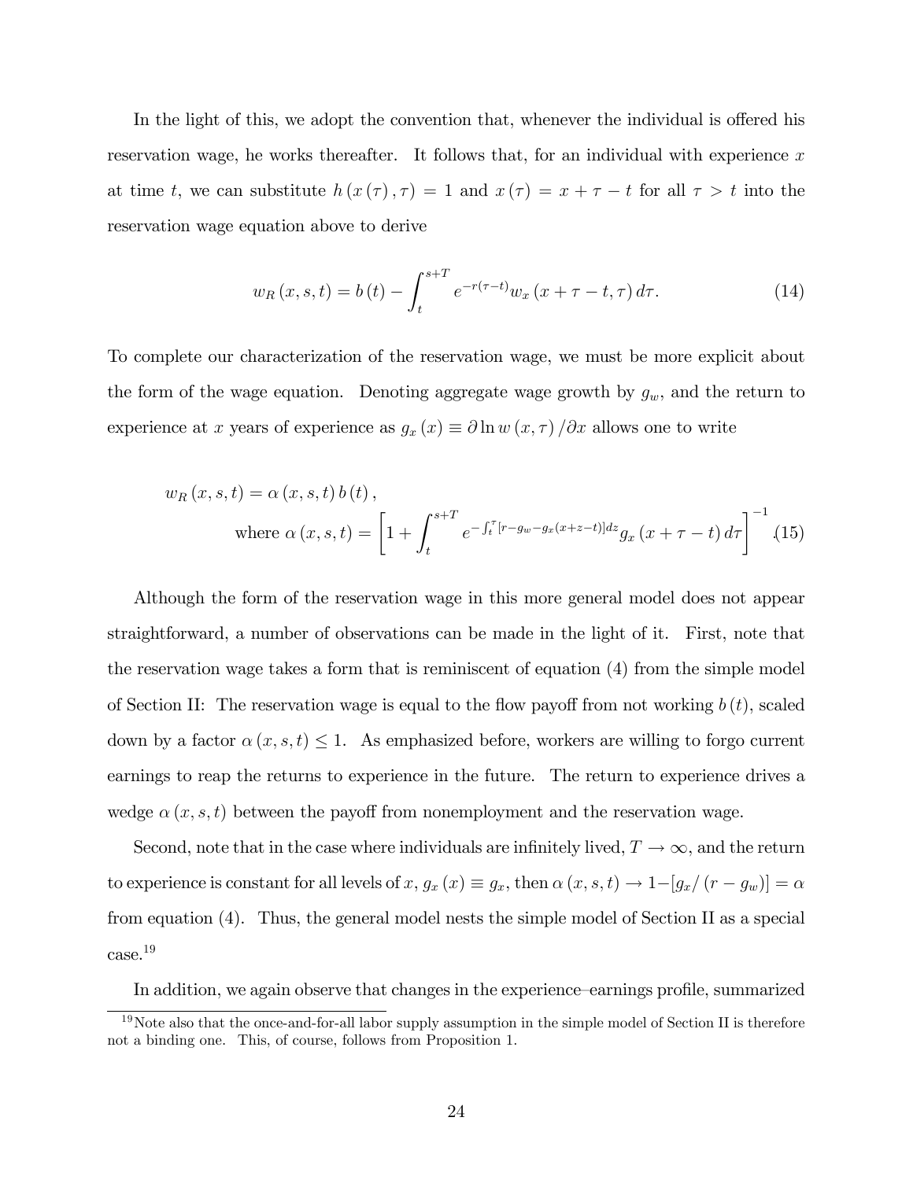In the light of this, we adopt the convention that, whenever the individual is offered his reservation wage, he works thereafter. It follows that, for an individual with experience $x$ at time $t$, we can substitute $h(x(\tau),\tau) = 1$ and $x(\tau) = x + \tau - t$ for all $\tau > t$ into the reservation wage equation above to derive

$$w_R(x,s,t) = b(t) - \int_t^{s+T} e^{-r(\tau - t)} w_x(x + \tau - t, \tau)\, d\tau. \tag{14}$$

To complete our characterization of the reservation wage, we must be more explicit about the form of the wage equation. Denoting aggregate wage growth by $g_w$, and the return to experience at $x$ years of experience as $g_x(x) \equiv \partial \ln w(x,\tau)/\partial x$ allows one to write

$$w_R(x,s,t) = \alpha(x,s,t)\, b(t),$$
$$\text{where } \alpha(x,s,t) = \left[1 + \int_t^{s+T} e^{-\int_t^{\tau}[r - g_w - g_x(x+z-t)]dz} g_x(x+\tau-t)\, d\tau\right]^{-1}. \tag{15}$$

Although the form of the reservation wage in this more general model does not appear straightforward, a number of observations can be made in the light of it. First, note that the reservation wage takes a form that is reminiscent of equation (4) from the simple model of Section II: The reservation wage is equal to the flow payoff from not working $b(t)$, scaled down by a factor $\alpha(x,s,t) \leq 1$. As emphasized before, workers are willing to forgo current earnings to reap the returns to experience in the future. The return to experience drives a wedge $\alpha(x,s,t)$ between the payoff from nonemployment and the reservation wage.

Second, note that in the case where individuals are infinitely lived, $T \to \infty$, and the return to experience is constant for all levels of $x$, $g_x(x) \equiv g_x$, then $\alpha(x,s,t) \to 1 - [g_x/(r - g_w)] = \alpha$ from equation (4). Thus, the general model nests the simple model of Section II as a special case.[19]

In addition, we again observe that changes in the experience–earnings profile, summarized

[19] Note also that the once-and-for-all labor supply assumption in the simple model of Section II is therefore not a binding one. This, of course, follows from Proposition 1.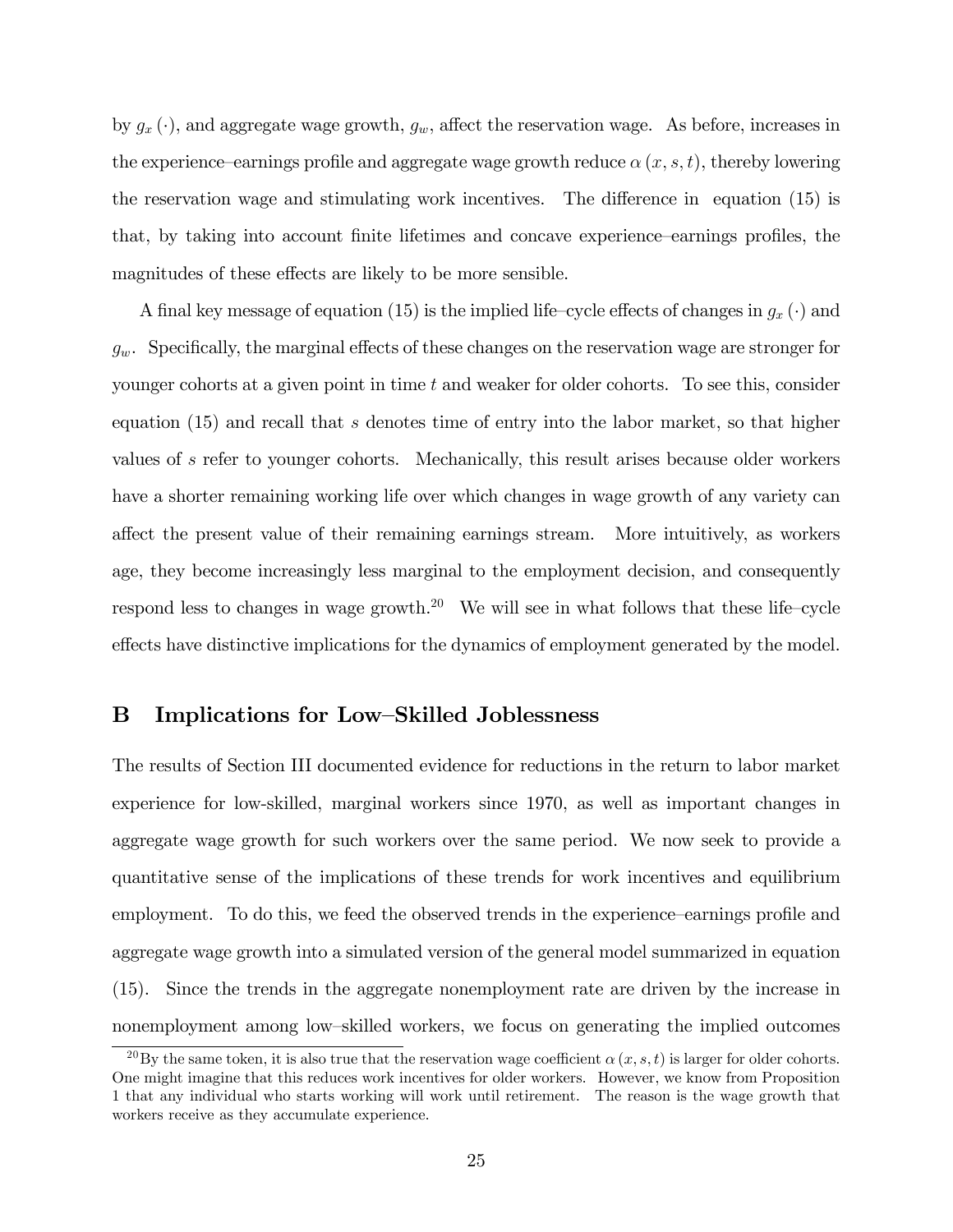by $g_x(\cdot)$, and aggregate wage growth, $g_w$, affect the reservation wage. As before, increases in the experience–earnings profile and aggregate wage growth reduce $\alpha(x, s, t)$, thereby lowering the reservation wage and stimulating work incentives. The difference in equation (15) is that, by taking into account finite lifetimes and concave experience–earnings profiles, the magnitudes of these effects are likely to be more sensible.

A final key message of equation (15) is the implied life–cycle effects of changes in $g_x(\cdot)$ and $g_w$. Specifically, the marginal effects of these changes on the reservation wage are stronger for younger cohorts at a given point in time $t$ and weaker for older cohorts. To see this, consider equation (15) and recall that $s$ denotes time of entry into the labor market, so that higher values of $s$ refer to younger cohorts. Mechanically, this result arises because older workers have a shorter remaining working life over which changes in wage growth of any variety can affect the present value of their remaining earnings stream. More intuitively, as workers age, they become increasingly less marginal to the employment decision, and consequently respond less to changes in wage growth.[20] We will see in what follows that these life–cycle effects have distinctive implications for the dynamics of employment generated by the model.

## B Implications for Low–Skilled Joblessness

The results of Section III documented evidence for reductions in the return to labor market experience for low-skilled, marginal workers since 1970, as well as important changes in aggregate wage growth for such workers over the same period. We now seek to provide a quantitative sense of the implications of these trends for work incentives and equilibrium employment. To do this, we feed the observed trends in the experience–earnings profile and aggregate wage growth into a simulated version of the general model summarized in equation (15). Since the trends in the aggregate nonemployment rate are driven by the increase in nonemployment among low–skilled workers, we focus on generating the implied outcomes

[20] By the same token, it is also true that the reservation wage coefficient $\alpha(x, s, t)$ is larger for older cohorts. One might imagine that this reduces work incentives for older workers. However, we know from Proposition 1 that any individual who starts working will work until retirement. The reason is the wage growth that workers receive as they accumulate experience.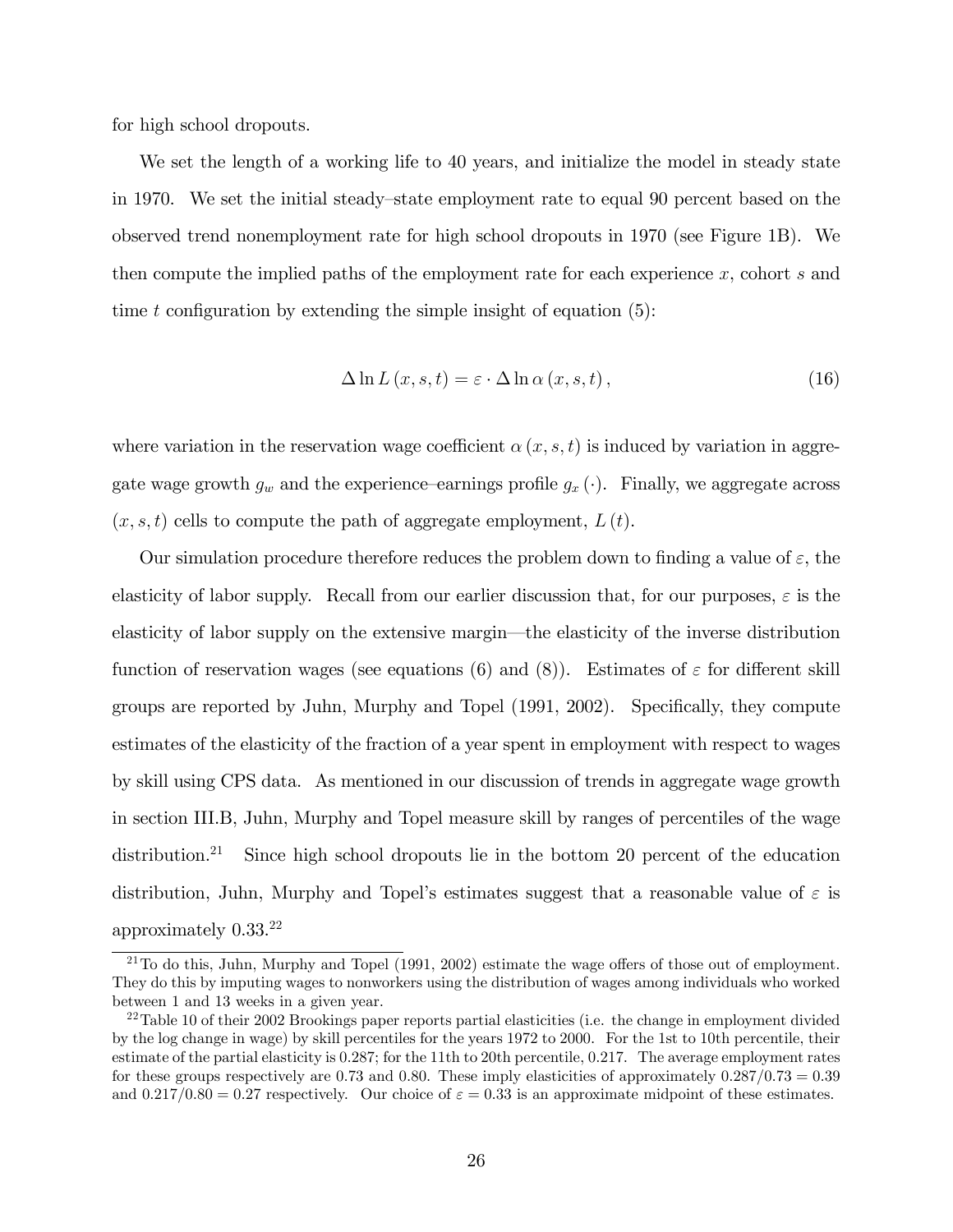for high school dropouts.

We set the length of a working life to 40 years, and initialize the model in steady state in 1970. We set the initial steady–state employment rate to equal 90 percent based on the observed trend nonemployment rate for high school dropouts in 1970 (see Figure 1B). We then compute the implied paths of the employment rate for each experience $x$, cohort $s$ and time $t$ configuration by extending the simple insight of equation (5):

$$\Delta \ln L(x, s, t) = \varepsilon \cdot \Delta \ln \alpha(x, s, t), \tag{16}$$

where variation in the reservation wage coefficient $\alpha(x, s, t)$ is induced by variation in aggregate wage growth $g_w$ and the experience–earnings profile $g_x(\cdot)$. Finally, we aggregate across $(x, s, t)$ cells to compute the path of aggregate employment, $L(t)$.

Our simulation procedure therefore reduces the problem down to finding a value of $\varepsilon$, the elasticity of labor supply. Recall from our earlier discussion that, for our purposes, $\varepsilon$ is the elasticity of labor supply on the extensive margin—the elasticity of the inverse distribution function of reservation wages (see equations (6) and (8)). Estimates of $\varepsilon$ for different skill groups are reported by Juhn, Murphy and Topel (1991, 2002). Specifically, they compute estimates of the elasticity of the fraction of a year spent in employment with respect to wages by skill using CPS data. As mentioned in our discussion of trends in aggregate wage growth in section III.B, Juhn, Murphy and Topel measure skill by ranges of percentiles of the wage distribution.[21] Since high school dropouts lie in the bottom 20 percent of the education distribution, Juhn, Murphy and Topel's estimates suggest that a reasonable value of $\varepsilon$ is approximately 0.33.[22]

---

[21] To do this, Juhn, Murphy and Topel (1991, 2002) estimate the wage offers of those out of employment. They do this by imputing wages to nonworkers using the distribution of wages among individuals who worked between 1 and 13 weeks in a given year.

[22] Table 10 of their 2002 Brookings paper reports partial elasticities (i.e. the change in employment divided by the log change in wage) by skill percentiles for the years 1972 to 2000. For the 1st to 10th percentile, their estimate of the partial elasticity is 0.287; for the 11th to 20th percentile, 0.217. The average employment rates for these groups respectively are 0.73 and 0.80. These imply elasticities of approximately $0.287/0.73 = 0.39$ and $0.217/0.80 = 0.27$ respectively. Our choice of $\varepsilon = 0.33$ is an approximate midpoint of these estimates.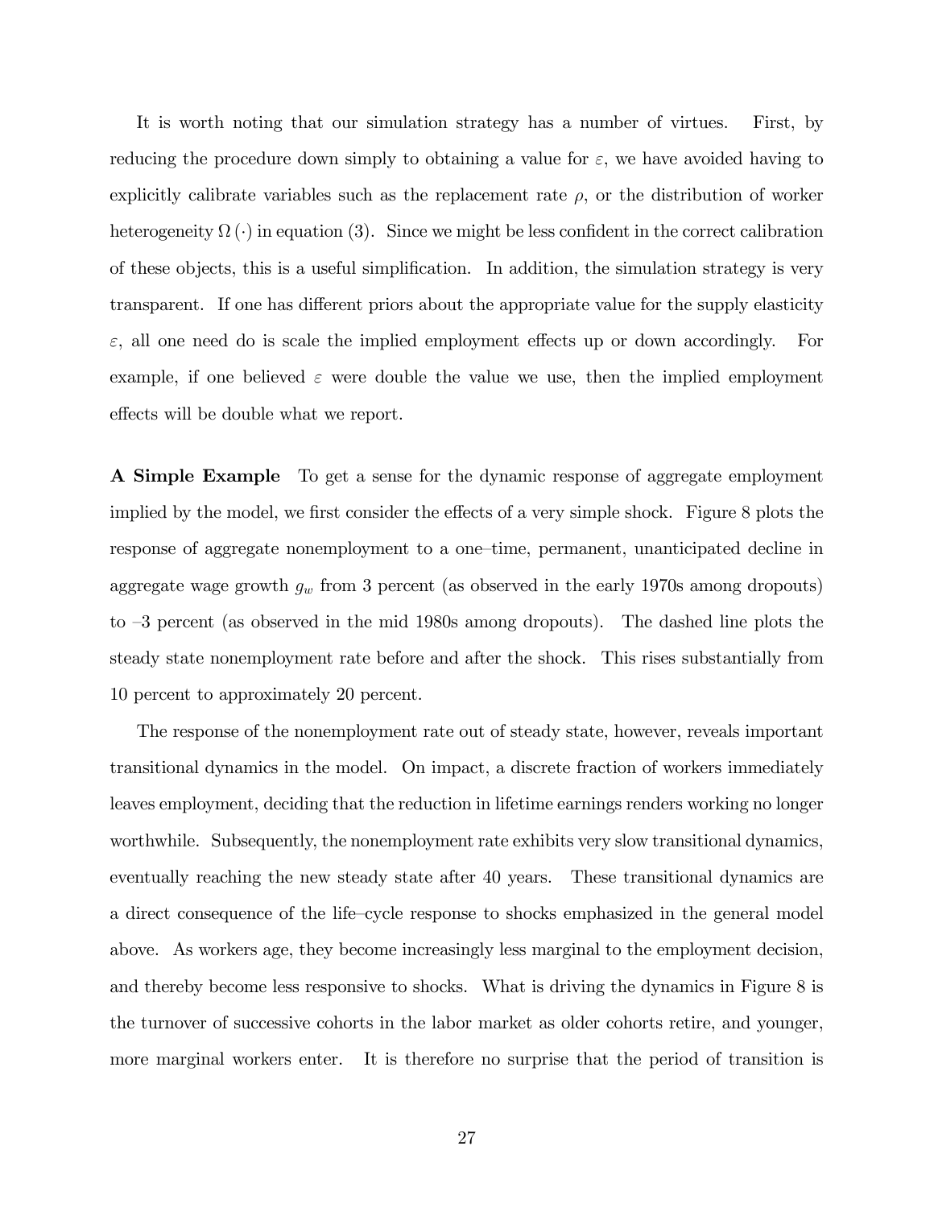It is worth noting that our simulation strategy has a number of virtues. First, by reducing the procedure down simply to obtaining a value for $\varepsilon$, we have avoided having to explicitly calibrate variables such as the replacement rate $\rho$, or the distribution of worker heterogeneity $\Omega(\cdot)$ in equation (3). Since we might be less confident in the correct calibration of these objects, this is a useful simplification. In addition, the simulation strategy is very transparent. If one has different priors about the appropriate value for the supply elasticity $\varepsilon$, all one need do is scale the implied employment effects up or down accordingly. For example, if one believed $\varepsilon$ were double the value we use, then the implied employment effects will be double what we report.

**A Simple Example** To get a sense for the dynamic response of aggregate employment implied by the model, we first consider the effects of a very simple shock. Figure 8 plots the response of aggregate nonemployment to a one–time, permanent, unanticipated decline in aggregate wage growth $g_w$ from 3 percent (as observed in the early 1970s among dropouts) to –3 percent (as observed in the mid 1980s among dropouts). The dashed line plots the steady state nonemployment rate before and after the shock. This rises substantially from 10 percent to approximately 20 percent.

The response of the nonemployment rate out of steady state, however, reveals important transitional dynamics in the model. On impact, a discrete fraction of workers immediately leaves employment, deciding that the reduction in lifetime earnings renders working no longer worthwhile. Subsequently, the nonemployment rate exhibits very slow transitional dynamics, eventually reaching the new steady state after 40 years. These transitional dynamics are a direct consequence of the life–cycle response to shocks emphasized in the general model above. As workers age, they become increasingly less marginal to the employment decision, and thereby become less responsive to shocks. What is driving the dynamics in Figure 8 is the turnover of successive cohorts in the labor market as older cohorts retire, and younger, more marginal workers enter. It is therefore no surprise that the period of transition is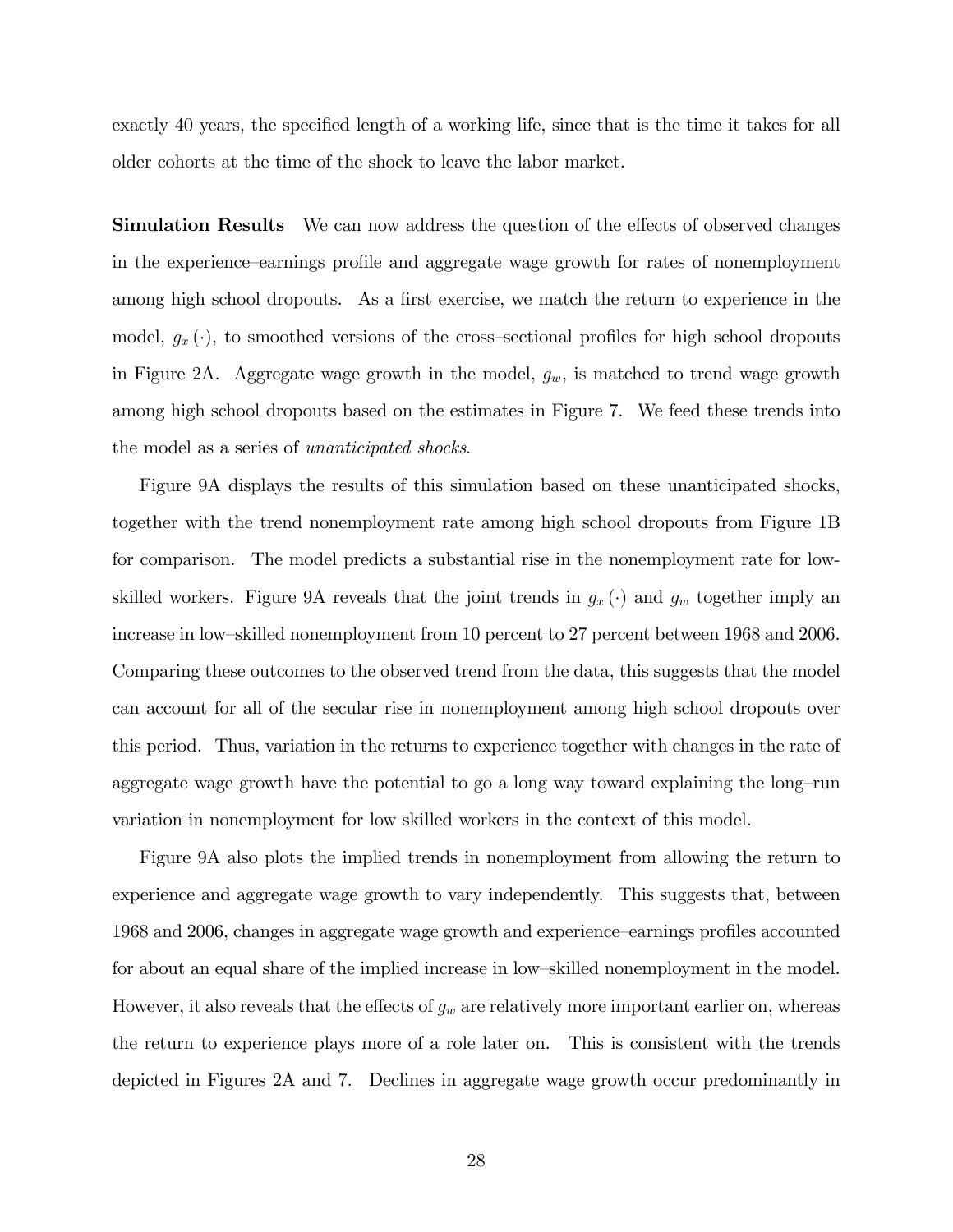exactly 40 years, the specified length of a working life, since that is the time it takes for all older cohorts at the time of the shock to leave the labor market.

**Simulation Results** We can now address the question of the effects of observed changes in the experience–earnings profile and aggregate wage growth for rates of nonemployment among high school dropouts. As a first exercise, we match the return to experience in the model, $g_x(\cdot)$, to smoothed versions of the cross–sectional profiles for high school dropouts in Figure 2A. Aggregate wage growth in the model, $g_w$, is matched to trend wage growth among high school dropouts based on the estimates in Figure 7. We feed these trends into the model as a series of *unanticipated shocks*.

Figure 9A displays the results of this simulation based on these unanticipated shocks, together with the trend nonemployment rate among high school dropouts from Figure 1B for comparison. The model predicts a substantial rise in the nonemployment rate for low-skilled workers. Figure 9A reveals that the joint trends in $g_x(\cdot)$ and $g_w$ together imply an increase in low–skilled nonemployment from 10 percent to 27 percent between 1968 and 2006. Comparing these outcomes to the observed trend from the data, this suggests that the model can account for all of the secular rise in nonemployment among high school dropouts over this period. Thus, variation in the returns to experience together with changes in the rate of aggregate wage growth have the potential to go a long way toward explaining the long–run variation in nonemployment for low skilled workers in the context of this model.

Figure 9A also plots the implied trends in nonemployment from allowing the return to experience and aggregate wage growth to vary independently. This suggests that, between 1968 and 2006, changes in aggregate wage growth and experience–earnings profiles accounted for about an equal share of the implied increase in low–skilled nonemployment in the model. However, it also reveals that the effects of $g_w$ are relatively more important earlier on, whereas the return to experience plays more of a role later on. This is consistent with the trends depicted in Figures 2A and 7. Declines in aggregate wage growth occur predominantly in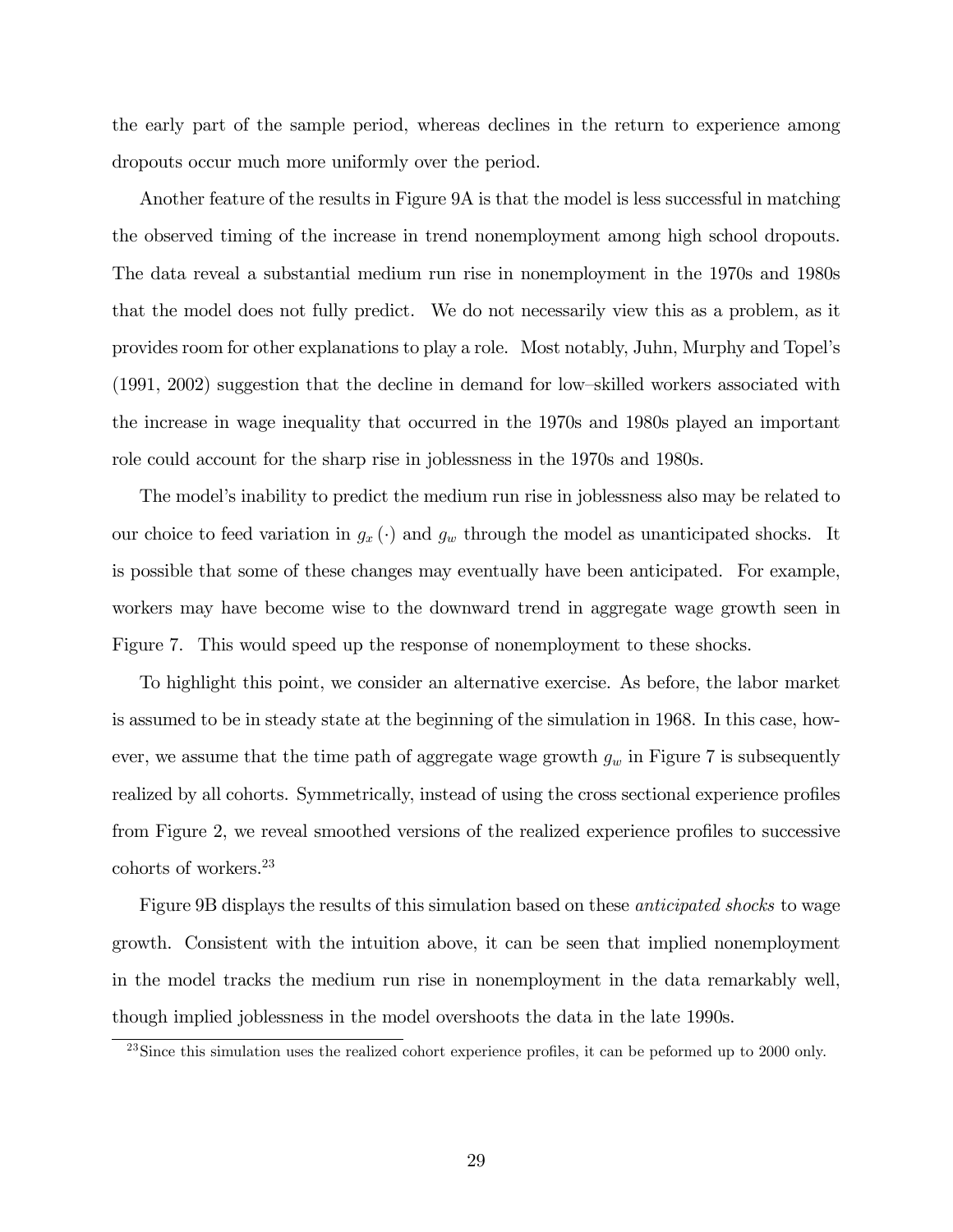the early part of the sample period, whereas declines in the return to experience among dropouts occur much more uniformly over the period.

Another feature of the results in Figure 9A is that the model is less successful in matching the observed timing of the increase in trend nonemployment among high school dropouts. The data reveal a substantial medium run rise in nonemployment in the 1970s and 1980s that the model does not fully predict. We do not necessarily view this as a problem, as it provides room for other explanations to play a role. Most notably, Juhn, Murphy and Topel's (1991, 2002) suggestion that the decline in demand for low–skilled workers associated with the increase in wage inequality that occurred in the 1970s and 1980s played an important role could account for the sharp rise in joblessness in the 1970s and 1980s.

The model's inability to predict the medium run rise in joblessness also may be related to our choice to feed variation in $g_x(\cdot)$ and $g_w$ through the model as unanticipated shocks. It is possible that some of these changes may eventually have been anticipated. For example, workers may have become wise to the downward trend in aggregate wage growth seen in Figure 7. This would speed up the response of nonemployment to these shocks.

To highlight this point, we consider an alternative exercise. As before, the labor market is assumed to be in steady state at the beginning of the simulation in 1968. In this case, however, we assume that the time path of aggregate wage growth $g_w$ in Figure 7 is subsequently realized by all cohorts. Symmetrically, instead of using the cross sectional experience profiles from Figure 2, we reveal smoothed versions of the realized experience profiles to successive cohorts of workers.[23]

Figure 9B displays the results of this simulation based on these *anticipated shocks* to wage growth. Consistent with the intuition above, it can be seen that implied nonemployment in the model tracks the medium run rise in nonemployment in the data remarkably well, though implied joblessness in the model overshoots the data in the late 1990s.

[23]Since this simulation uses the realized cohort experience profiles, it can be peformed up to 2000 only.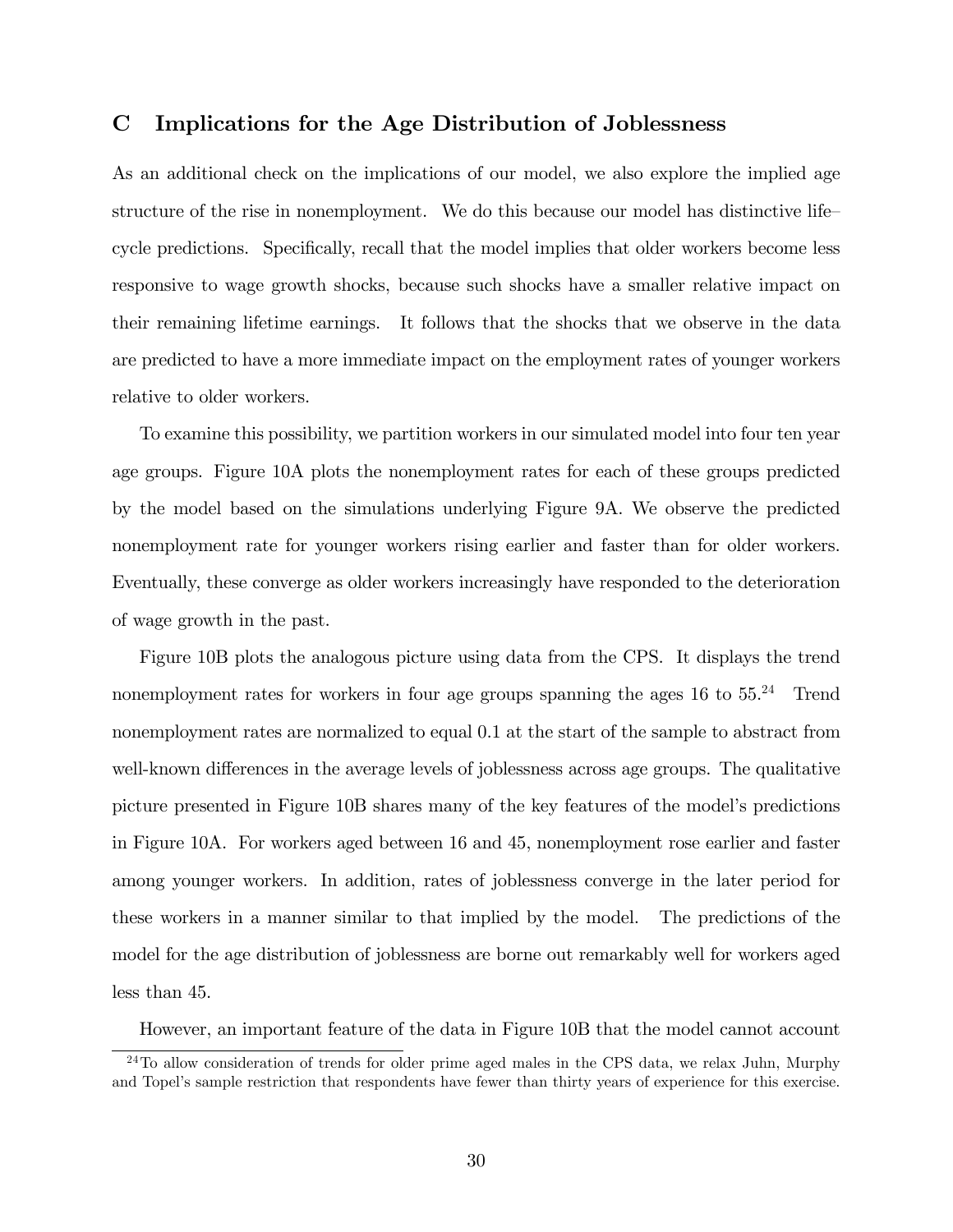## C Implications for the Age Distribution of Joblessness

As an additional check on the implications of our model, we also explore the implied age structure of the rise in nonemployment. We do this because our model has distinctive life–cycle predictions. Specifically, recall that the model implies that older workers become less responsive to wage growth shocks, because such shocks have a smaller relative impact on their remaining lifetime earnings. It follows that the shocks that we observe in the data are predicted to have a more immediate impact on the employment rates of younger workers relative to older workers.

To examine this possibility, we partition workers in our simulated model into four ten year age groups. Figure 10A plots the nonemployment rates for each of these groups predicted by the model based on the simulations underlying Figure 9A. We observe the predicted nonemployment rate for younger workers rising earlier and faster than for older workers. Eventually, these converge as older workers increasingly have responded to the deterioration of wage growth in the past.

Figure 10B plots the analogous picture using data from the CPS. It displays the trend nonemployment rates for workers in four age groups spanning the ages 16 to 55.[24] Trend nonemployment rates are normalized to equal 0.1 at the start of the sample to abstract from well-known differences in the average levels of joblessness across age groups. The qualitative picture presented in Figure 10B shares many of the key features of the model's predictions in Figure 10A. For workers aged between 16 and 45, nonemployment rose earlier and faster among younger workers. In addition, rates of joblessness converge in the later period for these workers in a manner similar to that implied by the model. The predictions of the model for the age distribution of joblessness are borne out remarkably well for workers aged less than 45.

However, an important feature of the data in Figure 10B that the model cannot account

[24] To allow consideration of trends for older prime aged males in the CPS data, we relax Juhn, Murphy and Topel's sample restriction that respondents have fewer than thirty years of experience for this exercise.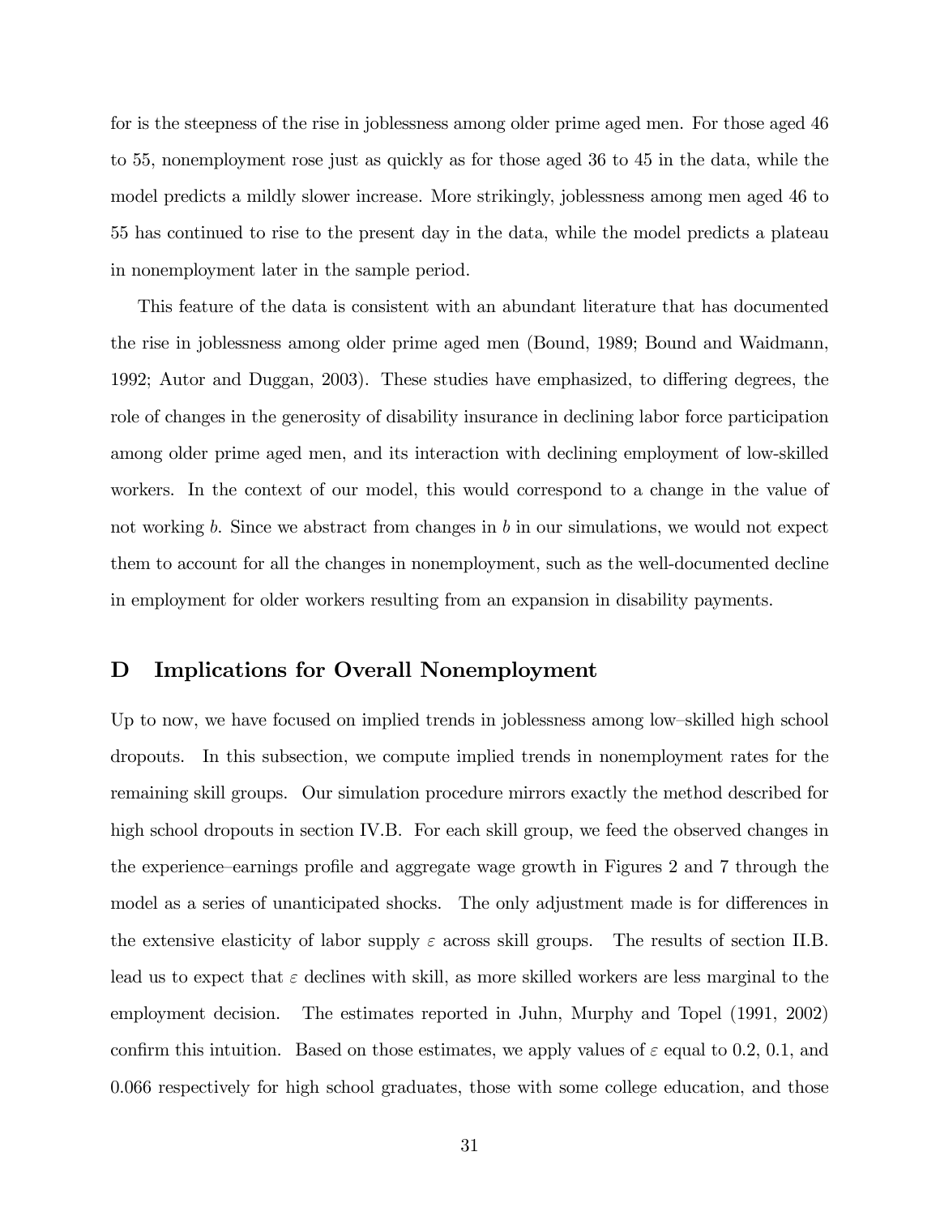for is the steepness of the rise in joblessness among older prime aged men. For those aged 46 to 55, nonemployment rose just as quickly as for those aged 36 to 45 in the data, while the model predicts a mildly slower increase. More strikingly, joblessness among men aged 46 to 55 has continued to rise to the present day in the data, while the model predicts a plateau in nonemployment later in the sample period.

This feature of the data is consistent with an abundant literature that has documented the rise in joblessness among older prime aged men (Bound, 1989; Bound and Waidmann, 1992; Autor and Duggan, 2003). These studies have emphasized, to differing degrees, the role of changes in the generosity of disability insurance in declining labor force participation among older prime aged men, and its interaction with declining employment of low-skilled workers. In the context of our model, this would correspond to a change in the value of not working $b$. Since we abstract from changes in $b$ in our simulations, we would not expect them to account for all the changes in nonemployment, such as the well-documented decline in employment for older workers resulting from an expansion in disability payments.

## D Implications for Overall Nonemployment

Up to now, we have focused on implied trends in joblessness among low–skilled high school dropouts. In this subsection, we compute implied trends in nonemployment rates for the remaining skill groups. Our simulation procedure mirrors exactly the method described for high school dropouts in section IV.B. For each skill group, we feed the observed changes in the experience–earnings profile and aggregate wage growth in Figures 2 and 7 through the model as a series of unanticipated shocks. The only adjustment made is for differences in the extensive elasticity of labor supply $\varepsilon$ across skill groups. The results of section II.B. lead us to expect that $\varepsilon$ declines with skill, as more skilled workers are less marginal to the employment decision. The estimates reported in Juhn, Murphy and Topel (1991, 2002) confirm this intuition. Based on those estimates, we apply values of $\varepsilon$ equal to 0.2, 0.1, and 0.066 respectively for high school graduates, those with some college education, and those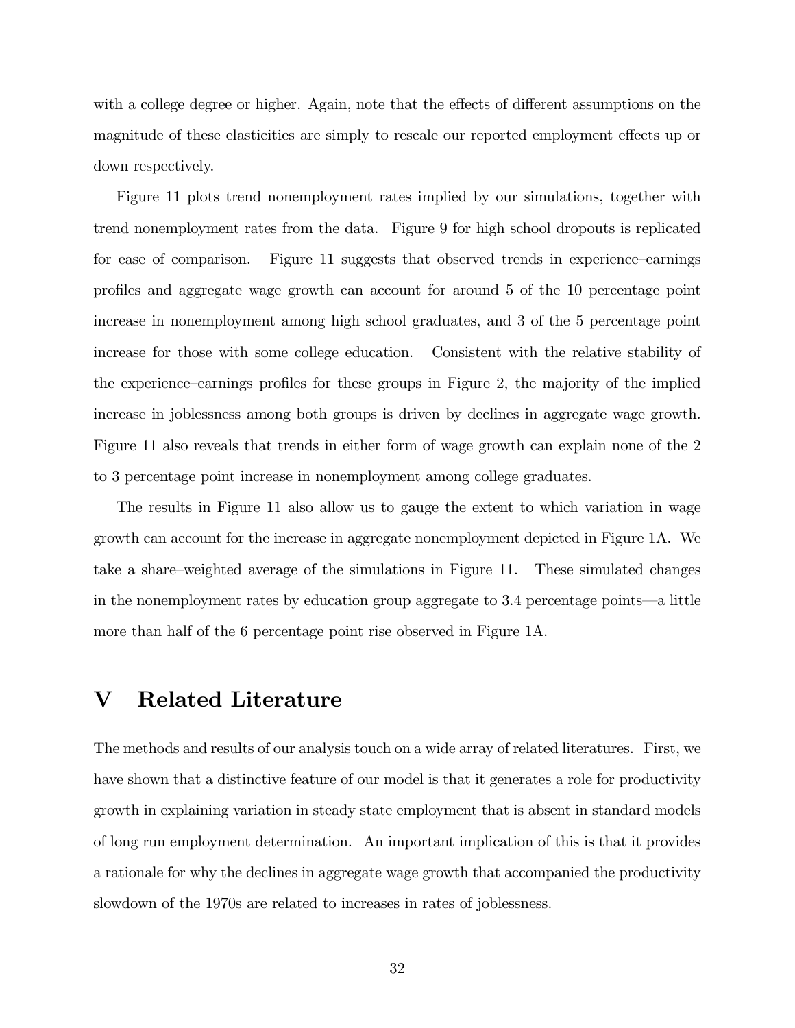with a college degree or higher. Again, note that the effects of different assumptions on the magnitude of these elasticities are simply to rescale our reported employment effects up or down respectively.

Figure 11 plots trend nonemployment rates implied by our simulations, together with trend nonemployment rates from the data. Figure 9 for high school dropouts is replicated for ease of comparison. Figure 11 suggests that observed trends in experience–earnings profiles and aggregate wage growth can account for around 5 of the 10 percentage point increase in nonemployment among high school graduates, and 3 of the 5 percentage point increase for those with some college education. Consistent with the relative stability of the experience–earnings profiles for these groups in Figure 2, the majority of the implied increase in joblessness among both groups is driven by declines in aggregate wage growth. Figure 11 also reveals that trends in either form of wage growth can explain none of the 2 to 3 percentage point increase in nonemployment among college graduates.

The results in Figure 11 also allow us to gauge the extent to which variation in wage growth can account for the increase in aggregate nonemployment depicted in Figure 1A. We take a share–weighted average of the simulations in Figure 11. These simulated changes in the nonemployment rates by education group aggregate to 3.4 percentage points—a little more than half of the 6 percentage point rise observed in Figure 1A.

# V Related Literature

The methods and results of our analysis touch on a wide array of related literatures. First, we have shown that a distinctive feature of our model is that it generates a role for productivity growth in explaining variation in steady state employment that is absent in standard models of long run employment determination. An important implication of this is that it provides a rationale for why the declines in aggregate wage growth that accompanied the productivity slowdown of the 1970s are related to increases in rates of joblessness.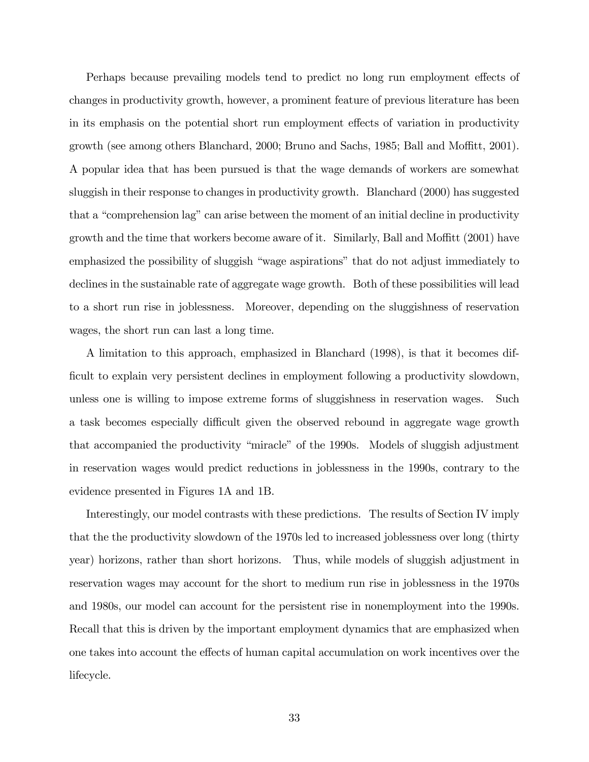Perhaps because prevailing models tend to predict no long run employment effects of changes in productivity growth, however, a prominent feature of previous literature has been in its emphasis on the potential short run employment effects of variation in productivity growth (see among others Blanchard, 2000; Bruno and Sachs, 1985; Ball and Moffitt, 2001). A popular idea that has been pursued is that the wage demands of workers are somewhat sluggish in their response to changes in productivity growth. Blanchard (2000) has suggested that a "comprehension lag" can arise between the moment of an initial decline in productivity growth and the time that workers become aware of it. Similarly, Ball and Moffitt (2001) have emphasized the possibility of sluggish "wage aspirations" that do not adjust immediately to declines in the sustainable rate of aggregate wage growth. Both of these possibilities will lead to a short run rise in joblessness. Moreover, depending on the sluggishness of reservation wages, the short run can last a long time.

A limitation to this approach, emphasized in Blanchard (1998), is that it becomes difficult to explain very persistent declines in employment following a productivity slowdown, unless one is willing to impose extreme forms of sluggishness in reservation wages. Such a task becomes especially difficult given the observed rebound in aggregate wage growth that accompanied the productivity "miracle" of the 1990s. Models of sluggish adjustment in reservation wages would predict reductions in joblessness in the 1990s, contrary to the evidence presented in Figures 1A and 1B.

Interestingly, our model contrasts with these predictions. The results of Section IV imply that the the productivity slowdown of the 1970s led to increased joblessness over long (thirty year) horizons, rather than short horizons. Thus, while models of sluggish adjustment in reservation wages may account for the short to medium run rise in joblessness in the 1970s and 1980s, our model can account for the persistent rise in nonemployment into the 1990s. Recall that this is driven by the important employment dynamics that are emphasized when one takes into account the effects of human capital accumulation on work incentives over the lifecycle.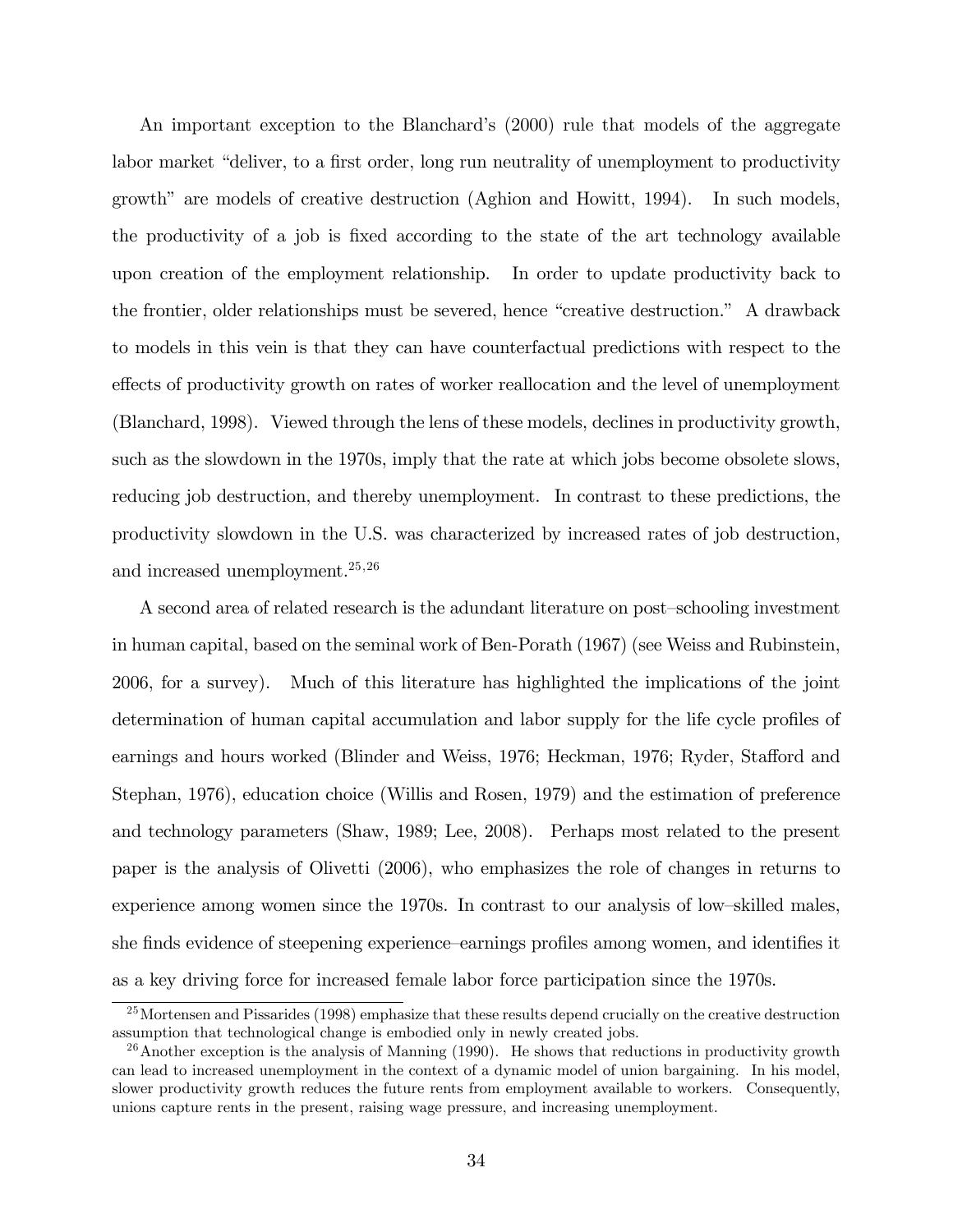An important exception to the Blanchard's (2000) rule that models of the aggregate labor market "deliver, to a first order, long run neutrality of unemployment to productivity growth" are models of creative destruction (Aghion and Howitt, 1994). In such models, the productivity of a job is fixed according to the state of the art technology available upon creation of the employment relationship. In order to update productivity back to the frontier, older relationships must be severed, hence "creative destruction." A drawback to models in this vein is that they can have counterfactual predictions with respect to the effects of productivity growth on rates of worker reallocation and the level of unemployment (Blanchard, 1998). Viewed through the lens of these models, declines in productivity growth, such as the slowdown in the 1970s, imply that the rate at which jobs become obsolete slows, reducing job destruction, and thereby unemployment. In contrast to these predictions, the productivity slowdown in the U.S. was characterized by increased rates of job destruction, and increased unemployment.[25,26]

A second area of related research is the adundant literature on post–schooling investment in human capital, based on the seminal work of Ben-Porath (1967) (see Weiss and Rubinstein, 2006, for a survey). Much of this literature has highlighted the implications of the joint determination of human capital accumulation and labor supply for the life cycle profiles of earnings and hours worked (Blinder and Weiss, 1976; Heckman, 1976; Ryder, Stafford and Stephan, 1976), education choice (Willis and Rosen, 1979) and the estimation of preference and technology parameters (Shaw, 1989; Lee, 2008). Perhaps most related to the present paper is the analysis of Olivetti (2006), who emphasizes the role of changes in returns to experience among women since the 1970s. In contrast to our analysis of low–skilled males, she finds evidence of steepening experience–earnings profiles among women, and identifies it as a key driving force for increased female labor force participation since the 1970s.

[25] Mortensen and Pissarides (1998) emphasize that these results depend crucially on the creative destruction assumption that technological change is embodied only in newly created jobs.

[26] Another exception is the analysis of Manning (1990). He shows that reductions in productivity growth can lead to increased unemployment in the context of a dynamic model of union bargaining. In his model, slower productivity growth reduces the future rents from employment available to workers. Consequently, unions capture rents in the present, raising wage pressure, and increasing unemployment.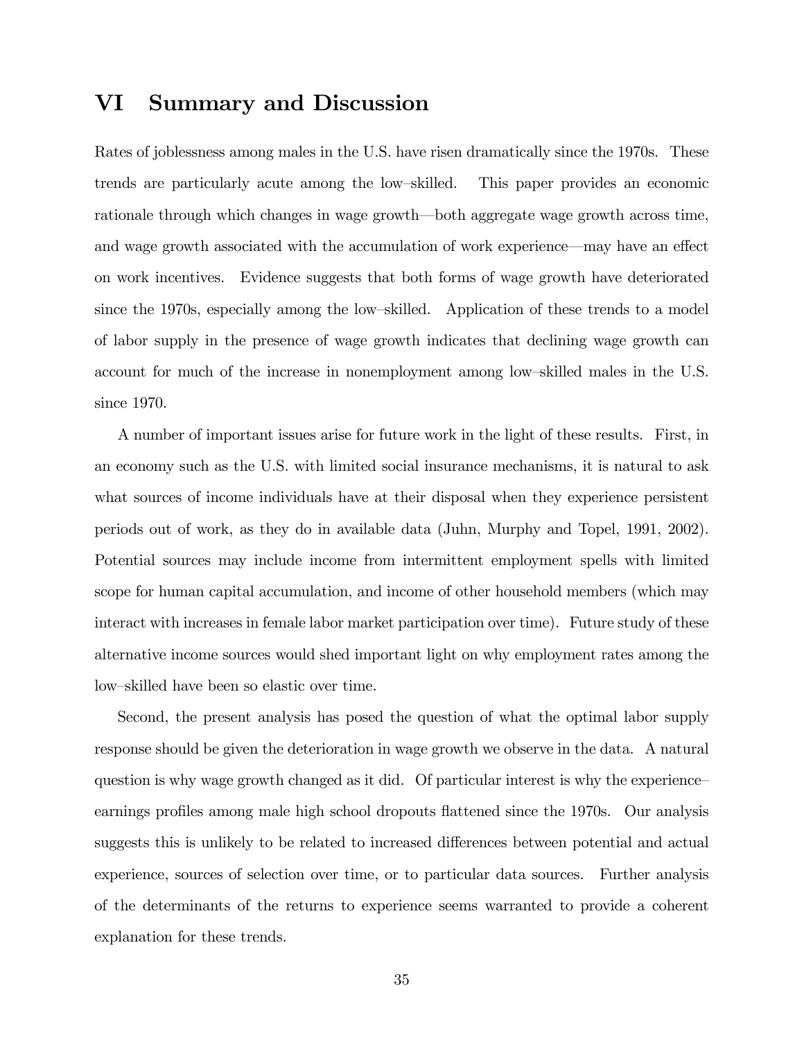# VI Summary and Discussion

Rates of joblessness among males in the U.S. have risen dramatically since the 1970s. These trends are particularly acute among the low–skilled. This paper provides an economic rationale through which changes in wage growth—both aggregate wage growth across time, and wage growth associated with the accumulation of work experience—may have an effect on work incentives. Evidence suggests that both forms of wage growth have deteriorated since the 1970s, especially among the low–skilled. Application of these trends to a model of labor supply in the presence of wage growth indicates that declining wage growth can account for much of the increase in nonemployment among low–skilled males in the U.S. since 1970.

A number of important issues arise for future work in the light of these results. First, in an economy such as the U.S. with limited social insurance mechanisms, it is natural to ask what sources of income individuals have at their disposal when they experience persistent periods out of work, as they do in available data (Juhn, Murphy and Topel, 1991, 2002). Potential sources may include income from intermittent employment spells with limited scope for human capital accumulation, and income of other household members (which may interact with increases in female labor market participation over time). Future study of these alternative income sources would shed important light on why employment rates among the low–skilled have been so elastic over time.

Second, the present analysis has posed the question of what the optimal labor supply response should be given the deterioration in wage growth we observe in the data. A natural question is why wage growth changed as it did. Of particular interest is why the experience–earnings profiles among male high school dropouts flattened since the 1970s. Our analysis suggests this is unlikely to be related to increased differences between potential and actual experience, sources of selection over time, or to particular data sources. Further analysis of the determinants of the returns to experience seems warranted to provide a coherent explanation for these trends.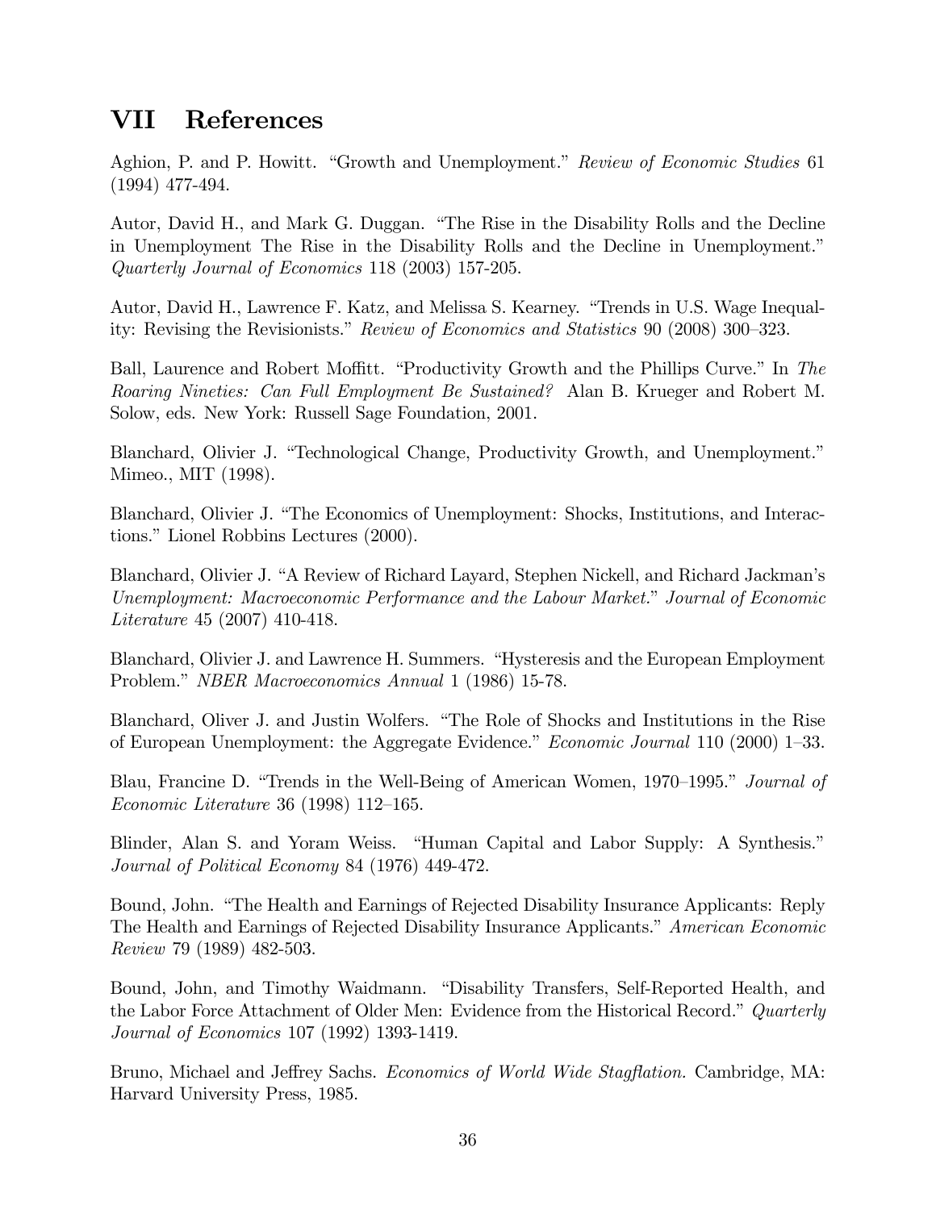# VII References

Aghion, P. and P. Howitt. "Growth and Unemployment." *Review of Economic Studies* 61 (1994) 477-494.

Autor, David H., and Mark G. Duggan. "The Rise in the Disability Rolls and the Decline in Unemployment The Rise in the Disability Rolls and the Decline in Unemployment." *Quarterly Journal of Economics* 118 (2003) 157-205.

Autor, David H., Lawrence F. Katz, and Melissa S. Kearney. "Trends in U.S. Wage Inequality: Revising the Revisionists." *Review of Economics and Statistics* 90 (2008) 300–323.

Ball, Laurence and Robert Moffitt. "Productivity Growth and the Phillips Curve." In *The Roaring Nineties: Can Full Employment Be Sustained?* Alan B. Krueger and Robert M. Solow, eds. New York: Russell Sage Foundation, 2001.

Blanchard, Olivier J. "Technological Change, Productivity Growth, and Unemployment." Mimeo., MIT (1998).

Blanchard, Olivier J. "The Economics of Unemployment: Shocks, Institutions, and Interactions." Lionel Robbins Lectures (2000).

Blanchard, Olivier J. "A Review of Richard Layard, Stephen Nickell, and Richard Jackman's *Unemployment: Macroeconomic Performance and the Labour Market*." *Journal of Economic Literature* 45 (2007) 410-418.

Blanchard, Olivier J. and Lawrence H. Summers. "Hysteresis and the European Employment Problem." *NBER Macroeconomics Annual* 1 (1986) 15-78.

Blanchard, Oliver J. and Justin Wolfers. "The Role of Shocks and Institutions in the Rise of European Unemployment: the Aggregate Evidence." *Economic Journal* 110 (2000) 1–33.

Blau, Francine D. "Trends in the Well-Being of American Women, 1970–1995." *Journal of Economic Literature* 36 (1998) 112–165.

Blinder, Alan S. and Yoram Weiss. "Human Capital and Labor Supply: A Synthesis." *Journal of Political Economy* 84 (1976) 449-472.

Bound, John. "The Health and Earnings of Rejected Disability Insurance Applicants: Reply The Health and Earnings of Rejected Disability Insurance Applicants." *American Economic Review* 79 (1989) 482-503.

Bound, John, and Timothy Waidmann. "Disability Transfers, Self-Reported Health, and the Labor Force Attachment of Older Men: Evidence from the Historical Record." *Quarterly Journal of Economics* 107 (1992) 1393-1419.

Bruno, Michael and Jeffrey Sachs. *Economics of World Wide Stagflation.* Cambridge, MA: Harvard University Press, 1985.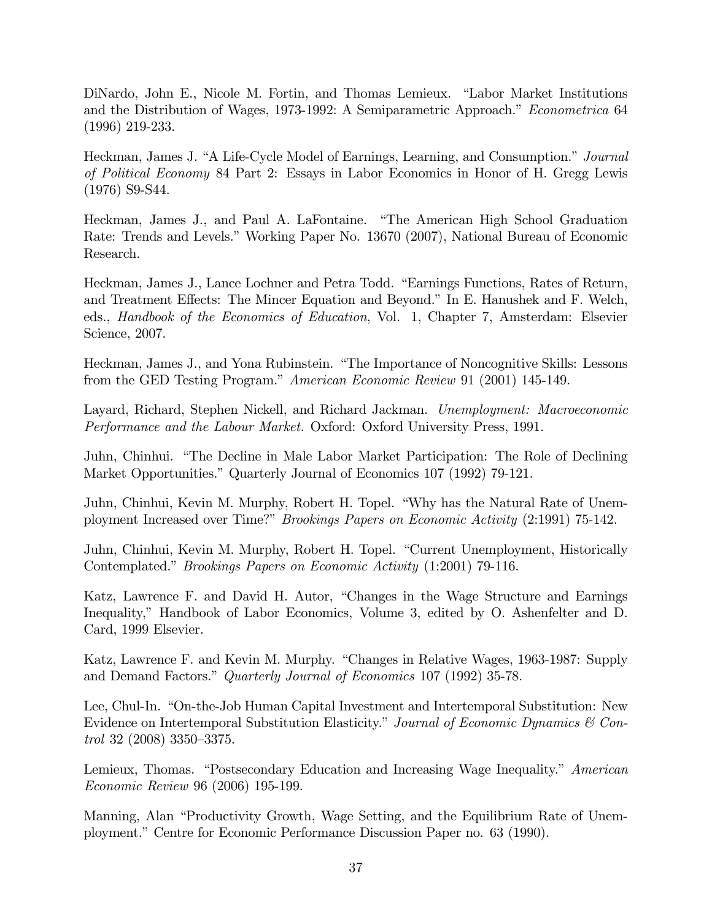DiNardo, John E., Nicole M. Fortin, and Thomas Lemieux. "Labor Market Institutions and the Distribution of Wages, 1973-1992: A Semiparametric Approach." *Econometrica* 64 (1996) 219-233.

Heckman, James J. "A Life-Cycle Model of Earnings, Learning, and Consumption." *Journal of Political Economy* 84 Part 2: Essays in Labor Economics in Honor of H. Gregg Lewis (1976) S9-S44.

Heckman, James J., and Paul A. LaFontaine. "The American High School Graduation Rate: Trends and Levels." Working Paper No. 13670 (2007), National Bureau of Economic Research.

Heckman, James J., Lance Lochner and Petra Todd. "Earnings Functions, Rates of Return, and Treatment Effects: The Mincer Equation and Beyond." In E. Hanushek and F. Welch, eds., *Handbook of the Economics of Education*, Vol. 1, Chapter 7, Amsterdam: Elsevier Science, 2007.

Heckman, James J., and Yona Rubinstein. "The Importance of Noncognitive Skills: Lessons from the GED Testing Program." *American Economic Review* 91 (2001) 145-149.

Layard, Richard, Stephen Nickell, and Richard Jackman. *Unemployment: Macroeconomic Performance and the Labour Market.* Oxford: Oxford University Press, 1991.

Juhn, Chinhui. "The Decline in Male Labor Market Participation: The Role of Declining Market Opportunities." Quarterly Journal of Economics 107 (1992) 79-121.

Juhn, Chinhui, Kevin M. Murphy, Robert H. Topel. "Why has the Natural Rate of Unemployment Increased over Time?" *Brookings Papers on Economic Activity* (2:1991) 75-142.

Juhn, Chinhui, Kevin M. Murphy, Robert H. Topel. "Current Unemployment, Historically Contemplated." *Brookings Papers on Economic Activity* (1:2001) 79-116.

Katz, Lawrence F. and David H. Autor, "Changes in the Wage Structure and Earnings Inequality," Handbook of Labor Economics, Volume 3, edited by O. Ashenfelter and D. Card, 1999 Elsevier.

Katz, Lawrence F. and Kevin M. Murphy. "Changes in Relative Wages, 1963-1987: Supply and Demand Factors." *Quarterly Journal of Economics* 107 (1992) 35-78.

Lee, Chul-In. "On-the-Job Human Capital Investment and Intertemporal Substitution: New Evidence on Intertemporal Substitution Elasticity." *Journal of Economic Dynamics & Control* 32 (2008) 3350–3375.

Lemieux, Thomas. "Postsecondary Education and Increasing Wage Inequality." *American Economic Review* 96 (2006) 195-199.

Manning, Alan "Productivity Growth, Wage Setting, and the Equilibrium Rate of Unemployment." Centre for Economic Performance Discussion Paper no. 63 (1990).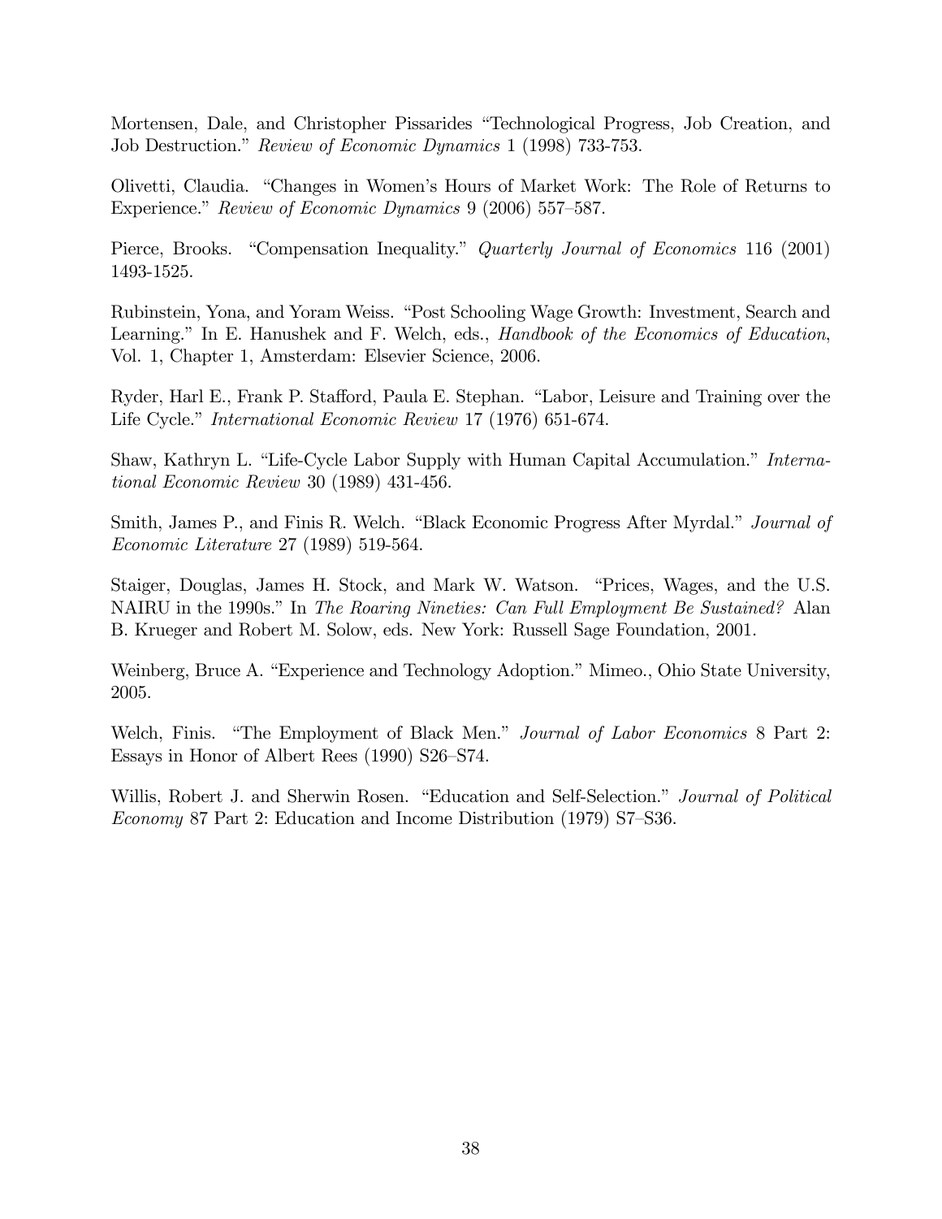Mortensen, Dale, and Christopher Pissarides "Technological Progress, Job Creation, and Job Destruction." *Review of Economic Dynamics* 1 (1998) 733-753.

Olivetti, Claudia. "Changes in Women's Hours of Market Work: The Role of Returns to Experience." *Review of Economic Dynamics* 9 (2006) 557–587.

Pierce, Brooks. "Compensation Inequality." *Quarterly Journal of Economics* 116 (2001) 1493-1525.

Rubinstein, Yona, and Yoram Weiss. "Post Schooling Wage Growth: Investment, Search and Learning." In E. Hanushek and F. Welch, eds., *Handbook of the Economics of Education*, Vol. 1, Chapter 1, Amsterdam: Elsevier Science, 2006.

Ryder, Harl E., Frank P. Stafford, Paula E. Stephan. "Labor, Leisure and Training over the Life Cycle." *International Economic Review* 17 (1976) 651-674.

Shaw, Kathryn L. "Life-Cycle Labor Supply with Human Capital Accumulation." *International Economic Review* 30 (1989) 431-456.

Smith, James P., and Finis R. Welch. "Black Economic Progress After Myrdal." *Journal of Economic Literature* 27 (1989) 519-564.

Staiger, Douglas, James H. Stock, and Mark W. Watson. "Prices, Wages, and the U.S. NAIRU in the 1990s." In *The Roaring Nineties: Can Full Employment Be Sustained?* Alan B. Krueger and Robert M. Solow, eds. New York: Russell Sage Foundation, 2001.

Weinberg, Bruce A. "Experience and Technology Adoption." Mimeo., Ohio State University, 2005.

Welch, Finis. "The Employment of Black Men." *Journal of Labor Economics* 8 Part 2: Essays in Honor of Albert Rees (1990) S26–S74.

Willis, Robert J. and Sherwin Rosen. "Education and Self-Selection." *Journal of Political Economy* 87 Part 2: Education and Income Distribution (1979) S7–S36.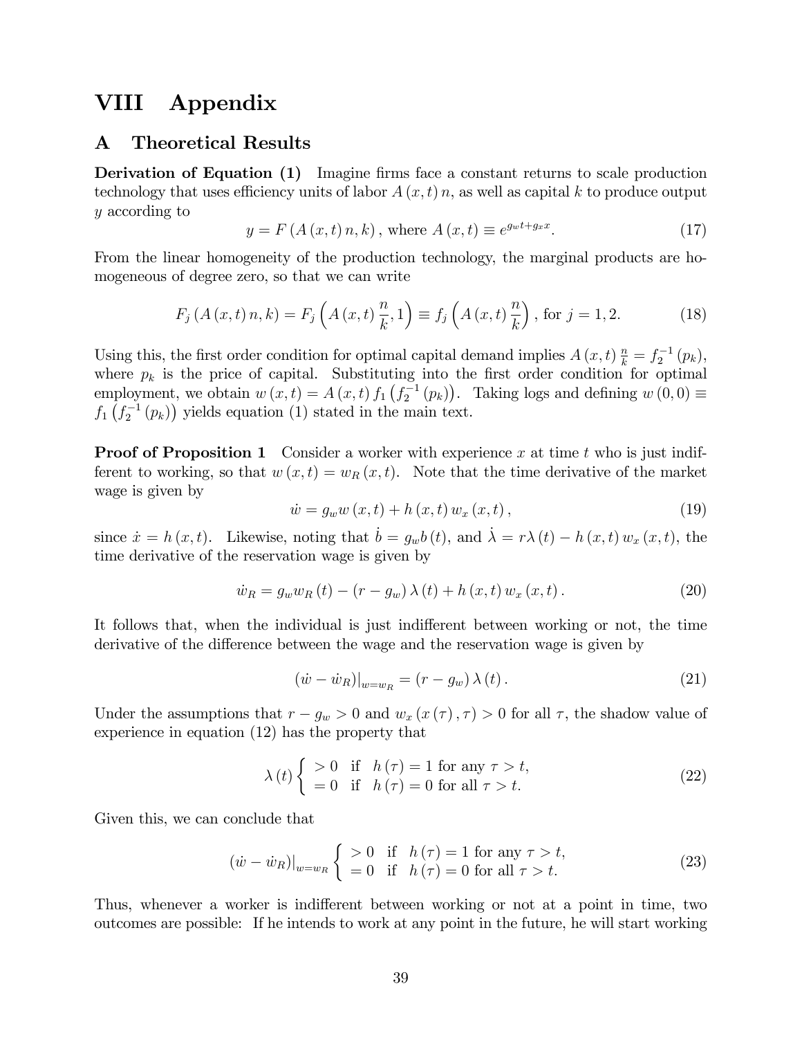# VIII Appendix

## A Theoretical Results

**Derivation of Equation (1)** Imagine firms face a constant returns to scale production technology that uses efficiency units of labor $A(x,t)\,n$, as well as capital $k$ to produce output $y$ according to

$$y = F\left(A(x,t)\,n, k\right), \text{ where } A(x,t) \equiv e^{g_w t + g_x x}. \tag{17}$$

From the linear homogeneity of the production technology, the marginal products are homogeneous of degree zero, so that we can write

$$F_j\left(A(x,t)\,n, k\right) = F_j\left(A(x,t)\,\frac{n}{k}, 1\right) \equiv f_j\left(A(x,t)\,\frac{n}{k}\right), \text{ for } j = 1, 2. \tag{18}$$

Using this, the first order condition for optimal capital demand implies $A(x,t)\,\frac{n}{k} = f_2^{-1}(p_k)$, where $p_k$ is the price of capital. Substituting into the first order condition for optimal employment, we obtain $w(x,t) = A(x,t)\,f_1\left(f_2^{-1}(p_k)\right)$. Taking logs and defining $w(0,0) \equiv f_1\left(f_2^{-1}(p_k)\right)$ yields equation (1) stated in the main text.

**Proof of Proposition 1** Consider a worker with experience $x$ at time $t$ who is just indifferent to working, so that $w(x,t) = w_R(x,t)$. Note that the time derivative of the market wage is given by

$$\dot{w} = g_w w(x,t) + h(x,t)\,w_x(x,t), \tag{19}$$

since $\dot{x} = h(x,t)$. Likewise, noting that $\dot{b} = g_w b(t)$, and $\dot{\lambda} = r\lambda(t) - h(x,t)\,w_x(x,t)$, the time derivative of the reservation wage is given by

$$\dot{w}_R = g_w w_R(t) - (r - g_w)\,\lambda(t) + h(x,t)\,w_x(x,t). \tag{20}$$

It follows that, when the individual is just indifferent between working or not, the time derivative of the difference between the wage and the reservation wage is given by

$$\left.(\dot{w} - \dot{w}_R)\right|_{w=w_R} = (r - g_w)\,\lambda(t). \tag{21}$$

Under the assumptions that $r - g_w > 0$ and $w_x(x(\tau), \tau) > 0$ for all $\tau$, the shadow value of experience in equation (12) has the property that

$$\lambda(t) \begin{cases} > 0 & \text{if} \quad h(\tau) = 1 \text{ for any } \tau > t, \\ = 0 & \text{if} \quad h(\tau) = 0 \text{ for all } \tau > t. \end{cases} \tag{22}$$

Given this, we can conclude that

$$\left.(\dot{w} - \dot{w}_R)\right|_{w=w_R} \begin{cases} > 0 & \text{if} \quad h(\tau) = 1 \text{ for any } \tau > t, \\ = 0 & \text{if} \quad h(\tau) = 0 \text{ for all } \tau > t. \end{cases} \tag{23}$$

Thus, whenever a worker is indifferent between working or not at a point in time, two outcomes are possible: If he intends to work at any point in the future, he will start working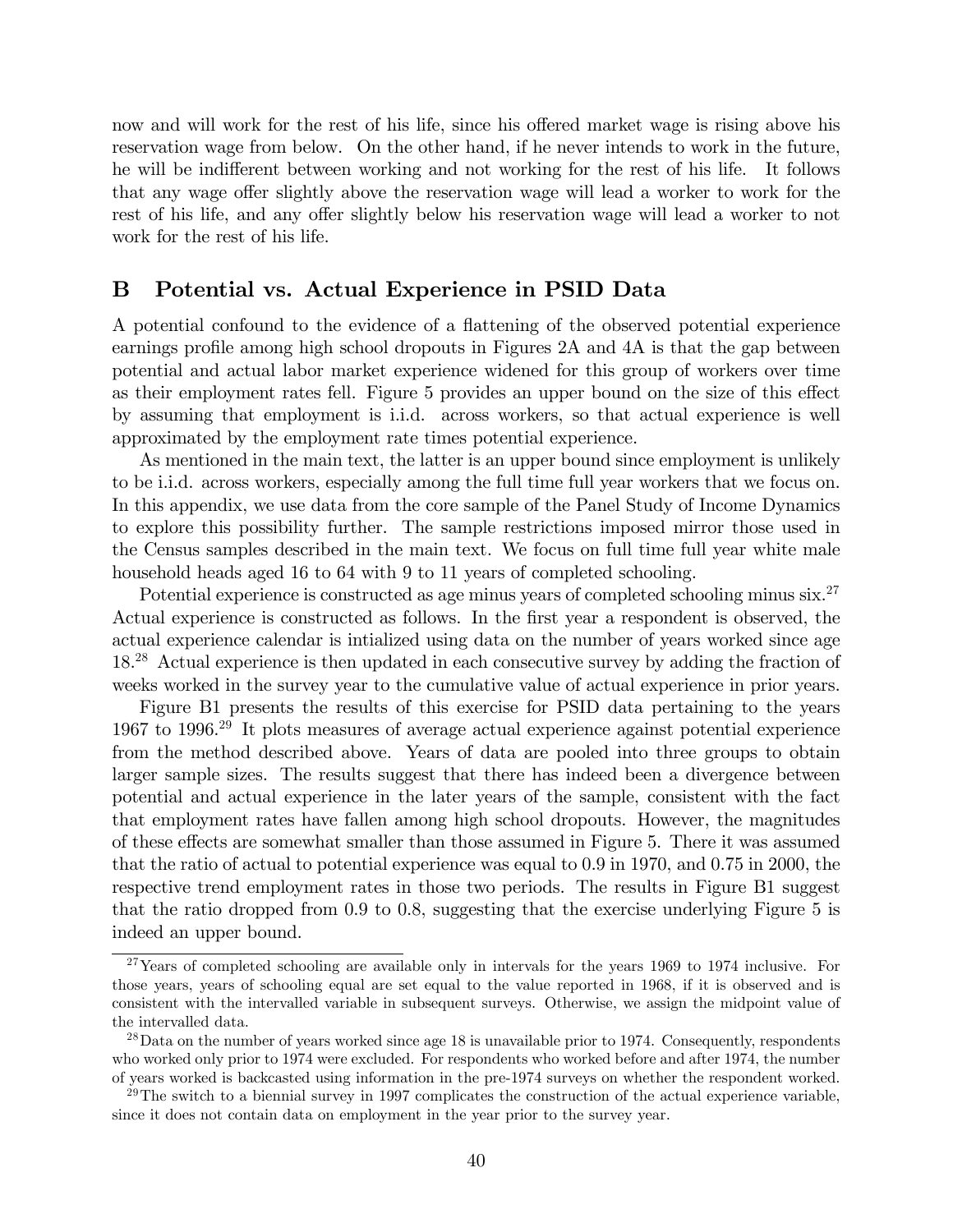now and will work for the rest of his life, since his offered market wage is rising above his reservation wage from below. On the other hand, if he never intends to work in the future, he will be indifferent between working and not working for the rest of his life. It follows that any wage offer slightly above the reservation wage will lead a worker to work for the rest of his life, and any offer slightly below his reservation wage will lead a worker to not work for the rest of his life.

## B Potential vs. Actual Experience in PSID Data

A potential confound to the evidence of a flattening of the observed potential experience earnings profile among high school dropouts in Figures 2A and 4A is that the gap between potential and actual labor market experience widened for this group of workers over time as their employment rates fell. Figure 5 provides an upper bound on the size of this effect by assuming that employment is i.i.d. across workers, so that actual experience is well approximated by the employment rate times potential experience.

As mentioned in the main text, the latter is an upper bound since employment is unlikely to be i.i.d. across workers, especially among the full time full year workers that we focus on. In this appendix, we use data from the core sample of the Panel Study of Income Dynamics to explore this possibility further. The sample restrictions imposed mirror those used in the Census samples described in the main text. We focus on full time full year white male household heads aged 16 to 64 with 9 to 11 years of completed schooling.

Potential experience is constructed as age minus years of completed schooling minus six.[27] Actual experience is constructed as follows. In the first year a respondent is observed, the actual experience calendar is intialized using data on the number of years worked since age 18.[28] Actual experience is then updated in each consecutive survey by adding the fraction of weeks worked in the survey year to the cumulative value of actual experience in prior years.

Figure B1 presents the results of this exercise for PSID data pertaining to the years 1967 to 1996.[29] It plots measures of average actual experience against potential experience from the method described above. Years of data are pooled into three groups to obtain larger sample sizes. The results suggest that there has indeed been a divergence between potential and actual experience in the later years of the sample, consistent with the fact that employment rates have fallen among high school dropouts. However, the magnitudes of these effects are somewhat smaller than those assumed in Figure 5. There it was assumed that the ratio of actual to potential experience was equal to 0.9 in 1970, and 0.75 in 2000, the respective trend employment rates in those two periods. The results in Figure B1 suggest that the ratio dropped from 0.9 to 0.8, suggesting that the exercise underlying Figure 5 is indeed an upper bound.

---

[27] Years of completed schooling are available only in intervals for the years 1969 to 1974 inclusive. For those years, years of schooling equal are set equal to the value reported in 1968, if it is observed and is consistent with the intervalled variable in subsequent surveys. Otherwise, we assign the midpoint value of the intervalled data.

[28] Data on the number of years worked since age 18 is unavailable prior to 1974. Consequently, respondents who worked only prior to 1974 were excluded. For respondents who worked before and after 1974, the number of years worked is backcasted using information in the pre-1974 surveys on whether the respondent worked.

[29] The switch to a biennial survey in 1997 complicates the construction of the actual experience variable, since it does not contain data on employment in the year prior to the survey year.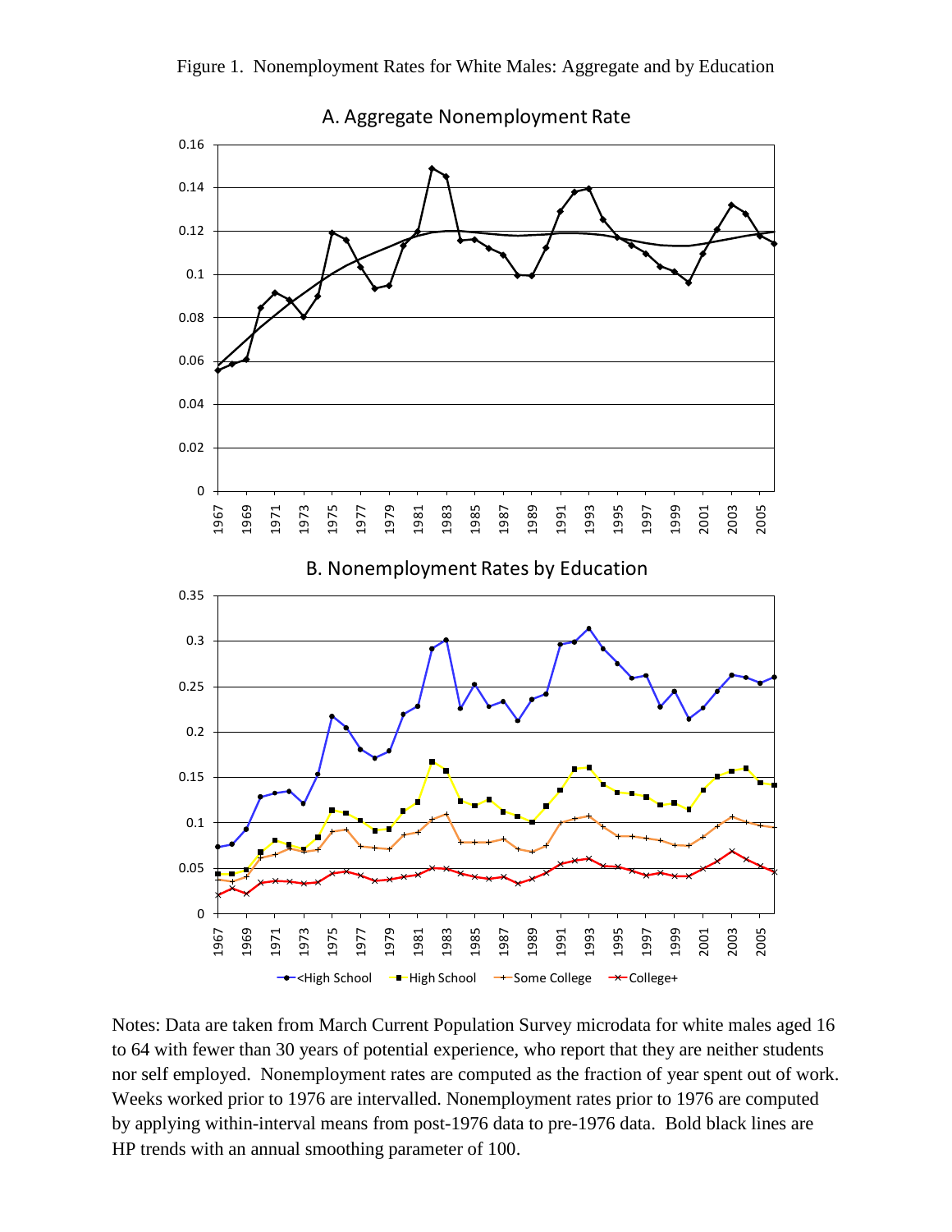Figure 1. Nonemployment Rates for White Males: Aggregate and by Education

A. Aggregate Nonemployment Rate

B. Nonemployment Rates by Education

Notes: Data are taken from March Current Population Survey microdata for white males aged 16 to 64 with fewer than 30 years of potential experience, who report that they are neither students nor self employed. Nonemployment rates are computed as the fraction of year spent out of work. Weeks worked prior to 1976 are intervalled. Nonemployment rates prior to 1976 are computed by applying within-interval means from post-1976 data to pre-1976 data. Bold black lines are HP trends with an annual smoothing parameter of 100.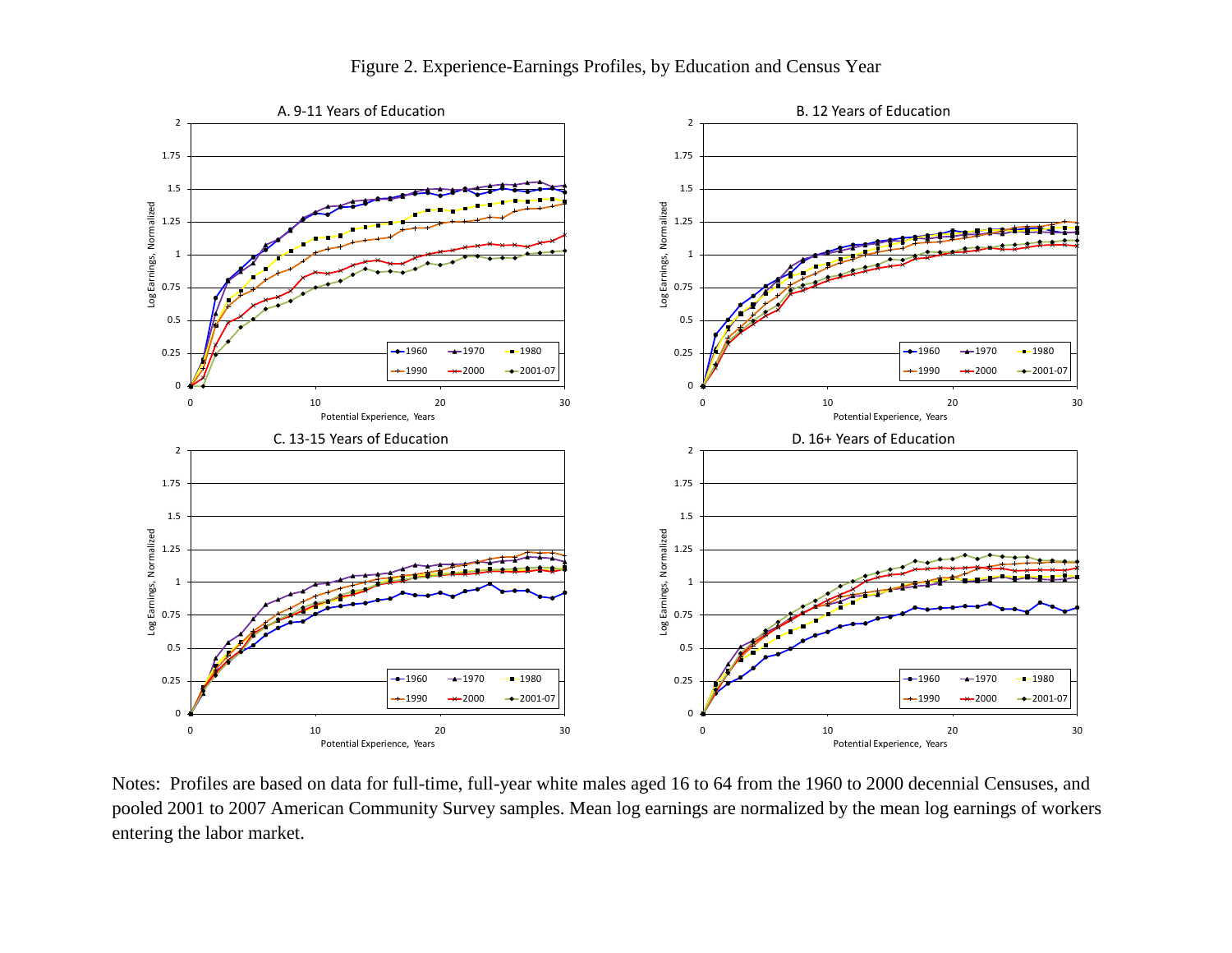Figure 2. Experience-Earnings Profiles, by Education and Census Year

A. 9-11 Years of Education

B. 12 Years of Education

C. 13-15 Years of Education

D. 16+ Years of Education

Notes: Profiles are based on data for full-time, full-year white males aged 16 to 64 from the 1960 to 2000 decennial Censuses, and pooled 2001 to 2007 American Community Survey samples. Mean log earnings are normalized by the mean log earnings of workers entering the labor market.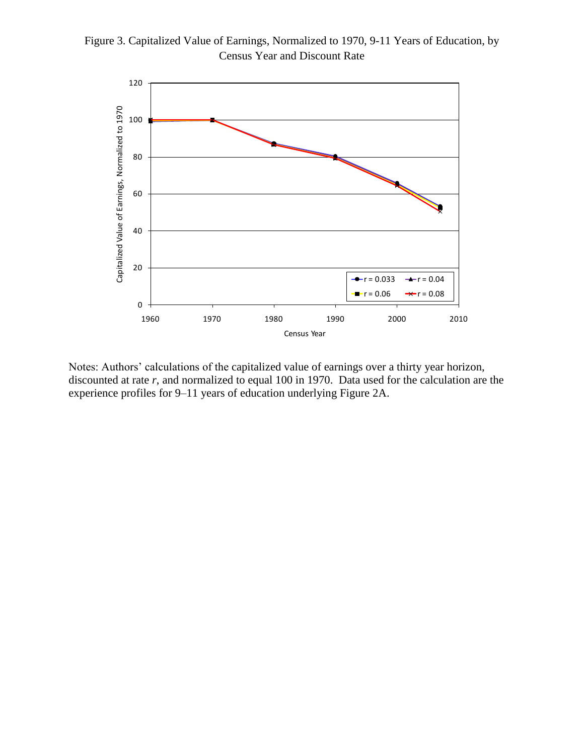Figure 3. Capitalized Value of Earnings, Normalized to 1970, 9-11 Years of Education, by Census Year and Discount Rate

Notes: Authors' calculations of the capitalized value of earnings over a thirty year horizon, discounted at rate *r*, and normalized to equal 100 in 1970. Data used for the calculation are the experience profiles for 9–11 years of education underlying Figure 2A.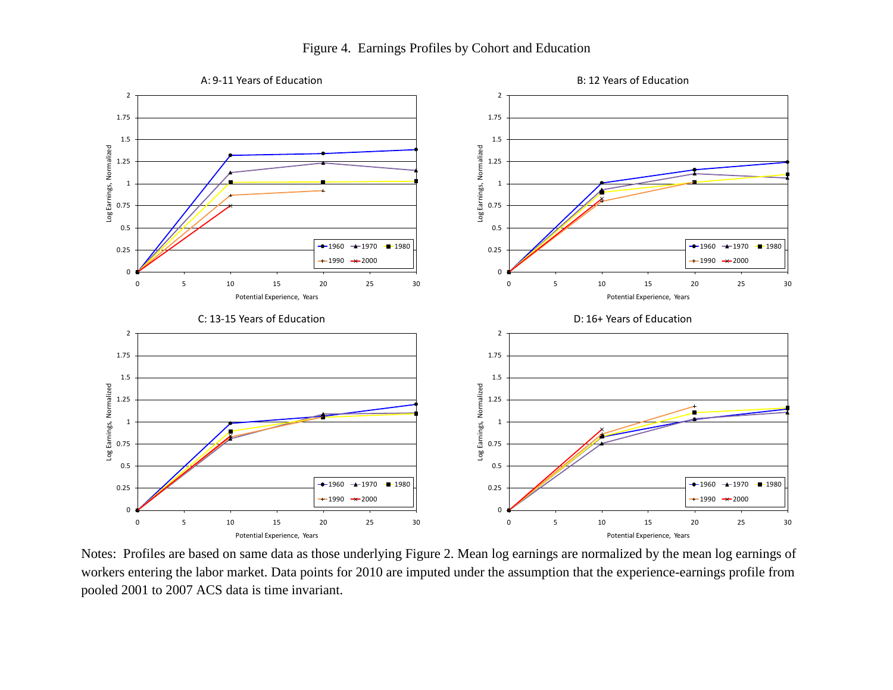Figure 4. Earnings Profiles by Cohort and Education

A: 9-11 Years of Education

B: 12 Years of Education

C: 13-15 Years of Education

D: 16+ Years of Education

Notes: Profiles are based on same data as those underlying Figure 2. Mean log earnings are normalized by the mean log earnings of workers entering the labor market. Data points for 2010 are imputed under the assumption that the experience-earnings profile from pooled 2001 to 2007 ACS data is time invariant.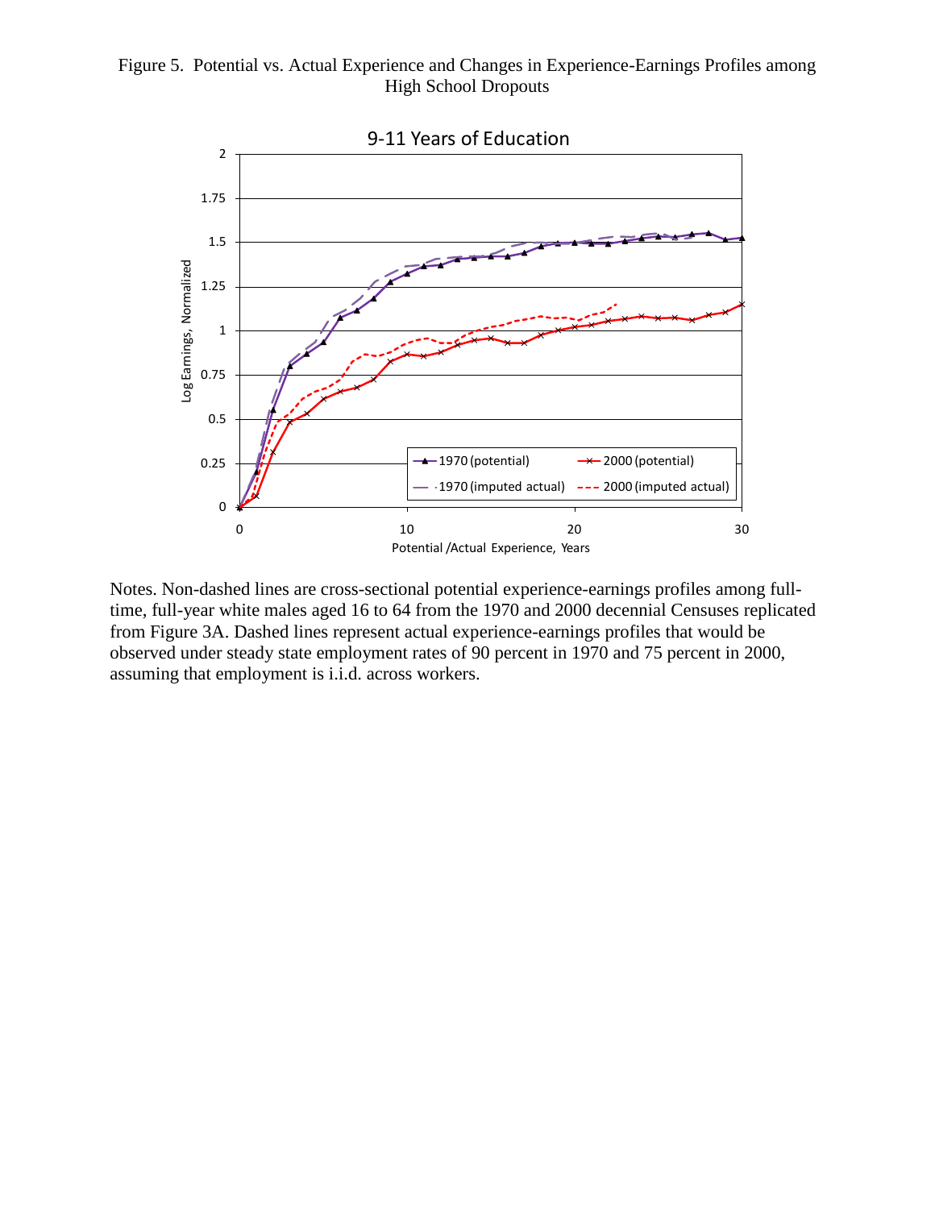Figure 5. Potential vs. Actual Experience and Changes in Experience-Earnings Profiles among High School Dropouts

9-11 Years of Education

Notes. Non-dashed lines are cross-sectional potential experience-earnings profiles among full-time, full-year white males aged 16 to 64 from the 1970 and 2000 decennial Censuses replicated from Figure 3A. Dashed lines represent actual experience-earnings profiles that would be observed under steady state employment rates of 90 percent in 1970 and 75 percent in 2000, assuming that employment is i.i.d. across workers.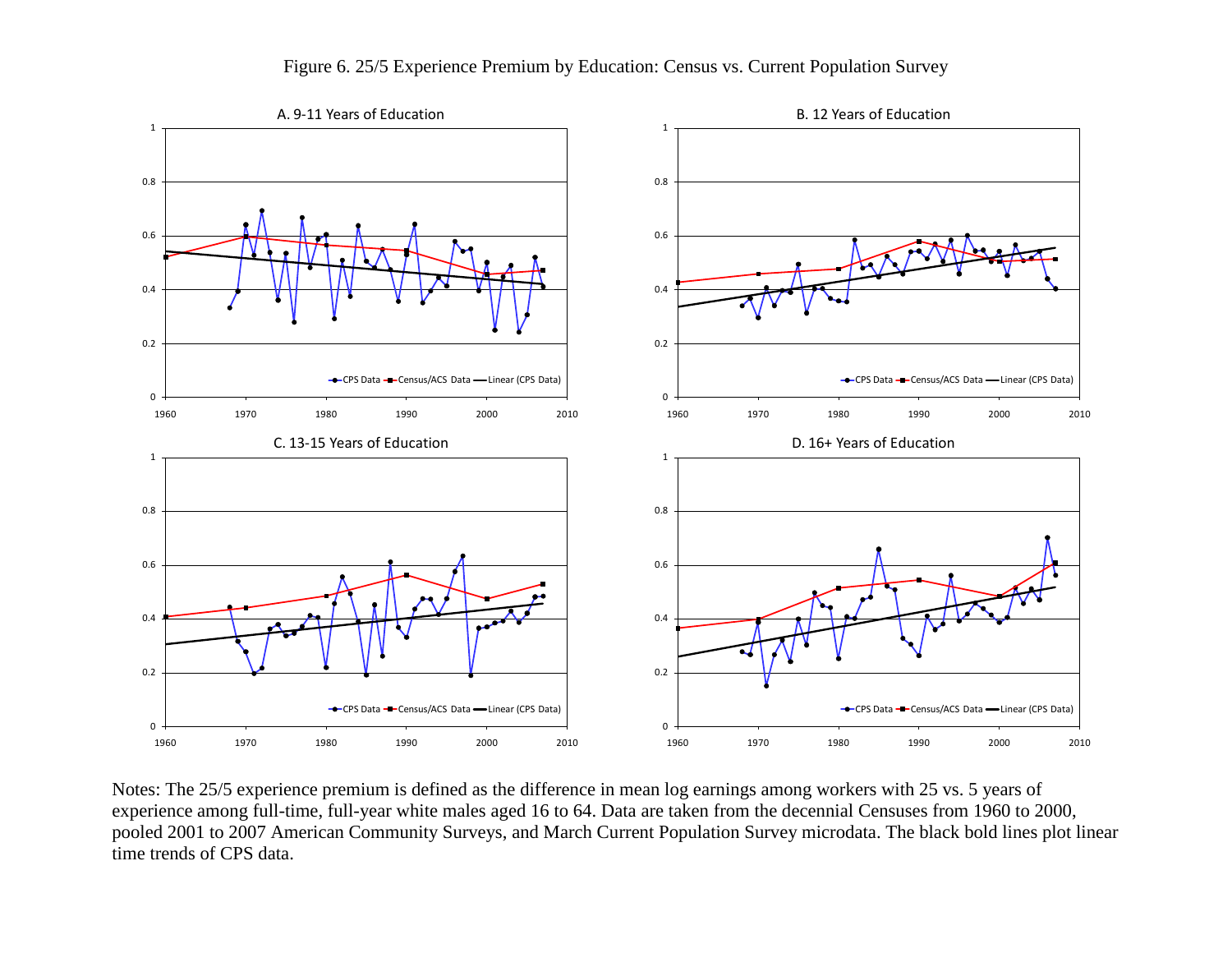Figure 6. 25/5 Experience Premium by Education: Census vs. Current Population Survey

A. 9-11 Years of Education

B. 12 Years of Education

C. 13-15 Years of Education

D. 16+ Years of Education

Notes: The 25/5 experience premium is defined as the difference in mean log earnings among workers with 25 vs. 5 years of experience among full-time, full-year white males aged 16 to 64. Data are taken from the decennial Censuses from 1960 to 2000, pooled 2001 to 2007 American Community Surveys, and March Current Population Survey microdata. The black bold lines plot linear time trends of CPS data.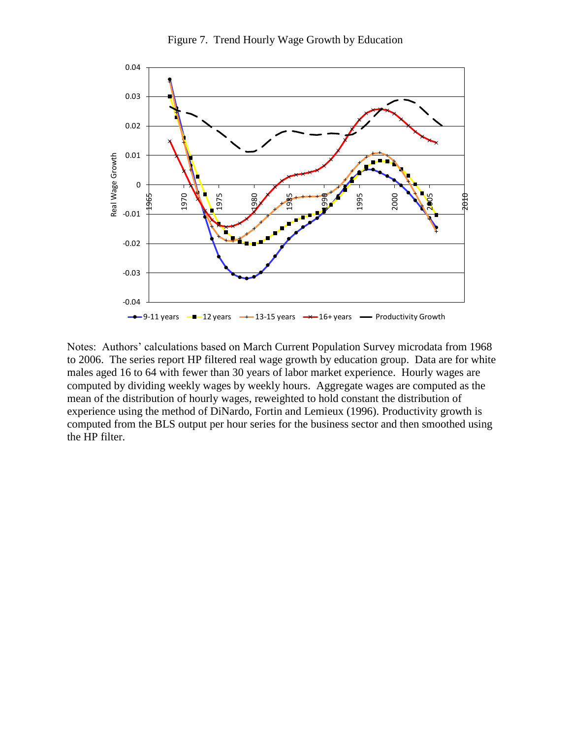Figure 7. Trend Hourly Wage Growth by Education

Notes: Authors' calculations based on March Current Population Survey microdata from 1968 to 2006. The series report HP filtered real wage growth by education group. Data are for white males aged 16 to 64 with fewer than 30 years of labor market experience. Hourly wages are computed by dividing weekly wages by weekly hours. Aggregate wages are computed as the mean of the distribution of hourly wages, reweighted to hold constant the distribution of experience using the method of DiNardo, Fortin and Lemieux (1996). Productivity growth is computed from the BLS output per hour series for the business sector and then smoothed using the HP filter.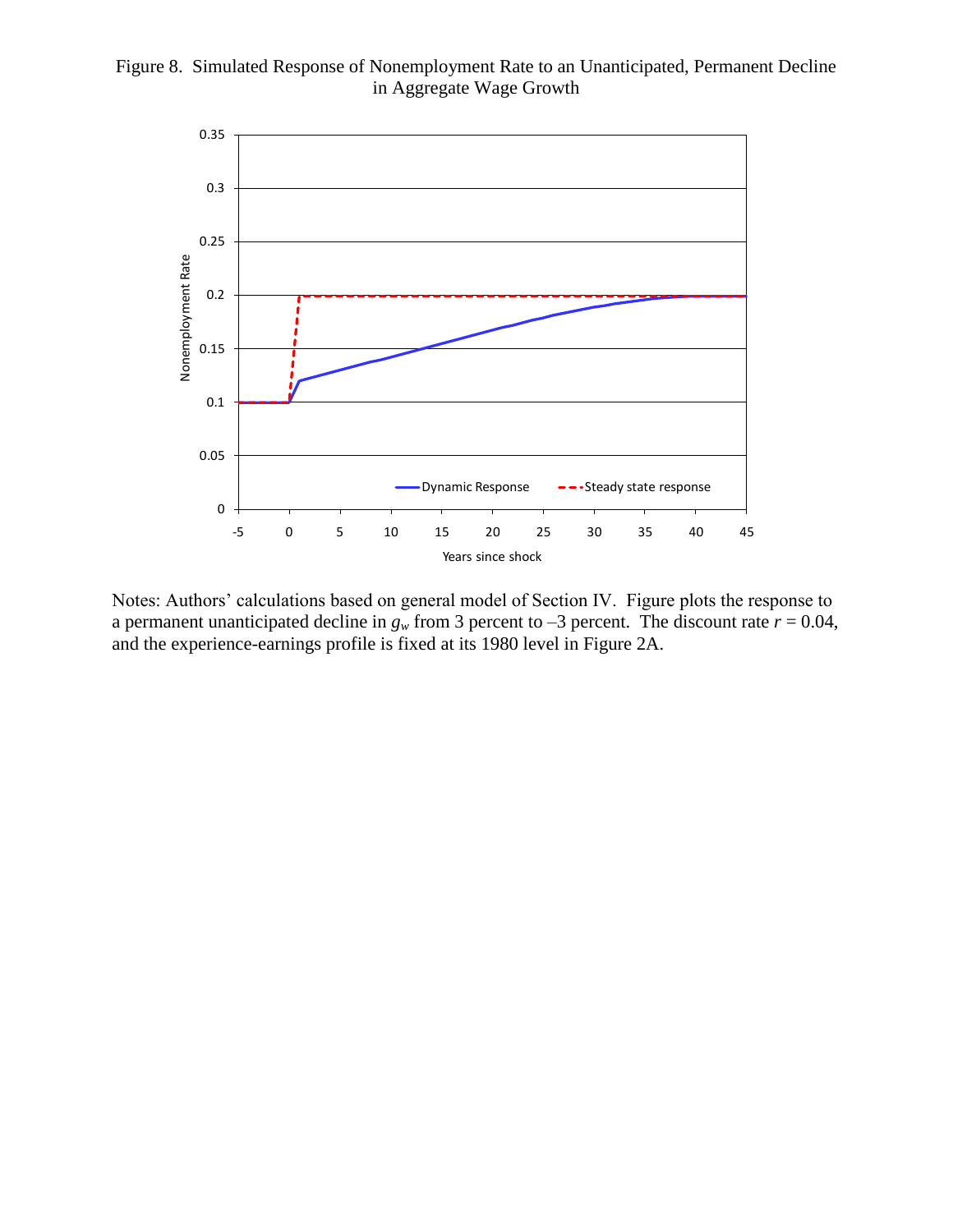Figure 8. Simulated Response of Nonemployment Rate to an Unanticipated, Permanent Decline in Aggregate Wage Growth

Notes: Authors' calculations based on general model of Section IV. Figure plots the response to a permanent unanticipated decline in $g_w$ from 3 percent to –3 percent. The discount rate $r = 0.04$, and the experience-earnings profile is fixed at its 1980 level in Figure 2A.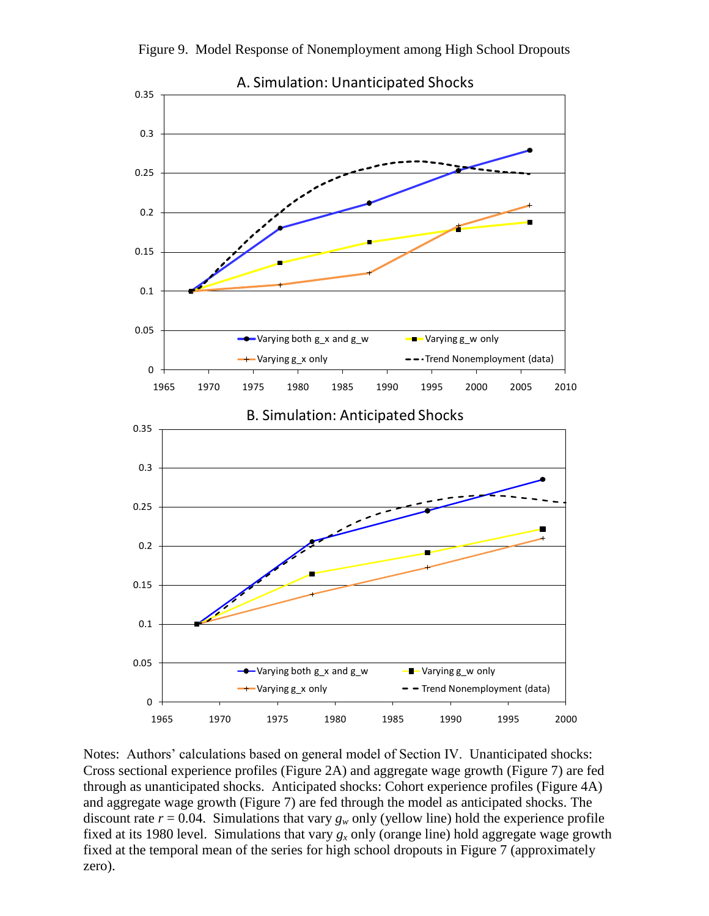Figure 9. Model Response of Nonemployment among High School Dropouts

Notes: Authors' calculations based on general model of Section IV. Unanticipated shocks: Cross sectional experience profiles (Figure 2A) and aggregate wage growth (Figure 7) are fed through as unanticipated shocks. Anticipated shocks: Cohort experience profiles (Figure 4A) and aggregate wage growth (Figure 7) are fed through the model as anticipated shocks. The discount rate $r = 0.04$. Simulations that vary $g_w$ only (yellow line) hold the experience profile fixed at its 1980 level. Simulations that vary $g_x$ only (orange line) hold aggregate wage growth fixed at the temporal mean of the series for high school dropouts in Figure 7 (approximately zero).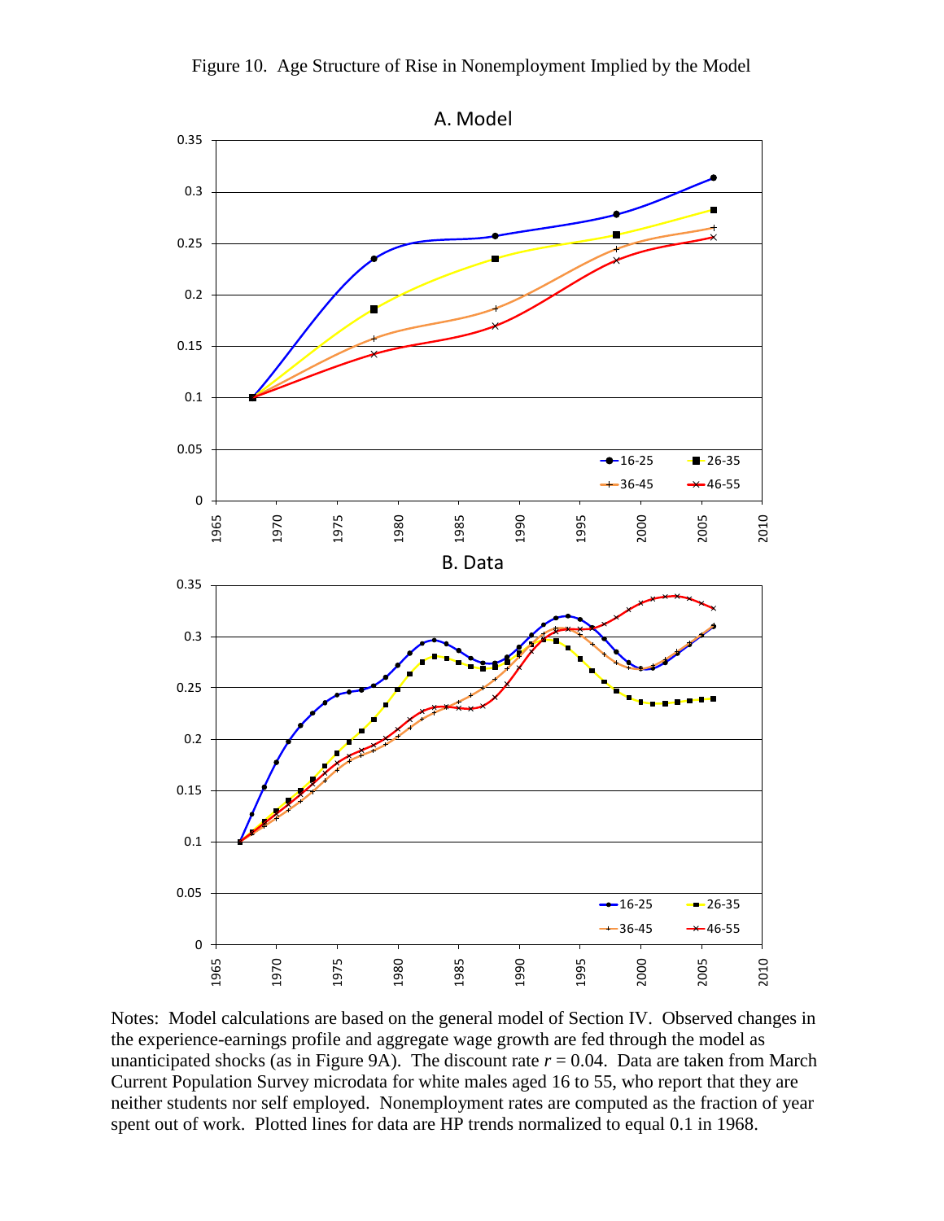Figure 10. Age Structure of Rise in Nonemployment Implied by the Model

A. Model

B. Data

Notes: Model calculations are based on the general model of Section IV. Observed changes in the experience-earnings profile and aggregate wage growth are fed through the model as unanticipated shocks (as in Figure 9A). The discount rate $r = 0.04$. Data are taken from March Current Population Survey microdata for white males aged 16 to 55, who report that they are neither students nor self employed. Nonemployment rates are computed as the fraction of year spent out of work. Plotted lines for data are HP trends normalized to equal 0.1 in 1968.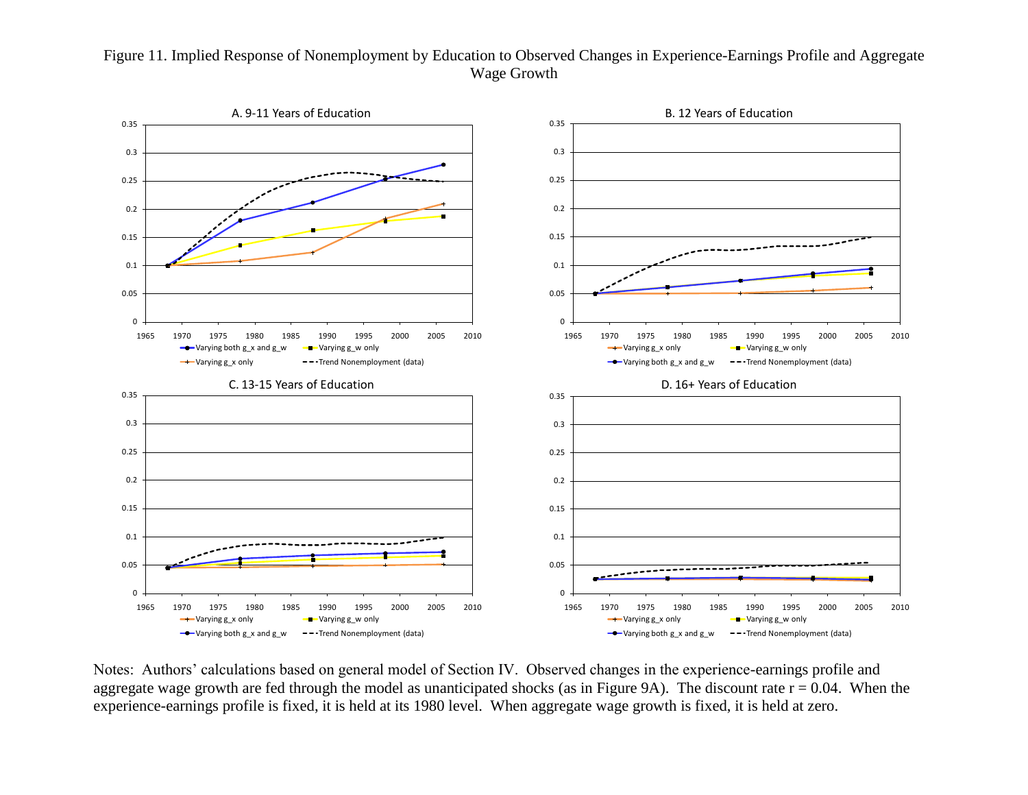Figure 11. Implied Response of Nonemployment by Education to Observed Changes in Experience-Earnings Profile and Aggregate Wage Growth

A. 9-11 Years of Education

B. 12 Years of Education

C. 13-15 Years of Education

D. 16+ Years of Education

Notes: Authors' calculations based on general model of Section IV. Observed changes in the experience-earnings profile and aggregate wage growth are fed through the model as unanticipated shocks (as in Figure 9A). The discount rate r = 0.04. When the experience-earnings profile is fixed, it is held at its 1980 level. When aggregate wage growth is fixed, it is held at zero.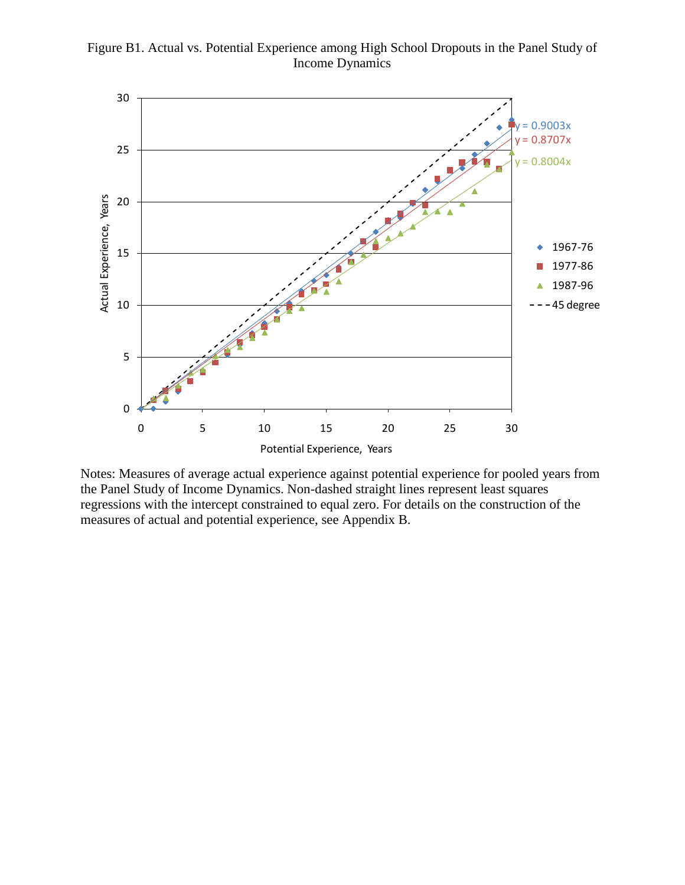Figure B1. Actual vs. Potential Experience among High School Dropouts in the Panel Study of Income Dynamics

Actual Experience, Years

Potential Experience, Years

0
5
10
15
20
25
30

y = 0.9003x
y = 0.8707x
y = 0.8004x

1967-76
1977-86
1987-96
45 degree

Notes: Measures of average actual experience against potential experience for pooled years from the Panel Study of Income Dynamics. Non-dashed straight lines represent least squares regressions with the intercept constrained to equal zero. For details on the construction of the measures of actual and potential experience, see Appendix B.